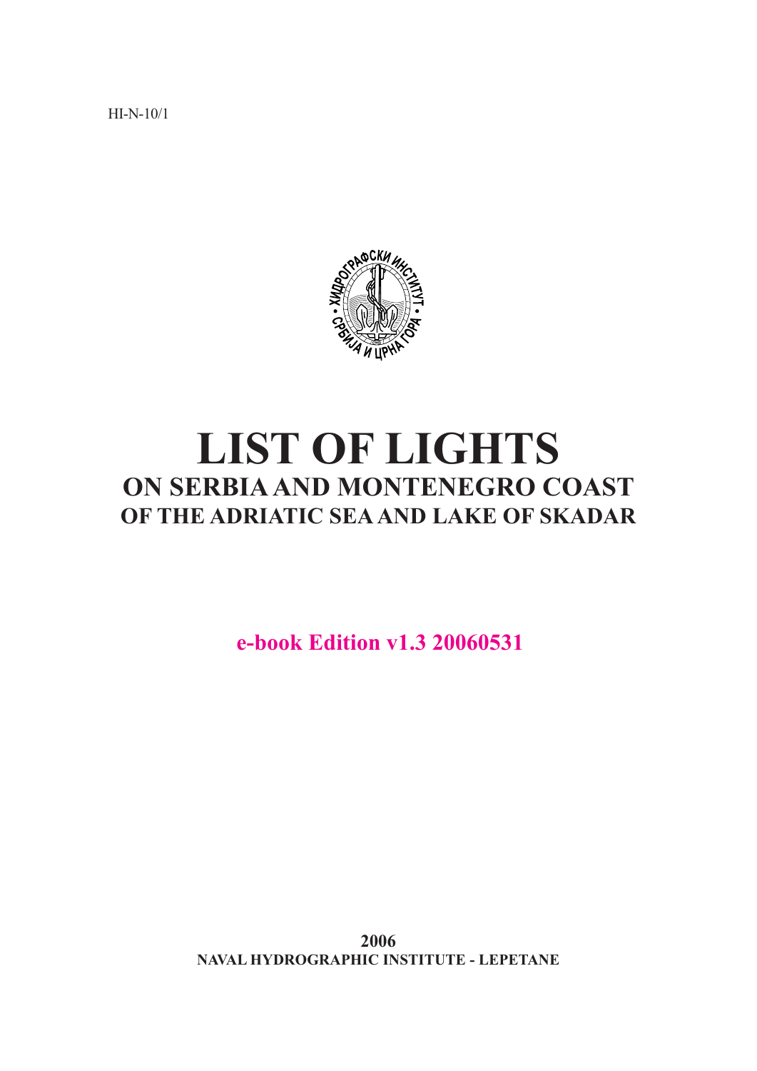HI-N-10/1

# LIST OF LIGHTS
## ON SERBIA AND MONTENEGRO COAST
### OF THE ADRIATIC SEA AND LAKE OF SKADAR

**e-book Edition v1.3 20060531**

**2006**
**NAVAL HYDROGRAPHIC INSTITUTE - LEPETANE**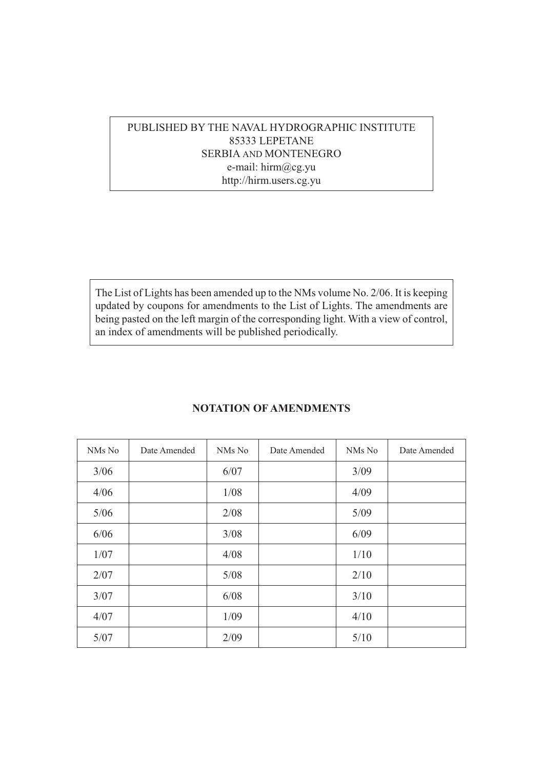PUBLISHED BY THE NAVAL HYDROGRAPHIC INSTITUTE
85333 LEPETANE
SERBIA AND MONTENEGRO
e-mail: hirm@cg.yu
http://hirm.users.cg.yu

The List of Lights has been amended up to the NMs volume No. 2/06. It is keeping updated by coupons for amendments to the List of Lights. The amendments are being pasted on the left margin of the corresponding light. With a view of control, an index of amendments will be published periodically.

## NOTATION OF AMENDMENTS

| NMs No | Date Amended | NMs No | Date Amended | NMs No | Date Amended |
|---|---|---|---|---|---|
| 3/06 | | 6/07 | | 3/09 | |
| 4/06 | | 1/08 | | 4/09 | |
| 5/06 | | 2/08 | | 5/09 | |
| 6/06 | | 3/08 | | 6/09 | |
| 1/07 | | 4/08 | | 1/10 | |
| 2/07 | | 5/08 | | 2/10 | |
| 3/07 | | 6/08 | | 3/10 | |
| 4/07 | | 1/09 | | 4/10 | |
| 5/07 | | 2/09 | | 5/10 | |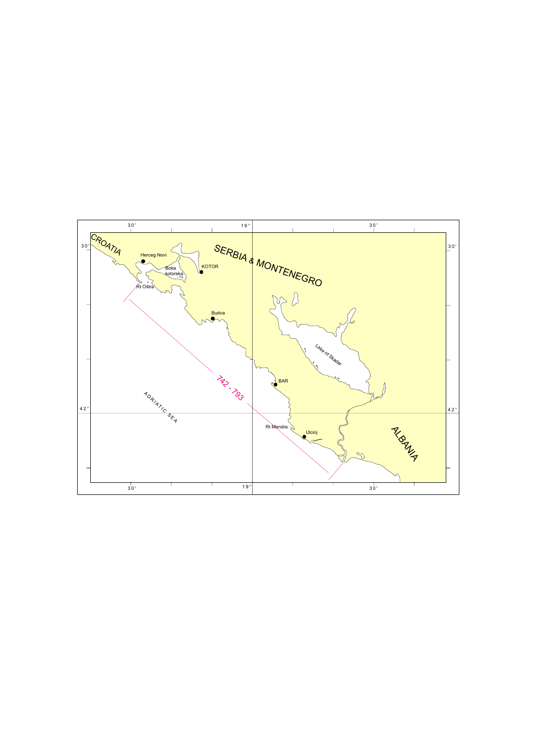30' 19° 30'

30' 30'

CROATIA

SERBIA & MONTENEGRO

Herceg Novi

KOTOR

Boka kotorska

Rt Oštra

Budva

Lake of Skadar

BAR

742 - 793

ADRIATIC SEA

42° 42°

Rt Mendra

Ulcinj

ALBANIA

30' 19° 30'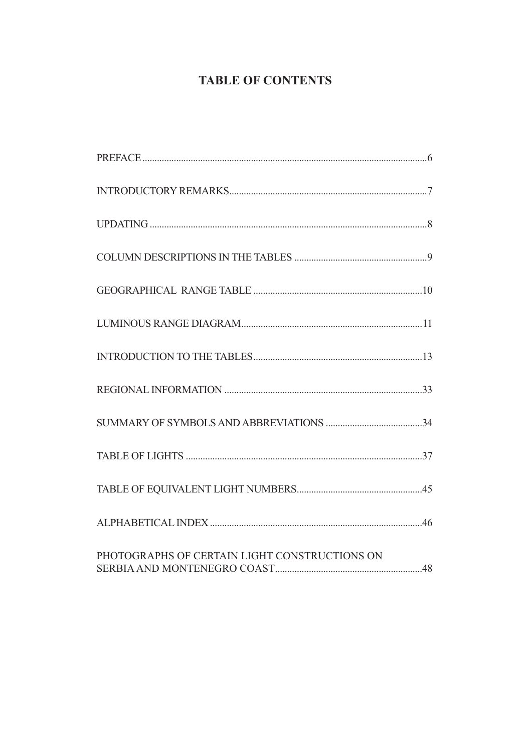# TABLE OF CONTENTS

| | |
|---|---|
| PREFACE | 6 |
| INTRODUCTORY REMARKS | 7 |
| UPDATING | 8 |
| COLUMN DESCRIPTIONS IN THE TABLES | 9 |
| GEOGRAPHICAL RANGE TABLE | 10 |
| LUMINOUS RANGE DIAGRAM | 11 |
| INTRODUCTION TO THE TABLES | 13 |
| REGIONAL INFORMATION | 33 |
| SUMMARY OF SYMBOLS AND ABBREVIATIONS | 34 |
| TABLE OF LIGHTS | 37 |
| TABLE OF EQUIVALENT LIGHT NUMBERS | 45 |
| ALPHABETICAL INDEX | 46 |
| PHOTOGRAPHS OF CERTAIN LIGHT CONSTRUCTIONS ON SERBIA AND MONTENEGRO COAST | 48 |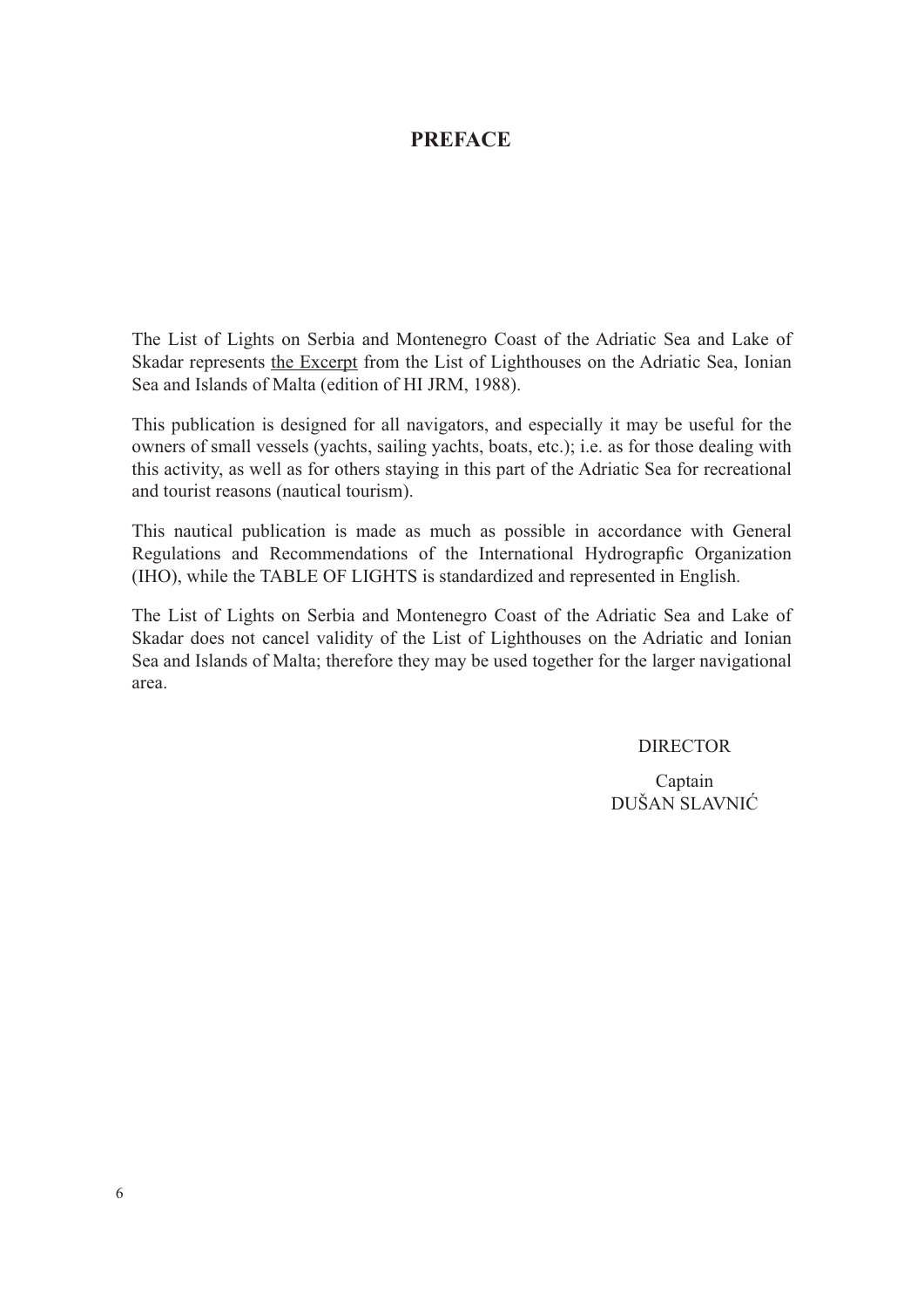# PREFACE

The List of Lights on Serbia and Montenegro Coast of the Adriatic Sea and Lake of Skadar represents <u>the Excerpt</u> from the List of Lighthouses on the Adriatic Sea, Ionian Sea and Islands of Malta (edition of HI JRM, 1988).

This publication is designed for all navigators, and especially it may be useful for the owners of small vessels (yachts, sailing yachts, boats, etc.); i.e. as for those dealing with this activity, as well as for others staying in this part of the Adriatic Sea for recreational and tourist reasons (nautical tourism).

This nautical publication is made as much as possible in accordance with General Regulations and Recommendations of the International Hydrograpfic Organization (IHO), while the TABLE OF LIGHTS is standardized and represented in English.

The List of Lights on Serbia and Montenegro Coast of the Adriatic Sea and Lake of Skadar does not cancel validity of the List of Lighthouses on the Adriatic and Ionian Sea and Islands of Malta; therefore they may be used together for the larger navigational area.

DIRECTOR

Captain
DUŠAN SLAVNIĆ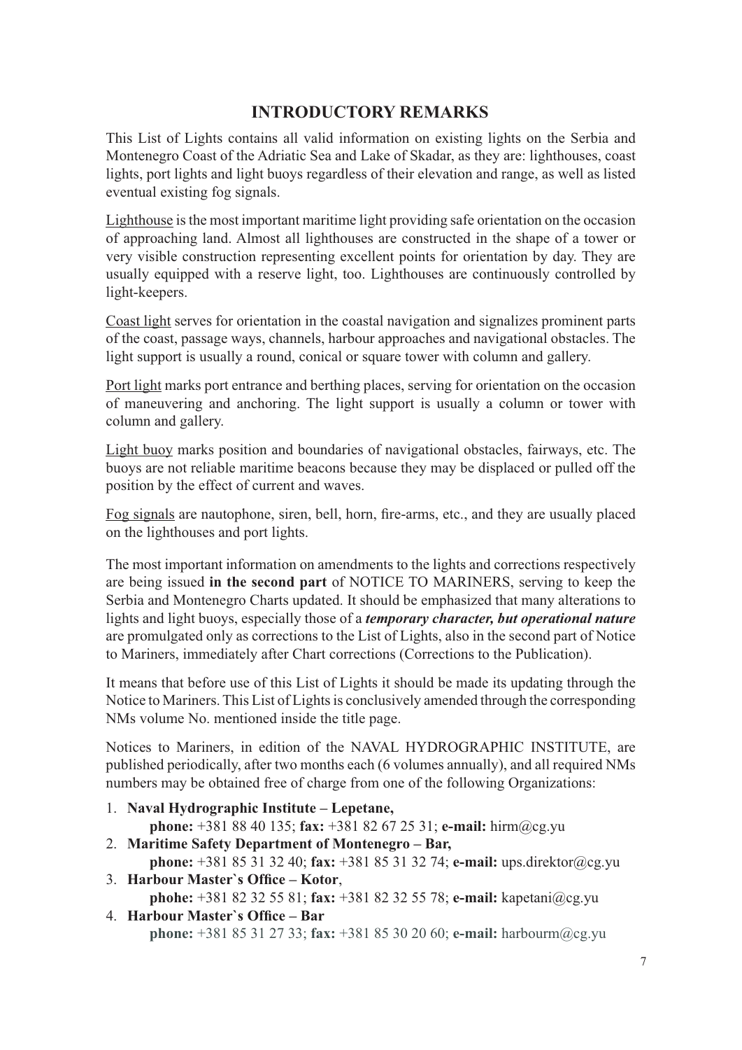# INTRODUCTORY REMARKS

This List of Lights contains all valid information on existing lights on the Serbia and Montenegro Coast of the Adriatic Sea and Lake of Skadar, as they are: lighthouses, coast lights, port lights and light buoys regardless of their elevation and range, as well as listed eventual existing fog signals.

Lighthouse is the most important maritime light providing safe orientation on the occasion of approaching land. Almost all lighthouses are constructed in the shape of a tower or very visible construction representing excellent points for orientation by day. They are usually equipped with a reserve light, too. Lighthouses are continuously controlled by light-keepers.

Coast light serves for orientation in the coastal navigation and signalizes prominent parts of the coast, passage ways, channels, harbour approaches and navigational obstacles. The light support is usually a round, conical or square tower with column and gallery.

Port light marks port entrance and berthing places, serving for orientation on the occasion of maneuvering and anchoring. The light support is usually a column or tower with column and gallery.

Light buoy marks position and boundaries of navigational obstacles, fairways, etc. The buoys are not reliable maritime beacons because they may be displaced or pulled off the position by the effect of current and waves.

Fog signals are nautophone, siren, bell, horn, fire-arms, etc., and they are usually placed on the lighthouses and port lights.

The most important information on amendments to the lights and corrections respectively are being issued **in the second part** of NOTICE TO MARINERS, serving to keep the Serbia and Montenegro Charts updated. It should be emphasized that many alterations to lights and light buoys, especially those of a ***temporary character, but operational nature*** are promulgated only as corrections to the List of Lights, also in the second part of Notice to Mariners, immediately after Chart corrections (Corrections to the Publication).

It means that before use of this List of Lights it should be made its updating through the Notice to Mariners. This List of Lights is conclusively amended through the corresponding NMs volume No. mentioned inside the title page.

Notices to Mariners, in edition of the NAVAL HYDROGRAPHIC INSTITUTE, are published periodically, after two months each (6 volumes annually), and all required NMs numbers may be obtained free of charge from one of the following Organizations:

1. **Naval Hydrographic Institute – Lepetane,**
   **phone:** +381 88 40 135; **fax:** +381 82 67 25 31; **e-mail:** hirm@cg.yu
2. **Maritime Safety Department of Montenegro – Bar,**
   **phone:** +381 85 31 32 40; **fax:** +381 85 31 32 74; **e-mail:** ups.direktor@cg.yu
3. **Harbour Master`s Office – Kotor**,
   **phohe:** +381 82 32 55 81; **fax:** +381 82 32 55 78; **e-mail:** kapetani@cg.yu
4. **Harbour Master`s Office – Bar**
   **phone:** +381 85 31 27 33; **fax:** +381 85 30 20 60; **e-mail:** harbourm@cg.yu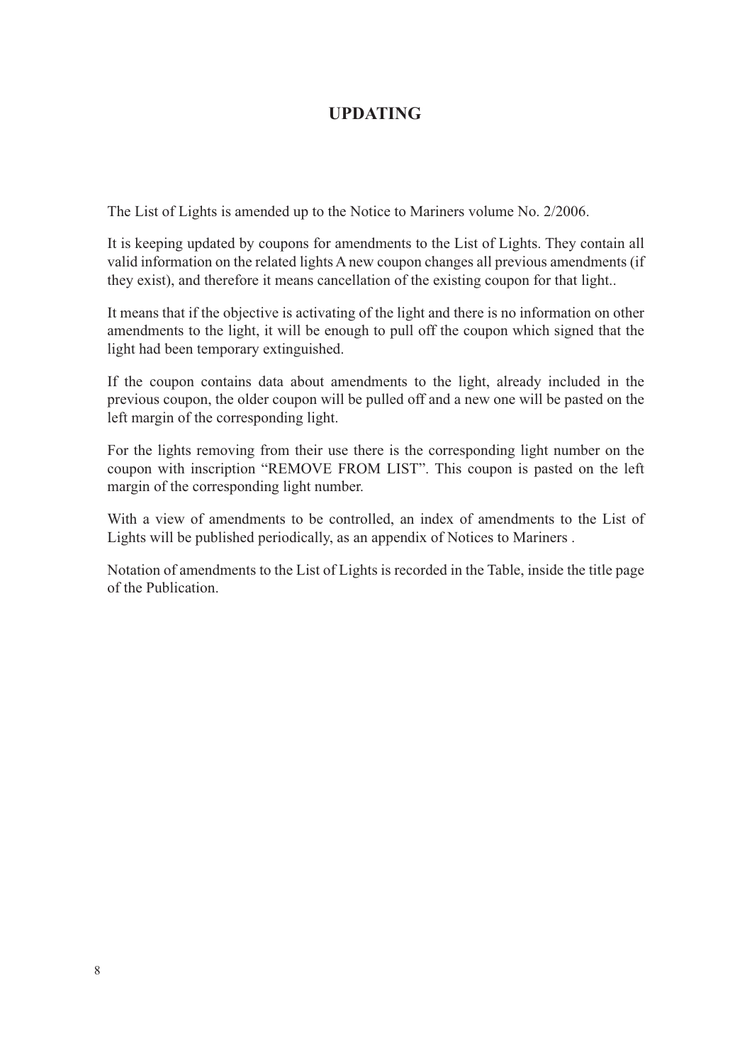# UPDATING

The List of Lights is amended up to the Notice to Mariners volume No. 2/2006.

It is keeping updated by coupons for amendments to the List of Lights. They contain all valid information on the related lights A new coupon changes all previous amendments (if they exist), and therefore it means cancellation of the existing coupon for that light..

It means that if the objective is activating of the light and there is no information on other amendments to the light, it will be enough to pull off the coupon which signed that the light had been temporary extinguished.

If the coupon contains data about amendments to the light, already included in the previous coupon, the older coupon will be pulled off and a new one will be pasted on the left margin of the corresponding light.

For the lights removing from their use there is the corresponding light number on the coupon with inscription "REMOVE FROM LIST". This coupon is pasted on the left margin of the corresponding light number.

With a view of amendments to be controlled, an index of amendments to the List of Lights will be published periodically, as an appendix of Notices to Mariners .

Notation of amendments to the List of Lights is recorded in the Table, inside the title page of the Publication.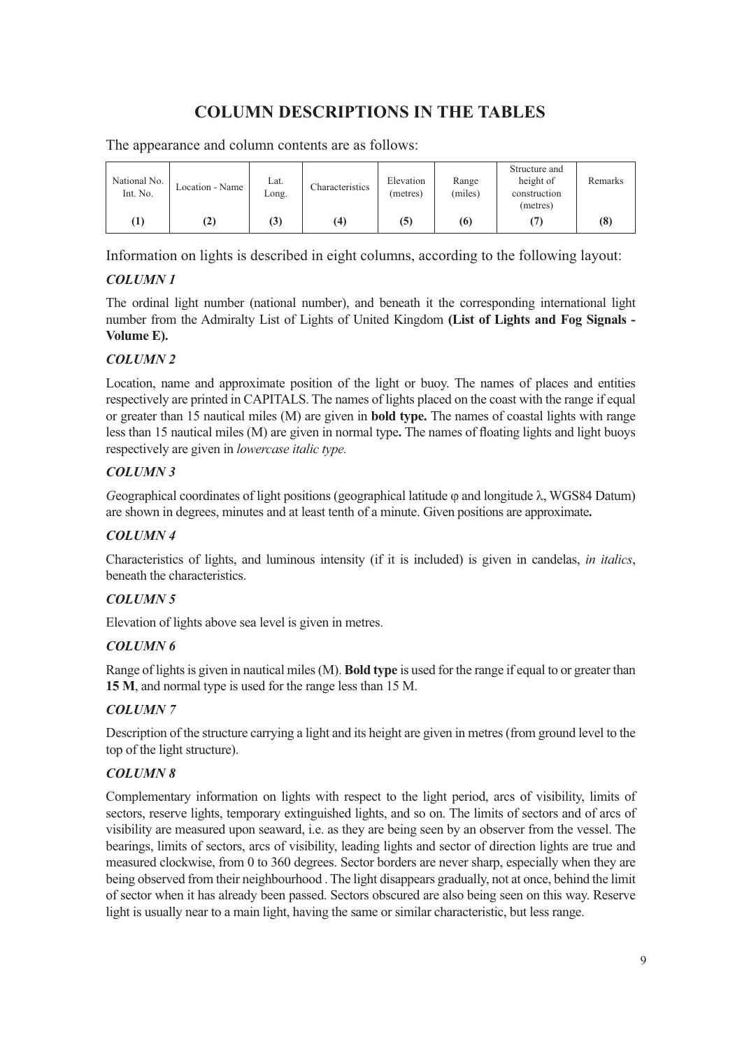## COLUMN DESCRIPTIONS IN THE TABLES

The appearance and column contents are as follows:

| National No. Int. No. | Location - Name | Lat. Long. | Characteristics | Elevation (metres) | Range (miles) | Structure and height of construction (metres) | Remarks |
|---|---|---|---|---|---|---|---|
| **(1)** | **(2)** | **(3)** | **(4)** | **(5)** | **(6)** | **(7)** | **(8)** |

Information on lights is described in eight columns, according to the following layout:

***COLUMN 1***

The ordinal light number (national number), and beneath it the corresponding international light number from the Admiralty List of Lights of United Kingdom **(List of Lights and Fog Signals - Volume E).**

***COLUMN 2***

Location, name and approximate position of the light or buoy. The names of places and entities respectively are printed in CAPITALS. The names of lights placed on the coast with the range if equal or greater than 15 nautical miles (M) are given in **bold type.** The names of coastal lights with range less than 15 nautical miles (M) are given in normal type**.** The names of floating lights and light buoys respectively are given in *lowercase italic type.*

***COLUMN 3***

*G*eographical coordinates of light positions (geographical latitude φ and longitude λ, WGS84 Datum) are shown in degrees, minutes and at least tenth of a minute. Given positions are approximate**.**

***COLUMN 4***

Characteristics of lights, and luminous intensity (if it is included) is given in candelas, *in italics*, beneath the characteristics.

***COLUMN 5***

Elevation of lights above sea level is given in metres.

***COLUMN 6***

Range of lights is given in nautical miles (M). **Bold type** is used for the range if equal to or greater than **15 M**, and normal type is used for the range less than 15 M.

***COLUMN 7***

Description of the structure carrying a light and its height are given in metres (from ground level to the top of the light structure).

***COLUMN 8***

Complementary information on lights with respect to the light period, arcs of visibility, limits of sectors, reserve lights, temporary extinguished lights, and so on. The limits of sectors and of arcs of visibility are measured upon seaward, i.e. as they are being seen by an observer from the vessel. The bearings, limits of sectors, arcs of visibility, leading lights and sector of direction lights are true and measured clockwise, from 0 to 360 degrees. Sector borders are never sharp, especially when they are being observed from their neighbourhood . The light disappears gradually, not at once, behind the limit of sector when it has already been passed. Sectors obscured are also being seen on this way. Reserve light is usually near to a main light, having the same or similar characteristic, but less range.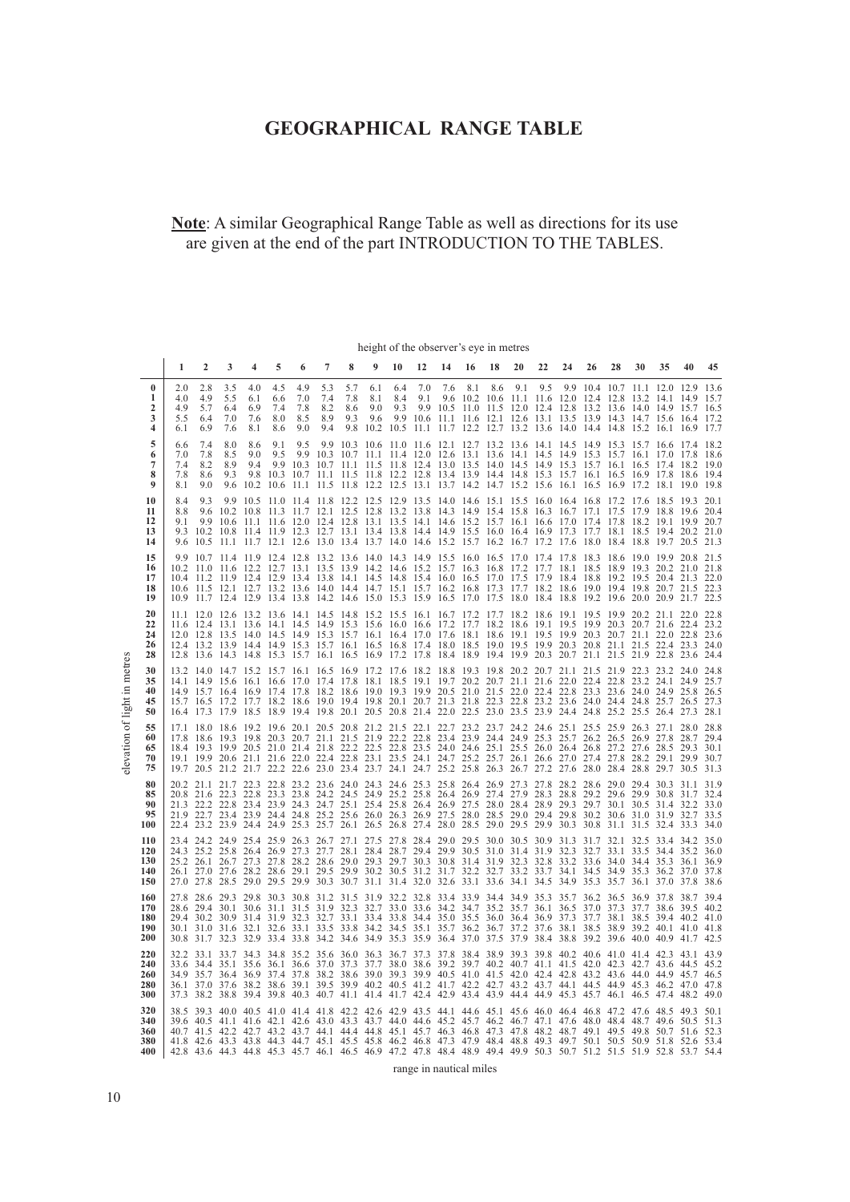# GEOGRAPHICAL RANGE TABLE

**Note**: A similar Geographical Range Table as well as directions for its use are given at the end of the part INTRODUCTION TO THE TABLES.

height of the observer's eye in metres

| elevation of light in metres | 1 | 2 | 3 | 4 | 5 | 6 | 7 | 8 | 9 | 10 | 12 | 14 | 16 | 18 | 20 | 22 | 24 | 26 | 28 | 30 | 35 | 40 | 45 |
|---|---|---|---|---|---|---|---|---|---|---|---|---|---|---|---|---|---|---|---|---|---|---|---|
| **0** | 2.0 | 2.8 | 3.5 | 4.0 | 4.5 | 4.9 | 5.3 | 5.7 | 6.1 | 6.4 | 7.0 | 7.6 | 8.1 | 8.6 | 9.1 | 9.5 | 9.9 | 10.4 | 10.7 | 11.1 | 12.0 | 12.9 | 13.6 |
| **1** | 4.0 | 4.9 | 5.5 | 6.1 | 6.6 | 7.0 | 7.4 | 7.8 | 8.1 | 8.4 | 9.1 | 9.6 | 10.2 | 10.6 | 11.1 | 11.6 | 12.0 | 12.4 | 12.8 | 13.2 | 14.1 | 14.9 | 15.7 |
| **2** | 4.9 | 5.7 | 6.4 | 6.9 | 7.4 | 7.8 | 8.2 | 8.6 | 9.0 | 9.3 | 9.9 | 10.5 | 11.0 | 11.5 | 12.0 | 12.4 | 12.8 | 13.2 | 13.6 | 14.0 | 14.9 | 15.7 | 16.5 |
| **3** | 5.5 | 6.4 | 7.0 | 7.6 | 8.0 | 8.5 | 8.9 | 9.3 | 9.6 | 9.9 | 10.6 | 11.1 | 11.6 | 12.1 | 12.6 | 13.1 | 13.5 | 13.9 | 14.3 | 14.7 | 15.6 | 16.4 | 17.2 |
| **4** | 6.1 | 6.9 | 7.6 | 8.1 | 8.6 | 9.0 | 9.4 | 9.8 | 10.2 | 10.5 | 11.1 | 11.7 | 12.2 | 12.7 | 13.2 | 13.6 | 14.0 | 14.4 | 14.8 | 15.2 | 16.1 | 16.9 | 17.7 |
| **5** | 6.6 | 7.4 | 8.0 | 8.6 | 9.1 | 9.5 | 9.9 | 10.3 | 10.6 | 11.0 | 11.6 | 12.1 | 12.7 | 13.2 | 13.6 | 14.1 | 14.5 | 14.9 | 15.3 | 15.7 | 16.6 | 17.4 | 18.2 |
| **6** | 7.0 | 7.8 | 8.5 | 9.0 | 9.5 | 9.9 | 10.3 | 10.7 | 11.1 | 11.4 | 12.0 | 12.6 | 13.1 | 13.6 | 14.1 | 14.5 | 14.9 | 15.3 | 15.7 | 16.1 | 17.0 | 17.8 | 18.6 |
| **7** | 7.4 | 8.2 | 8.9 | 9.4 | 9.9 | 10.3 | 10.7 | 11.1 | 11.5 | 11.8 | 12.4 | 13.0 | 13.5 | 14.0 | 14.5 | 14.9 | 15.3 | 15.7 | 16.1 | 16.5 | 17.4 | 18.2 | 19.0 |
| **8** | 7.8 | 8.6 | 9.3 | 9.8 | 10.3 | 10.7 | 11.1 | 11.5 | 11.8 | 12.2 | 12.8 | 13.4 | 13.9 | 14.4 | 14.8 | 15.3 | 15.7 | 16.1 | 16.5 | 16.9 | 17.8 | 18.6 | 19.4 |
| **9** | 8.1 | 9.0 | 9.6 | 10.2 | 10.6 | 11.1 | 11.5 | 11.8 | 12.2 | 12.5 | 13.1 | 13.7 | 14.2 | 14.7 | 15.2 | 15.6 | 16.1 | 16.5 | 16.9 | 17.2 | 18.1 | 19.0 | 19.8 |
| **10** | 8.4 | 9.3 | 9.9 | 10.5 | 11.0 | 11.4 | 11.8 | 12.2 | 12.5 | 12.9 | 13.5 | 14.0 | 14.6 | 15.1 | 15.5 | 16.0 | 16.4 | 16.8 | 17.2 | 17.6 | 18.5 | 19.3 | 20.1 |
| **11** | 8.8 | 9.6 | 10.2 | 10.8 | 11.3 | 11.7 | 12.1 | 12.5 | 12.8 | 13.2 | 13.8 | 14.3 | 14.9 | 15.4 | 15.8 | 16.3 | 16.7 | 17.1 | 17.5 | 17.9 | 18.8 | 19.6 | 20.4 |
| **12** | 9.1 | 9.9 | 10.6 | 11.1 | 11.6 | 12.0 | 12.4 | 12.8 | 13.1 | 13.5 | 14.1 | 14.6 | 15.2 | 15.7 | 16.1 | 16.6 | 17.0 | 17.4 | 17.8 | 18.2 | 19.1 | 19.9 | 20.7 |
| **13** | 9.3 | 10.2 | 10.8 | 11.4 | 11.9 | 12.3 | 12.7 | 13.1 | 13.4 | 13.8 | 14.4 | 14.9 | 15.5 | 16.0 | 16.4 | 16.9 | 17.3 | 17.7 | 18.1 | 18.5 | 19.4 | 20.2 | 21.0 |
| **14** | 9.6 | 10.5 | 11.1 | 11.7 | 12.1 | 12.6 | 13.0 | 13.4 | 13.7 | 14.0 | 14.6 | 15.2 | 15.7 | 16.2 | 16.7 | 17.2 | 17.6 | 18.0 | 18.4 | 18.8 | 19.7 | 20.5 | 21.3 |
| **15** | 9.9 | 10.7 | 11.4 | 11.9 | 12.4 | 12.8 | 13.2 | 13.6 | 14.0 | 14.3 | 14.9 | 15.5 | 16.0 | 16.5 | 17.0 | 17.4 | 17.8 | 18.3 | 18.6 | 19.0 | 19.9 | 20.8 | 21.5 |
| **16** | 10.2 | 11.0 | 11.6 | 12.2 | 12.7 | 13.1 | 13.5 | 13.9 | 14.2 | 14.6 | 15.2 | 15.7 | 16.3 | 16.8 | 17.2 | 17.7 | 18.1 | 18.5 | 18.9 | 19.3 | 20.2 | 21.0 | 21.8 |
| **17** | 10.4 | 11.2 | 11.9 | 12.4 | 12.9 | 13.4 | 13.8 | 14.1 | 14.5 | 14.8 | 15.4 | 16.0 | 16.5 | 17.0 | 17.5 | 17.9 | 18.4 | 18.8 | 19.2 | 19.5 | 20.4 | 21.3 | 22.0 |
| **18** | 10.6 | 11.5 | 12.1 | 12.7 | 13.2 | 13.6 | 14.0 | 14.4 | 14.7 | 15.1 | 15.7 | 16.2 | 16.8 | 17.3 | 17.7 | 18.2 | 18.6 | 19.0 | 19.4 | 19.8 | 20.7 | 21.5 | 22.3 |
| **19** | 10.9 | 11.7 | 12.4 | 12.9 | 13.4 | 13.8 | 14.2 | 14.6 | 15.0 | 15.3 | 15.9 | 16.5 | 17.0 | 17.5 | 18.0 | 18.4 | 18.8 | 19.2 | 19.6 | 20.0 | 20.9 | 21.7 | 22.5 |
| **20** | 11.1 | 12.0 | 12.6 | 13.2 | 13.6 | 14.1 | 14.5 | 14.8 | 15.2 | 15.5 | 16.1 | 16.7 | 17.2 | 17.7 | 18.2 | 18.6 | 19.1 | 19.5 | 19.9 | 20.2 | 21.1 | 22.0 | 22.8 |
| **22** | 11.6 | 12.4 | 13.1 | 13.6 | 14.1 | 14.5 | 14.9 | 15.3 | 15.6 | 16.0 | 16.6 | 17.2 | 17.7 | 18.2 | 18.6 | 19.1 | 19.5 | 19.9 | 20.3 | 20.7 | 21.6 | 22.4 | 23.2 |
| **24** | 12.0 | 12.8 | 13.5 | 14.0 | 14.5 | 14.9 | 15.3 | 15.7 | 16.1 | 16.4 | 17.0 | 17.6 | 18.1 | 18.6 | 19.1 | 19.5 | 19.9 | 20.3 | 20.7 | 21.1 | 22.0 | 22.8 | 23.6 |
| **26** | 12.4 | 13.2 | 13.9 | 14.4 | 14.9 | 15.3 | 15.7 | 16.1 | 16.5 | 16.8 | 17.4 | 18.0 | 18.5 | 19.0 | 19.5 | 19.9 | 20.3 | 20.8 | 21.1 | 21.5 | 22.4 | 23.3 | 24.0 |
| **28** | 12.8 | 13.6 | 14.3 | 14.8 | 15.3 | 15.7 | 16.1 | 16.5 | 16.9 | 17.2 | 17.8 | 18.4 | 18.9 | 19.4 | 19.9 | 20.3 | 20.7 | 21.1 | 21.5 | 21.9 | 22.8 | 23.6 | 24.4 |
| **30** | 13.2 | 14.0 | 14.7 | 15.2 | 15.7 | 16.1 | 16.5 | 16.9 | 17.2 | 17.6 | 18.2 | 18.8 | 19.3 | 19.8 | 20.2 | 20.7 | 21.1 | 21.5 | 21.9 | 22.3 | 23.2 | 24.0 | 24.8 |
| **35** | 14.1 | 14.9 | 15.6 | 16.1 | 16.6 | 17.0 | 17.4 | 17.8 | 18.1 | 18.5 | 19.1 | 19.7 | 20.2 | 20.7 | 21.1 | 21.6 | 22.0 | 22.4 | 22.8 | 23.2 | 24.1 | 24.9 | 25.7 |
| **40** | 14.9 | 15.7 | 16.4 | 16.9 | 17.4 | 17.8 | 18.2 | 18.6 | 19.0 | 19.3 | 19.9 | 20.5 | 21.0 | 21.5 | 22.0 | 22.4 | 22.8 | 23.3 | 23.6 | 24.0 | 24.9 | 25.8 | 26.5 |
| **45** | 15.7 | 16.5 | 17.2 | 17.7 | 18.2 | 18.6 | 19.0 | 19.4 | 19.8 | 20.1 | 20.7 | 21.3 | 21.8 | 22.3 | 22.8 | 23.2 | 23.6 | 24.0 | 24.4 | 24.8 | 25.7 | 26.5 | 27.3 |
| **50** | 16.4 | 17.3 | 17.9 | 18.5 | 18.9 | 19.4 | 19.8 | 20.1 | 20.5 | 20.8 | 21.4 | 22.0 | 22.5 | 23.0 | 23.5 | 23.9 | 24.4 | 24.8 | 25.2 | 25.5 | 26.4 | 27.3 | 28.1 |
| **55** | 17.1 | 18.0 | 18.6 | 19.2 | 19.6 | 20.1 | 20.5 | 20.8 | 21.2 | 21.5 | 22.1 | 22.7 | 23.2 | 23.7 | 24.2 | 24.6 | 25.1 | 25.5 | 25.9 | 26.3 | 27.1 | 28.0 | 28.8 |
| **60** | 17.8 | 18.6 | 19.3 | 19.8 | 20.3 | 20.7 | 21.1 | 21.5 | 21.9 | 22.2 | 22.8 | 23.4 | 23.9 | 24.4 | 24.9 | 25.3 | 25.7 | 26.2 | 26.5 | 26.9 | 27.8 | 28.7 | 29.4 |
| **65** | 18.4 | 19.3 | 19.9 | 20.5 | 21.0 | 21.4 | 21.8 | 22.2 | 22.5 | 22.8 | 23.5 | 24.0 | 24.6 | 25.1 | 25.5 | 26.0 | 26.4 | 26.8 | 27.2 | 27.6 | 28.5 | 29.3 | 30.1 |
| **70** | 19.1 | 19.9 | 20.6 | 21.1 | 21.6 | 22.0 | 22.4 | 22.8 | 23.1 | 23.5 | 24.1 | 24.7 | 25.2 | 25.7 | 26.1 | 26.6 | 27.0 | 27.4 | 27.8 | 28.2 | 29.1 | 29.9 | 30.7 |
| **75** | 19.7 | 20.5 | 21.2 | 21.7 | 22.2 | 22.6 | 23.0 | 23.4 | 23.7 | 24.1 | 24.7 | 25.2 | 25.8 | 26.3 | 26.7 | 27.2 | 27.6 | 28.0 | 28.4 | 28.8 | 29.7 | 30.5 | 31.3 |
| **80** | 20.2 | 21.1 | 21.7 | 22.3 | 22.8 | 23.2 | 23.6 | 24.0 | 24.3 | 24.6 | 25.3 | 25.8 | 26.4 | 26.9 | 27.3 | 27.8 | 28.2 | 28.6 | 29.0 | 29.4 | 30.3 | 31.1 | 31.9 |
| **85** | 20.8 | 21.6 | 22.3 | 22.8 | 23.3 | 23.8 | 24.2 | 24.5 | 24.9 | 25.2 | 25.8 | 26.4 | 26.9 | 27.4 | 27.9 | 28.3 | 28.8 | 29.2 | 29.6 | 29.9 | 30.8 | 31.7 | 32.4 |
| **90** | 21.3 | 22.2 | 22.8 | 23.4 | 23.9 | 24.3 | 24.7 | 25.1 | 25.4 | 25.8 | 26.4 | 26.9 | 27.5 | 28.0 | 28.4 | 28.9 | 29.3 | 29.7 | 30.1 | 30.5 | 31.4 | 32.2 | 33.0 |
| **95** | 21.9 | 22.7 | 23.4 | 23.9 | 24.4 | 24.8 | 25.2 | 25.6 | 26.0 | 26.3 | 26.9 | 27.5 | 28.0 | 28.5 | 29.0 | 29.4 | 29.8 | 30.2 | 30.6 | 31.0 | 31.9 | 32.7 | 33.5 |
| **100** | 22.4 | 23.2 | 23.9 | 24.4 | 24.9 | 25.3 | 25.7 | 26.1 | 26.5 | 26.8 | 27.4 | 28.0 | 28.5 | 29.0 | 29.5 | 29.9 | 30.3 | 30.8 | 31.1 | 31.5 | 32.4 | 33.3 | 34.0 |
| **110** | 23.4 | 24.2 | 24.9 | 25.4 | 25.9 | 26.3 | 26.7 | 27.1 | 27.5 | 27.8 | 28.4 | 29.0 | 29.5 | 30.0 | 30.5 | 30.9 | 31.3 | 31.7 | 32.1 | 32.5 | 33.4 | 34.2 | 35.0 |
| **120** | 24.3 | 25.2 | 25.8 | 26.4 | 26.9 | 27.3 | 27.7 | 28.1 | 28.4 | 28.7 | 29.4 | 29.9 | 30.5 | 31.0 | 31.4 | 31.9 | 32.3 | 32.7 | 33.1 | 33.5 | 34.4 | 35.2 | 36.0 |
| **130** | 25.2 | 26.1 | 26.7 | 27.3 | 27.8 | 28.2 | 28.6 | 29.0 | 29.3 | 29.7 | 30.3 | 30.8 | 31.4 | 31.9 | 32.3 | 32.8 | 33.2 | 33.6 | 34.0 | 34.4 | 35.3 | 36.1 | 36.9 |
| **140** | 26.1 | 27.0 | 27.6 | 28.2 | 28.6 | 29.1 | 29.5 | 29.9 | 30.2 | 30.5 | 31.2 | 31.7 | 32.2 | 32.7 | 33.2 | 33.7 | 34.1 | 34.5 | 34.9 | 35.3 | 36.2 | 37.0 | 37.8 |
| **150** | 27.0 | 27.8 | 28.5 | 29.0 | 29.5 | 29.9 | 30.3 | 30.7 | 31.1 | 31.4 | 32.0 | 32.6 | 33.1 | 33.6 | 34.1 | 34.5 | 34.9 | 35.3 | 35.7 | 36.1 | 37.0 | 37.8 | 38.6 |
| **160** | 27.8 | 28.6 | 29.3 | 29.8 | 30.3 | 30.8 | 31.2 | 31.5 | 31.9 | 32.2 | 32.8 | 33.4 | 33.9 | 34.4 | 34.9 | 35.3 | 35.7 | 36.2 | 36.5 | 36.9 | 37.8 | 38.7 | 39.4 |
| **170** | 28.6 | 29.4 | 30.1 | 30.6 | 31.1 | 31.5 | 31.9 | 32.3 | 32.7 | 33.0 | 33.6 | 34.2 | 34.7 | 35.2 | 35.7 | 36.1 | 36.5 | 37.0 | 37.3 | 37.7 | 38.6 | 39.5 | 40.2 |
| **180** | 29.4 | 30.2 | 30.9 | 31.4 | 31.9 | 32.3 | 32.7 | 33.1 | 33.4 | 33.8 | 34.4 | 35.0 | 35.5 | 36.0 | 36.4 | 36.9 | 37.3 | 37.7 | 38.1 | 38.5 | 39.4 | 40.2 | 41.0 |
| **190** | 30.1 | 31.0 | 31.6 | 32.1 | 32.6 | 33.1 | 33.5 | 33.8 | 34.2 | 34.5 | 35.1 | 35.7 | 36.2 | 36.7 | 37.2 | 37.6 | 38.1 | 38.5 | 38.9 | 39.2 | 40.1 | 41.0 | 41.8 |
| **200** | 30.8 | 31.7 | 32.3 | 32.9 | 33.4 | 33.8 | 34.2 | 34.6 | 34.9 | 35.3 | 35.9 | 36.4 | 37.0 | 37.5 | 37.9 | 38.4 | 38.8 | 39.2 | 39.6 | 40.0 | 40.9 | 41.7 | 42.5 |
| **220** | 32.2 | 33.1 | 33.7 | 34.3 | 34.8 | 35.2 | 35.6 | 36.0 | 36.3 | 36.7 | 37.3 | 37.8 | 38.4 | 38.9 | 39.3 | 39.8 | 40.2 | 40.6 | 41.0 | 41.4 | 42.3 | 43.1 | 43.9 |
| **240** | 33.6 | 34.4 | 35.1 | 35.6 | 36.1 | 36.6 | 37.0 | 37.3 | 37.7 | 38.0 | 38.6 | 39.2 | 39.7 | 40.2 | 40.7 | 41.1 | 41.5 | 42.0 | 42.3 | 42.7 | 43.6 | 44.5 | 45.2 |
| **260** | 34.9 | 35.7 | 36.4 | 36.9 | 37.4 | 37.8 | 38.2 | 38.6 | 39.0 | 39.3 | 39.9 | 40.5 | 41.0 | 41.5 | 42.0 | 42.4 | 42.8 | 43.2 | 43.6 | 44.0 | 44.9 | 45.7 | 46.5 |
| **280** | 36.1 | 37.0 | 37.6 | 38.2 | 38.6 | 39.1 | 39.5 | 39.9 | 40.2 | 40.5 | 41.2 | 41.7 | 42.2 | 42.7 | 43.2 | 43.7 | 44.1 | 44.5 | 44.9 | 45.3 | 46.2 | 47.0 | 47.8 |
| **300** | 37.3 | 38.2 | 38.8 | 39.4 | 39.8 | 40.3 | 40.7 | 41.1 | 41.4 | 41.7 | 42.4 | 42.9 | 43.4 | 43.9 | 44.4 | 44.9 | 45.3 | 45.7 | 46.1 | 46.5 | 47.4 | 48.2 | 49.0 |
| **320** | 38.5 | 39.3 | 40.0 | 40.5 | 41.0 | 41.4 | 41.8 | 42.2 | 42.6 | 42.9 | 43.5 | 44.1 | 44.6 | 45.1 | 45.6 | 46.0 | 46.4 | 46.8 | 47.2 | 47.6 | 48.5 | 49.3 | 50.1 |
| **340** | 39.6 | 40.5 | 41.1 | 41.6 | 42.1 | 42.6 | 43.0 | 43.3 | 43.7 | 44.0 | 44.6 | 45.2 | 45.7 | 46.2 | 46.7 | 47.1 | 47.6 | 48.0 | 48.4 | 48.7 | 49.6 | 50.5 | 51.3 |
| **360** | 40.7 | 41.5 | 42.2 | 42.7 | 43.2 | 43.7 | 44.1 | 44.4 | 44.8 | 45.1 | 45.7 | 46.3 | 46.8 | 47.3 | 47.8 | 48.2 | 48.7 | 49.1 | 49.5 | 49.8 | 50.7 | 51.6 | 52.3 |
| **380** | 41.8 | 42.6 | 43.3 | 43.8 | 44.3 | 44.7 | 45.1 | 45.5 | 45.8 | 46.2 | 46.8 | 47.3 | 47.9 | 48.4 | 48.8 | 49.3 | 49.7 | 50.1 | 50.5 | 50.9 | 51.8 | 52.6 | 53.4 |
| **400** | 42.8 | 43.6 | 44.3 | 44.8 | 45.3 | 45.7 | 46.1 | 46.5 | 46.9 | 47.2 | 47.8 | 48.4 | 48.9 | 49.4 | 49.9 | 50.3 | 50.7 | 51.2 | 51.5 | 51.9 | 52.8 | 53.7 | 54.4 |

range in nautical miles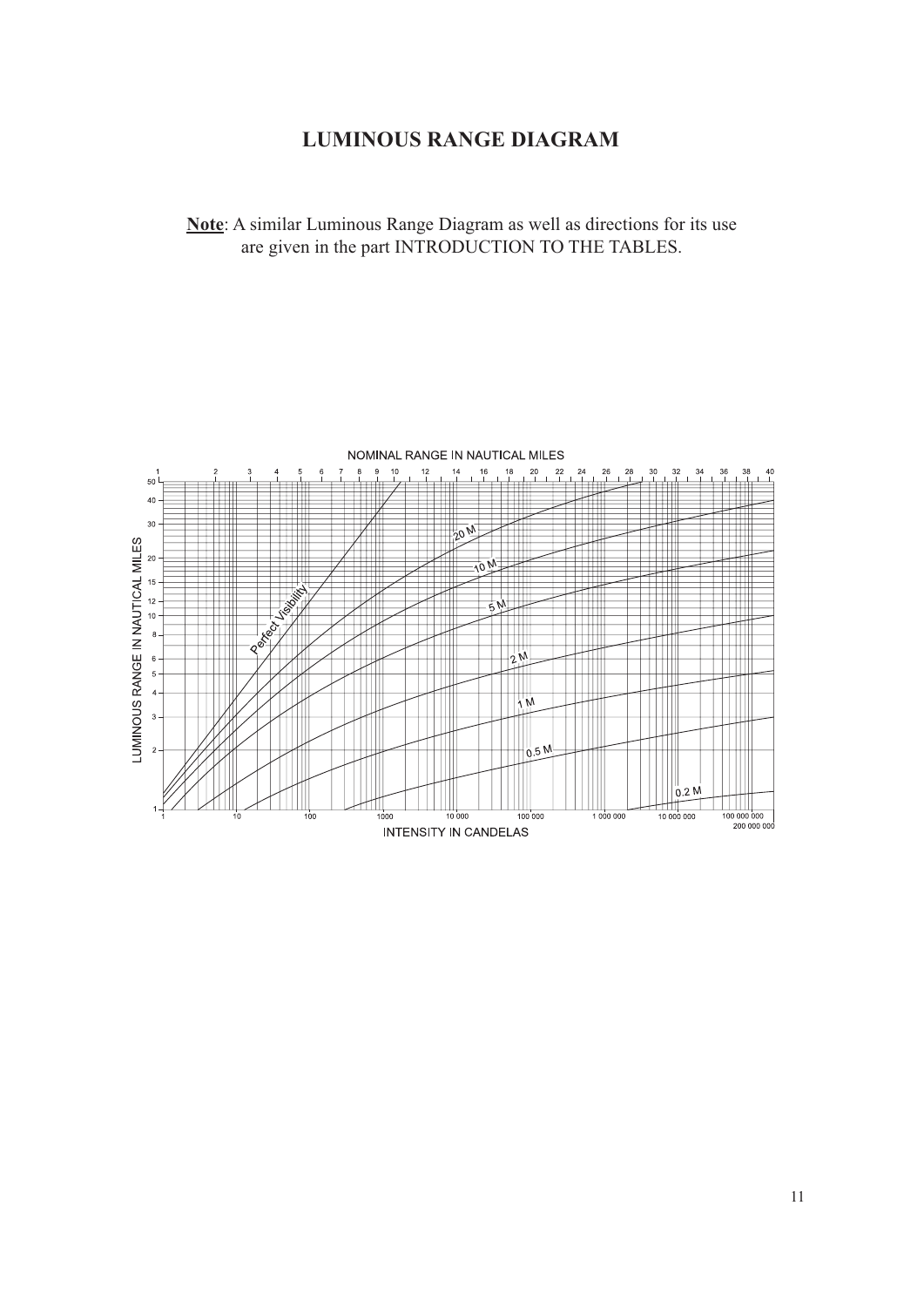# LUMINOUS RANGE DIAGRAM

**Note**: A similar Luminous Range Diagram as well as directions for its use are given in the part INTRODUCTION TO THE TABLES.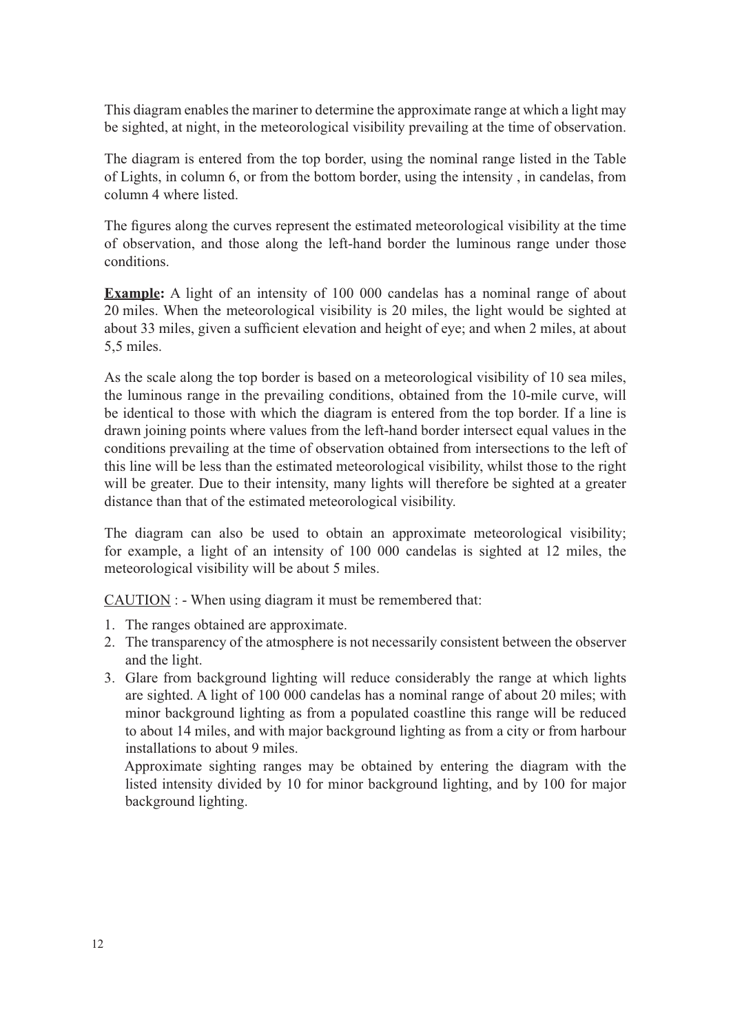This diagram enables the mariner to determine the approximate range at which a light may be sighted, at night, in the meteorological visibility prevailing at the time of observation.

The diagram is entered from the top border, using the nominal range listed in the Table of Lights, in column 6, or from the bottom border, using the intensity , in candelas, from column 4 where listed.

The figures along the curves represent the estimated meteorological visibility at the time of observation, and those along the left-hand border the luminous range under those conditions.

**Example:** A light of an intensity of 100 000 candelas has a nominal range of about 20 miles. When the meteorological visibility is 20 miles, the light would be sighted at about 33 miles, given a sufficient elevation and height of eye; and when 2 miles, at about 5,5 miles.

As the scale along the top border is based on a meteorological visibility of 10 sea miles, the luminous range in the prevailing conditions, obtained from the 10-mile curve, will be identical to those with which the diagram is entered from the top border. If a line is drawn joining points where values from the left-hand border intersect equal values in the conditions prevailing at the time of observation obtained from intersections to the left of this line will be less than the estimated meteorological visibility, whilst those to the right will be greater. Due to their intensity, many lights will therefore be sighted at a greater distance than that of the estimated meteorological visibility.

The diagram can also be used to obtain an approximate meteorological visibility; for example, a light of an intensity of 100 000 candelas is sighted at 12 miles, the meteorological visibility will be about 5 miles.

CAUTION : - When using diagram it must be remembered that:

1. The ranges obtained are approximate.
2. The transparency of the atmosphere is not necessarily consistent between the observer and the light.
3. Glare from background lighting will reduce considerably the range at which lights are sighted. A light of 100 000 candelas has a nominal range of about 20 miles; with minor background lighting as from a populated coastline this range will be reduced to about 14 miles, and with major background lighting as from a city or from harbour installations to about 9 miles.

   Approximate sighting ranges may be obtained by entering the diagram with the listed intensity divided by 10 for minor background lighting, and by 100 for major background lighting.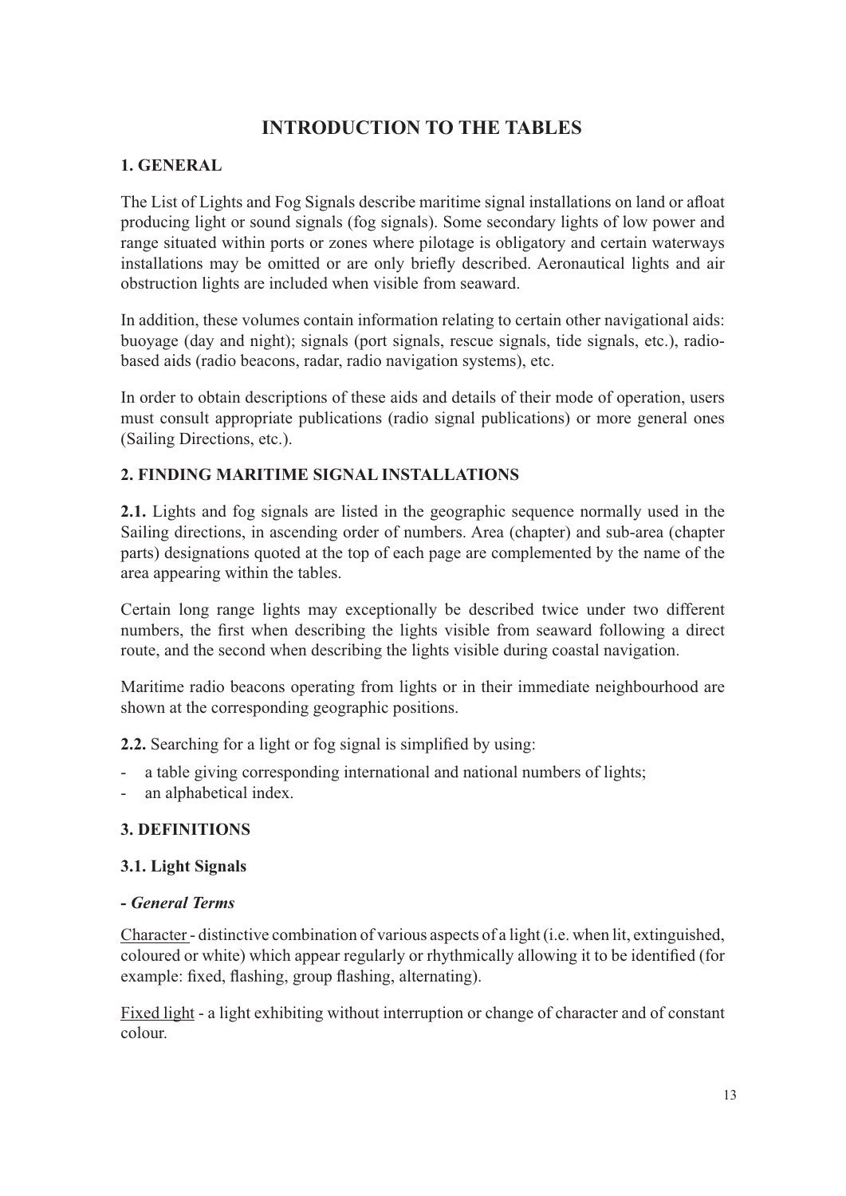# INTRODUCTION TO THE TABLES

## 1. GENERAL

The List of Lights and Fog Signals describe maritime signal installations on land or afloat producing light or sound signals (fog signals). Some secondary lights of low power and range situated within ports or zones where pilotage is obligatory and certain waterways installations may be omitted or are only briefly described. Aeronautical lights and air obstruction lights are included when visible from seaward.

In addition, these volumes contain information relating to certain other navigational aids: buoyage (day and night); signals (port signals, rescue signals, tide signals, etc.), radio-based aids (radio beacons, radar, radio navigation systems), etc.

In order to obtain descriptions of these aids and details of their mode of operation, users must consult appropriate publications (radio signal publications) or more general ones (Sailing Directions, etc.).

## 2. FINDING MARITIME SIGNAL INSTALLATIONS

**2.1.** Lights and fog signals are listed in the geographic sequence normally used in the Sailing directions, in ascending order of numbers. Area (chapter) and sub-area (chapter parts) designations quoted at the top of each page are complemented by the name of the area appearing within the tables.

Certain long range lights may exceptionally be described twice under two different numbers, the first when describing the lights visible from seaward following a direct route, and the second when describing the lights visible during coastal navigation.

Maritime radio beacons operating from lights or in their immediate neighbourhood are shown at the corresponding geographic positions.

**2.2.** Searching for a light or fog signal is simplified by using:

- a table giving corresponding international and national numbers of lights;
- an alphabetical index.

## 3. DEFINITIONS

### 3.1. Light Signals

**- *General Terms***

Character - distinctive combination of various aspects of a light (i.e. when lit, extinguished, coloured or white) which appear regularly or rhythmically allowing it to be identified (for example: fixed, flashing, group flashing, alternating).

Fixed light - a light exhibiting without interruption or change of character and of constant colour.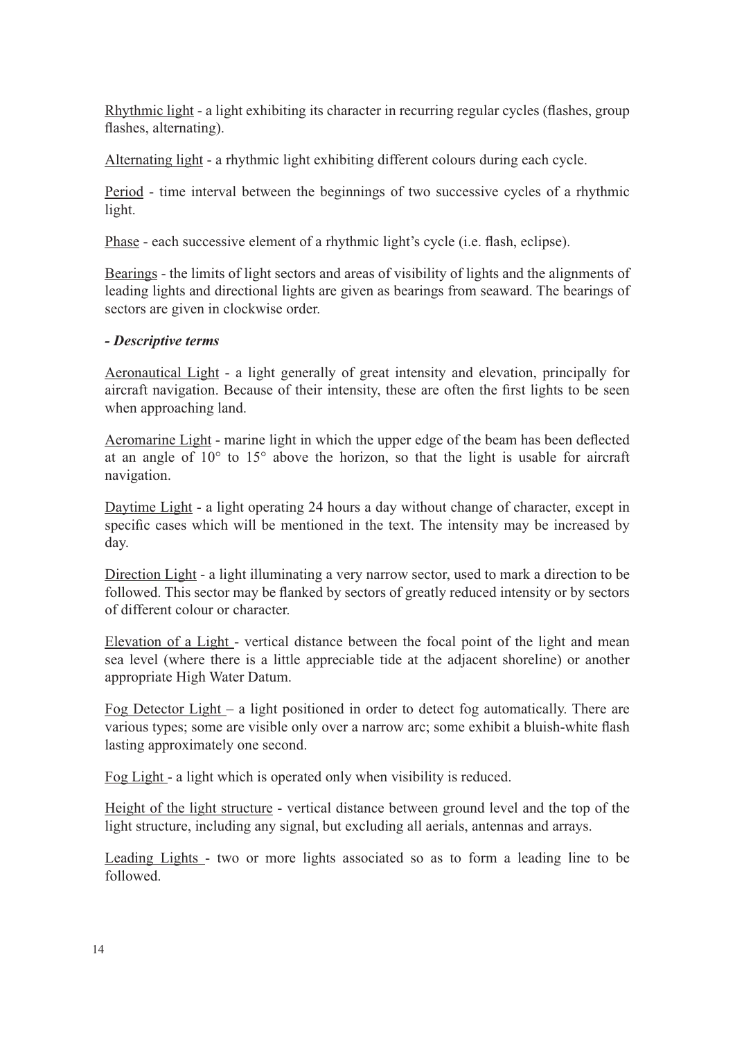Rhythmic light - a light exhibiting its character in recurring regular cycles (flashes, group flashes, alternating).

Alternating light - a rhythmic light exhibiting different colours during each cycle.

Period - time interval between the beginnings of two successive cycles of a rhythmic light.

Phase - each successive element of a rhythmic light's cycle (i.e. flash, eclipse).

Bearings - the limits of light sectors and areas of visibility of lights and the alignments of leading lights and directional lights are given as bearings from seaward. The bearings of sectors are given in clockwise order.

***- Descriptive terms***

Aeronautical Light - a light generally of great intensity and elevation, principally for aircraft navigation. Because of their intensity, these are often the first lights to be seen when approaching land.

Aeromarine Light - marine light in which the upper edge of the beam has been deflected at an angle of 10° to 15° above the horizon, so that the light is usable for aircraft navigation.

Daytime Light - a light operating 24 hours a day without change of character, except in specific cases which will be mentioned in the text. The intensity may be increased by day.

Direction Light - a light illuminating a very narrow sector, used to mark a direction to be followed. This sector may be flanked by sectors of greatly reduced intensity or by sectors of different colour or character.

Elevation of a Light - vertical distance between the focal point of the light and mean sea level (where there is a little appreciable tide at the adjacent shoreline) or another appropriate High Water Datum.

Fog Detector Light – a light positioned in order to detect fog automatically. There are various types; some are visible only over a narrow arc; some exhibit a bluish-white flash lasting approximately one second.

Fog Light - a light which is operated only when visibility is reduced.

Height of the light structure - vertical distance between ground level and the top of the light structure, including any signal, but excluding all aerials, antennas and arrays.

Leading Lights - two or more lights associated so as to form a leading line to be followed.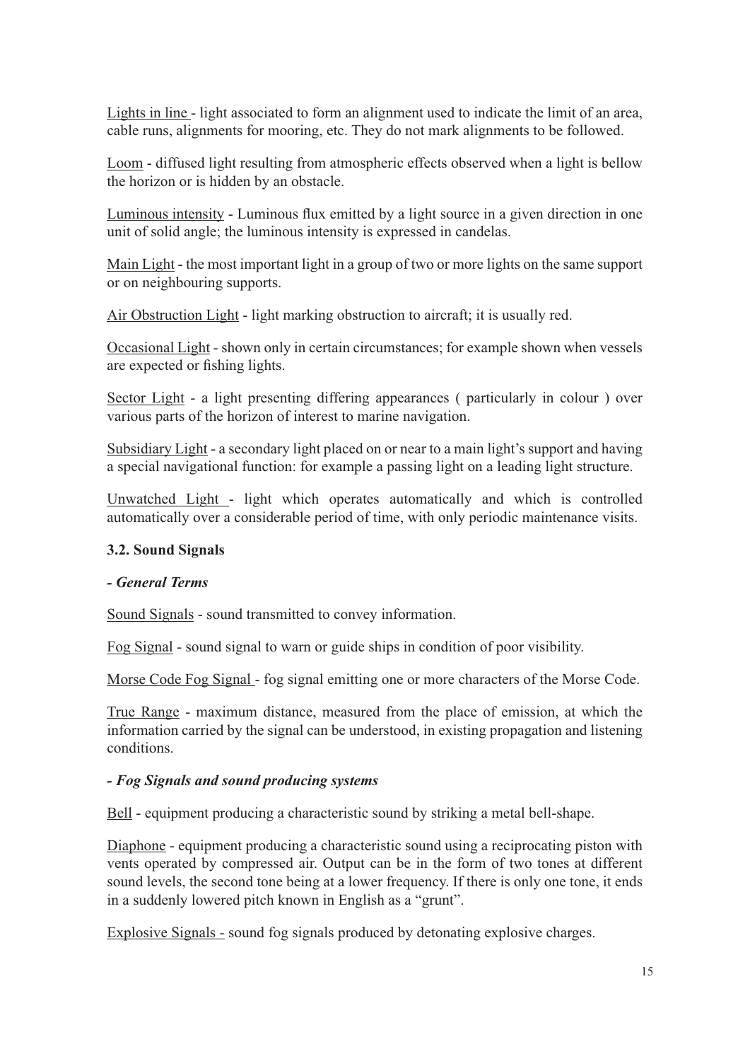Lights in line - light associated to form an alignment used to indicate the limit of an area, cable runs, alignments for mooring, etc. They do not mark alignments to be followed.

Loom - diffused light resulting from atmospheric effects observed when a light is bellow the horizon or is hidden by an obstacle.

Luminous intensity - Luminous flux emitted by a light source in a given direction in one unit of solid angle; the luminous intensity is expressed in candelas.

Main Light - the most important light in a group of two or more lights on the same support or on neighbouring supports.

Air Obstruction Light - light marking obstruction to aircraft; it is usually red.

Occasional Light - shown only in certain circumstances; for example shown when vessels are expected or fishing lights.

Sector Light - a light presenting differing appearances ( particularly in colour ) over various parts of the horizon of interest to marine navigation.

Subsidiary Light - a secondary light placed on or near to a main light's support and having a special navigational function: for example a passing light on a leading light structure.

Unwatched Light - light which operates automatically and which is controlled automatically over a considerable period of time, with only periodic maintenance visits.

### 3.2. Sound Signals

***- General Terms***

Sound Signals - sound transmitted to convey information.

Fog Signal - sound signal to warn or guide ships in condition of poor visibility.

Morse Code Fog Signal - fog signal emitting one or more characters of the Morse Code.

True Range - maximum distance, measured from the place of emission, at which the information carried by the signal can be understood, in existing propagation and listening conditions.

***- Fog Signals and sound producing systems***

Bell - equipment producing a characteristic sound by striking a metal bell-shape.

Diaphone - equipment producing a characteristic sound using a reciprocating piston with vents operated by compressed air. Output can be in the form of two tones at different sound levels, the second tone being at a lower frequency. If there is only one tone, it ends in a suddenly lowered pitch known in English as a "grunt".

Explosive Signals - sound fog signals produced by detonating explosive charges.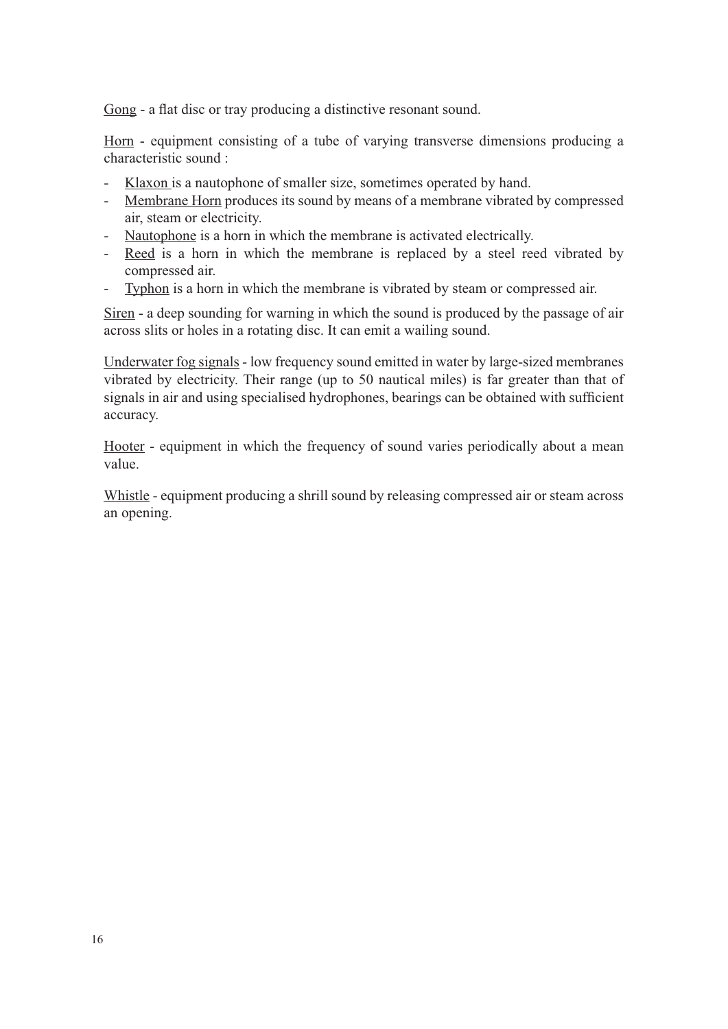<u>Gong</u> - a flat disc or tray producing a distinctive resonant sound.

<u>Horn</u> - equipment consisting of a tube of varying transverse dimensions producing a characteristic sound :

- <u>Klaxon</u> is a nautophone of smaller size, sometimes operated by hand.
- <u>Membrane Horn</u> produces its sound by means of a membrane vibrated by compressed air, steam or electricity.
- <u>Nautophone</u> is a horn in which the membrane is activated electrically.
- <u>Reed</u> is a horn in which the membrane is replaced by a steel reed vibrated by compressed air.
- <u>Typhon</u> is a horn in which the membrane is vibrated by steam or compressed air.

<u>Siren</u> - a deep sounding for warning in which the sound is produced by the passage of air across slits or holes in a rotating disc. It can emit a wailing sound.

<u>Underwater fog signals</u> - low frequency sound emitted in water by large-sized membranes vibrated by electricity. Their range (up to 50 nautical miles) is far greater than that of signals in air and using specialised hydrophones, bearings can be obtained with sufficient accuracy.

<u>Hooter</u> - equipment in which the frequency of sound varies periodically about a mean value.

<u>Whistle</u> - equipment producing a shrill sound by releasing compressed air or steam across an opening.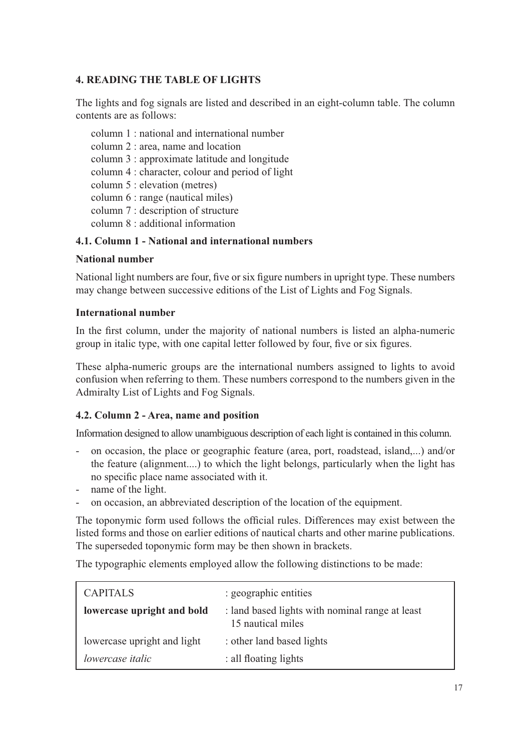## 4. READING THE TABLE OF LIGHTS

The lights and fog signals are listed and described in an eight-column table. The column contents are as follows:

column 1 : national and international number
column 2 : area, name and location
column 3 : approximate latitude and longitude
column 4 : character, colour and period of light
column 5 : elevation (metres)
column 6 : range (nautical miles)
column 7 : description of structure
column 8 : additional information

### 4.1. Column 1 - National and international numbers

**National number**

National light numbers are four, five or six figure numbers in upright type. These numbers may change between successive editions of the List of Lights and Fog Signals.

**International number**

In the first column, under the majority of national numbers is listed an alpha-numeric group in italic type, with one capital letter followed by four, five or six figures.

These alpha-numeric groups are the international numbers assigned to lights to avoid confusion when referring to them. These numbers correspond to the numbers given in the Admiralty List of Lights and Fog Signals.

### 4.2. Column 2 - Area, name and position

Information designed to allow unambiguous description of each light is contained in this column.

- on occasion, the place or geographic feature (area, port, roadstead, island,...) and/or the feature (alignment....) to which the light belongs, particularly when the light has no specific place name associated with it.
- name of the light.
- on occasion, an abbreviated description of the location of the equipment.

The toponymic form used follows the official rules. Differences may exist between the listed forms and those on earlier editions of nautical charts and other marine publications. The superseded toponymic form may be then shown in brackets.

The typographic elements employed allow the following distinctions to be made:

| | |
|---|---|
| CAPITALS | : geographic entities |
| **lowercase upright and bold** | : land based lights with nominal range at least 15 nautical miles |
| lowercase upright and light | : other land based lights |
| *lowercase italic* | : all floating lights |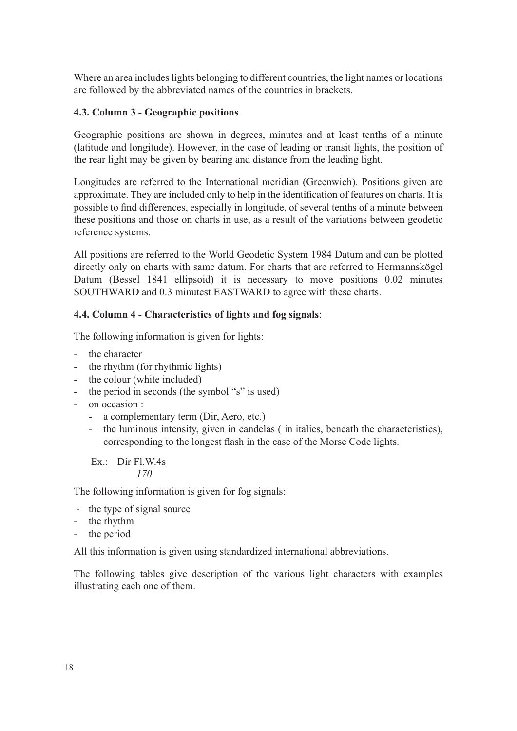Where an area includes lights belonging to different countries, the light names or locations are followed by the abbreviated names of the countries in brackets.

### 4.3. Column 3 - Geographic positions

Geographic positions are shown in degrees, minutes and at least tenths of a minute (latitude and longitude). However, in the case of leading or transit lights, the position of the rear light may be given by bearing and distance from the leading light.

Longitudes are referred to the International meridian (Greenwich). Positions given are approximate. They are included only to help in the identification of features on charts. It is possible to find differences, especially in longitude, of several tenths of a minute between these positions and those on charts in use, as a result of the variations between geodetic reference systems.

All positions are referred to the World Geodetic System 1984 Datum and can be plotted directly only on charts with same datum. For charts that are referred to Hermannskögel Datum (Bessel 1841 ellipsoid) it is necessary to move positions 0.02 minutes SOUTHWARD and 0.3 minutest EASTWARD to agree with these charts.

### 4.4. Column 4 - Characteristics of lights and fog signals:

The following information is given for lights:

- the character
- the rhythm (for rhythmic lights)
- the colour (white included)
- the period in seconds (the symbol "s" is used)
- on occasion :
  - a complementary term (Dir, Aero, etc.)
  - the luminous intensity, given in candelas ( in italics, beneath the characteristics), corresponding to the longest flash in the case of the Morse Code lights.

Ex.: Dir Fl.W.4s
*170*

The following information is given for fog signals:

- the type of signal source
- the rhythm
- the period

All this information is given using standardized international abbreviations.

The following tables give description of the various light characters with examples illustrating each one of them.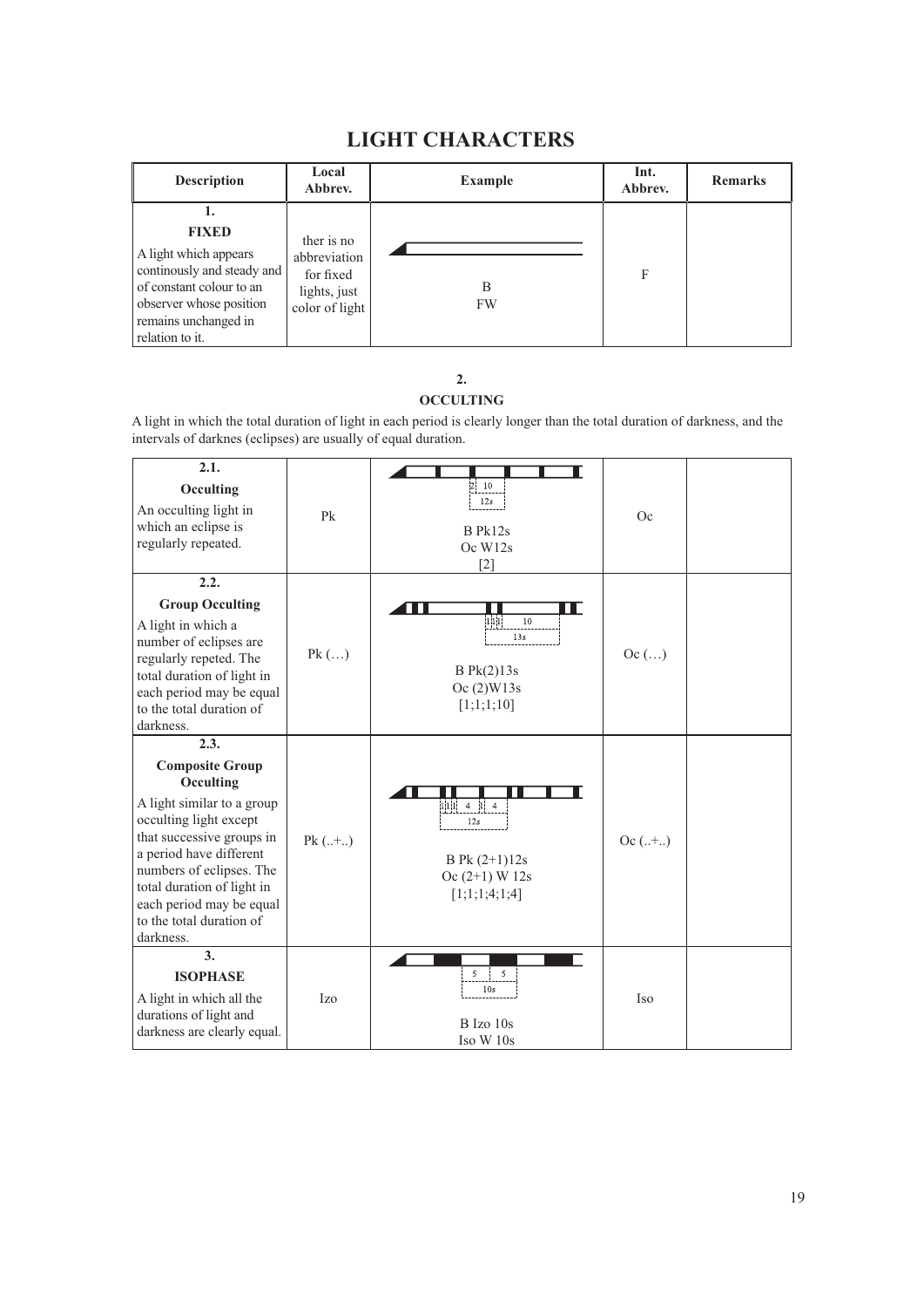# LIGHT CHARACTERS

| Description | Local Abbrev. | Example | Int. Abbrev. | Remarks |
|---|---|---|---|---|
| **1.** **FIXED** A light which appears continously and steady and of constant colour to an observer whose position remains unchanged in relation to it. | ther is no abbreviation for fixed lights, just color of light | B FW | F | |

**2.**
**OCCULTING**

A light in which the total duration of light in each period is clearly longer than the total duration of darkness, and the intervals of darknes (eclipses) are usually of equal duration.

| Description | Local Abbrev. | Example | Int. Abbrev. | Remarks |
|---|---|---|---|---|
| **2.1.** **Occulting** An occulting light in which an eclipse is regularly repeated. | Pk | 2 10 12s B Pk12s Oc W12s [2] | Oc | |
| **2.2.** **Group Occulting** A light in which a number of eclipses are regularly repeted. The total duration of light in each period may be equal to the total duration of darkness. | Pk (…) | 1 1 1 10 13s B Pk(2)13s Oc (2)W13s [1;1;1;10] | Oc (…) | |
| **2.3.** **Composite Group Occulting** A light similar to a group occulting light except that successive groups in a period have different numbers of eclipses. The total duration of light in each period may be equal to the total duration of darkness. | Pk (..+..) | 1 1 1 4 1 4 12s B Pk (2+1)12s Oc (2+1) W 12s [1;1;1;4;1;4] | Oc (..+..) | |
| **3.** **ISOPHASE** A light in which all the durations of light and darkness are clearly equal. | Izo | 5 5 10s B Izo 10s Iso W 10s | Iso | |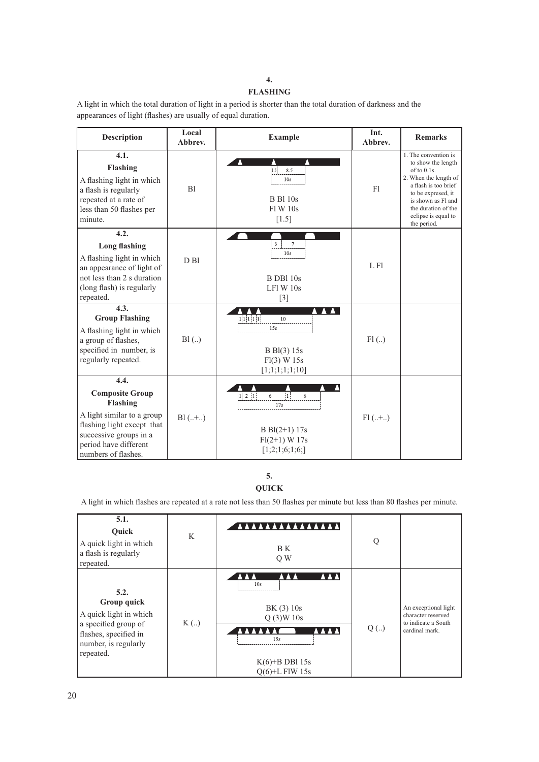## 4.
## FLASHING

A light in which the total duration of light in a period is shorter than the total duration of darkness and the appearances of light (flashes) are usually of equal duration.

| Description | Local Abbrev. | Example | Int. Abbrev. | Remarks |
|---|---|---|---|---|
| **4.1. Flashing** A flashing light in which a flash is regularly repeated at a rate of less than 50 flashes per minute. | Bl | 1.5 8.5 10s B Bl 10s Fl W 10s [1.5] | Fl | 1. The convention is to show the length of to 0.1s. 2. When the length of a flash is too brief to be expresed, it is shown as Fl and the duration of the eclipse is equal to the period. |
| **4.2. Long flashing** A flashing light in which an appearance of light of not less than 2 s duration (long flash) is regularly repeated. | D Bl | 3 7 10s B DBl 10s LFl W 10s [3] | L Fl | |
| **4.3. Group Flashing** A flashing light in which a group of flashes, specified in number, is regularly repeated. | Bl (..) | 1 1 1 1 1 10 15s B Bl(3) 15s Fl(3) W 15s [1;1;1;1;1;10] | Fl (..) | |
| **4.4. Composite Group Flashing** A light similar to a group flashing light except that successive groups in a period have different numbers of flashes. | Bl (..+..) | 1 2 1 6 1 6 17s B Bl(2+1) 17s Fl(2+1) W 17s [1;2;1;6;1;6;] | Fl (..+..) | |

## 5.
## QUICK

A light in which flashes are repeated at a rate not less than 50 flashes per minute but less than 80 flashes per minute.

| Description | Local Abbrev. | Example | Int. Abbrev. | Remarks |
|---|---|---|---|---|
| **5.1. Quick** A quick light in which a flash is regularly repeated. | K | B K Q W | Q | |
| **5.2. Group quick** A quick light in which a specified group of flashes, specified in number, is regularly repeated. | K (..) | 10s BK (3) 10s Q (3)W 10s — 15s K(6)+B DBl 15s Q(6)+L FlW 15s | Q (..) | An exceptional light character reserved to indicate a South cardinal mark. |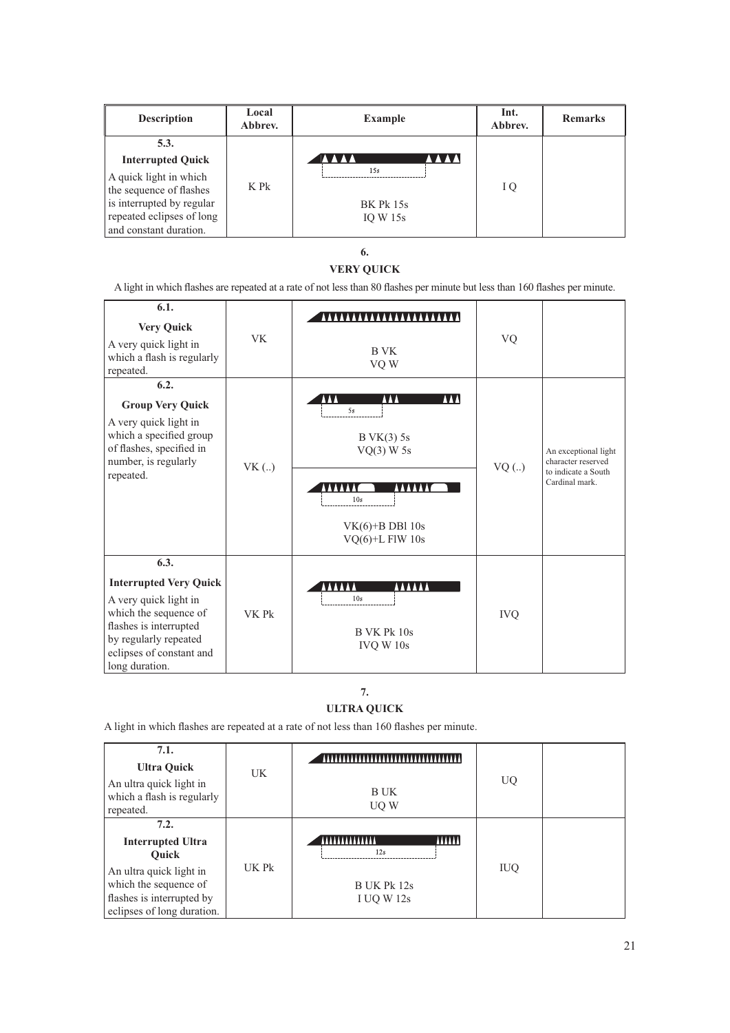| Description | Local Abbrev. | Example | Int. Abbrev. | Remarks |
|---|---|---|---|---|
| **5.3.** **Interrupted Quick** A quick light in which the sequence of flashes is interrupted by regular repeated eclipses of long and constant duration. | K Pk | 15s BK Pk 15s IQ W 15s | I Q | |

## 6. VERY QUICK

A light in which flashes are repeated at a rate of not less than 80 flashes per minute but less than 160 flashes per minute.

| Description | Local Abbrev. | Example | Int. Abbrev. | Remarks |
|---|---|---|---|---|
| **6.1.** **Very Quick** A very quick light in which a flash is regularly repeated. | VK | B VK VQ W | VQ | |
| **6.2.** **Group Very Quick** A very quick light in which a specified group of flashes, specified in number, is regularly repeated. | VK (..) | 5s B VK(3) 5s VQ(3) W 5s; 10s VK(6)+B DBl 10s VQ(6)+L FlW 10s | VQ (..) | An exceptional light character reserved to indicate a South Cardinal mark. |
| **6.3.** **Interrupted Very Quick** A very quick light in which the sequence of flashes is interrupted by regularly repeated eclipses of constant and long duration. | VK Pk | 10s B VK Pk 10s IVQ W 10s | IVQ | |

## 7. ULTRA QUICK

A light in which flashes are repeated at a rate of not less than 160 flashes per minute.

| Description | Local Abbrev. | Example | Int. Abbrev. | Remarks |
|---|---|---|---|---|
| **7.1.** **Ultra Quick** An ultra quick light in which a flash is regularly repeated. | UK | B UK UQ W | UQ | |
| **7.2.** **Interrupted Ultra Quick** An ultra quick light in which the sequence of flashes is interrupted by eclipses of long duration. | UK Pk | 12s B UK Pk 12s I UQ W 12s | IUQ | |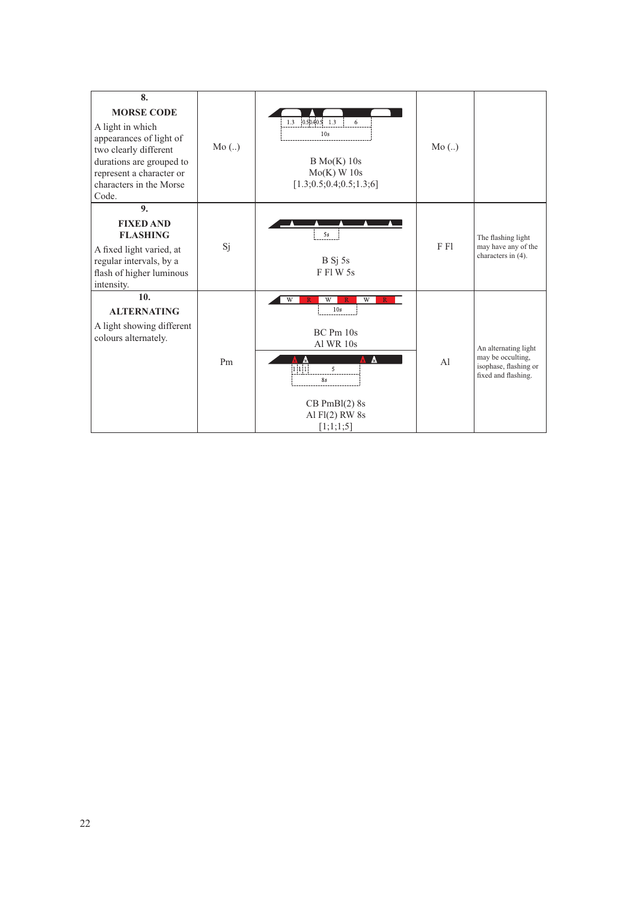| | | | | |
|---|---|---|---|---|
| **8.** **MORSE CODE** A light in which appearances of light of two clearly different durations are grouped to represent a character or characters in the Morse Code. | Mo (..) | 1.3 0.5 0.4 0.5 1.3 6 10s B Mo(K) 10s Mo(K) W 10s [1.3;0.5;0.4;0.5;1.3;6] | Mo (..) | |
| **9.** **FIXED AND FLASHING** A fixed light varied, at regular intervals, by a flash of higher luminous intensity. | Sj | 5s B Sj 5s F Fl W 5s | F Fl | The flashing light may have any of the characters in (4). |
| **10.** **ALTERNATING** A light showing different colours alternately. | Pm | W R W R W R 10s BC Pm 10s Al WR 10s 1 1 1 5 8s CB PmBl(2) 8s Al Fl(2) RW 8s [1;1;1;5] | Al | An alternating light may be occulting, isophase, flashing or fixed and flashing. |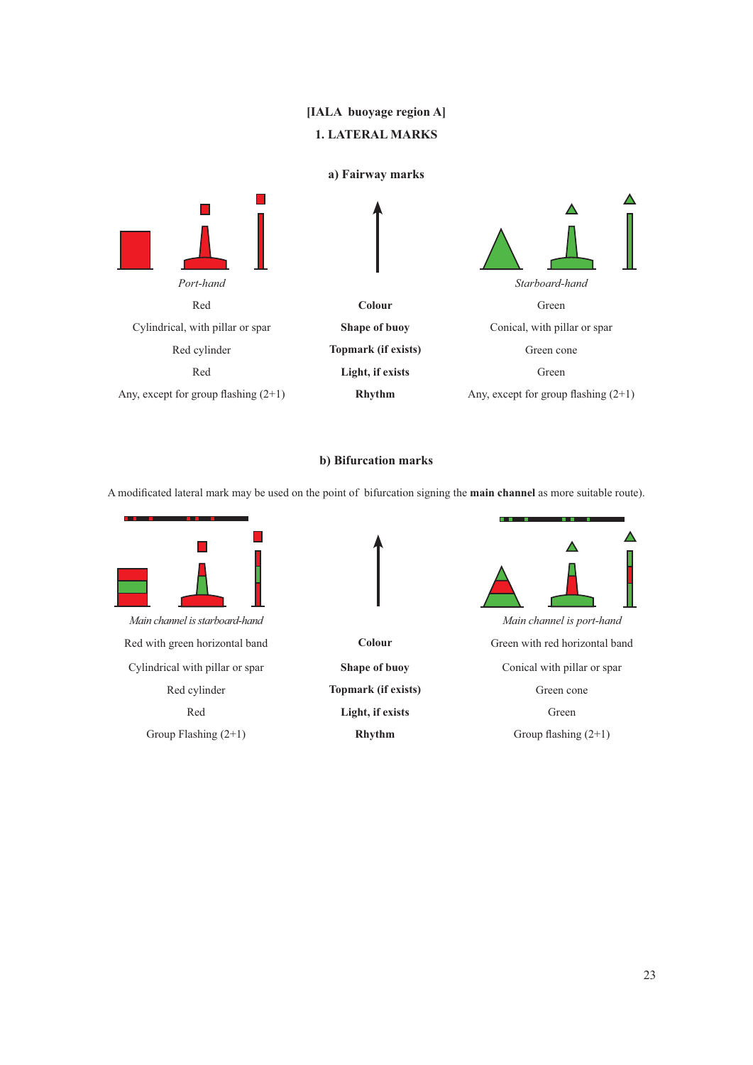**[IALA buoyage region A]**

## 1. LATERAL MARKS

### a) Fairway marks

| *Port-hand* | | *Starboard-hand* |
|---|---|---|
| Red | **Colour** | Green |
| Cylindrical, with pillar or spar | **Shape of buoy** | Conical, with pillar or spar |
| Red cylinder | **Topmark (if exists)** | Green cone |
| Red | **Light, if exists** | Green |
| Any, except for group flashing (2+1) | **Rhythm** | Any, except for group flashing (2+1) |

### b) Bifurcation marks

A modificated lateral mark may be used on the point of bifurcation signing the **main channel** as more suitable route).

| *Main channel is starboard-hand* | | *Main channel is port-hand* |
|---|---|---|
| Red with green horizontal band | **Colour** | Green with red horizontal band |
| Cylindrical with pillar or spar | **Shape of buoy** | Conical with pillar or spar |
| Red cylinder | **Topmark (if exists)** | Green cone |
| Red | **Light, if exists** | Green |
| Group Flashing (2+1) | **Rhythm** | Group flashing (2+1) |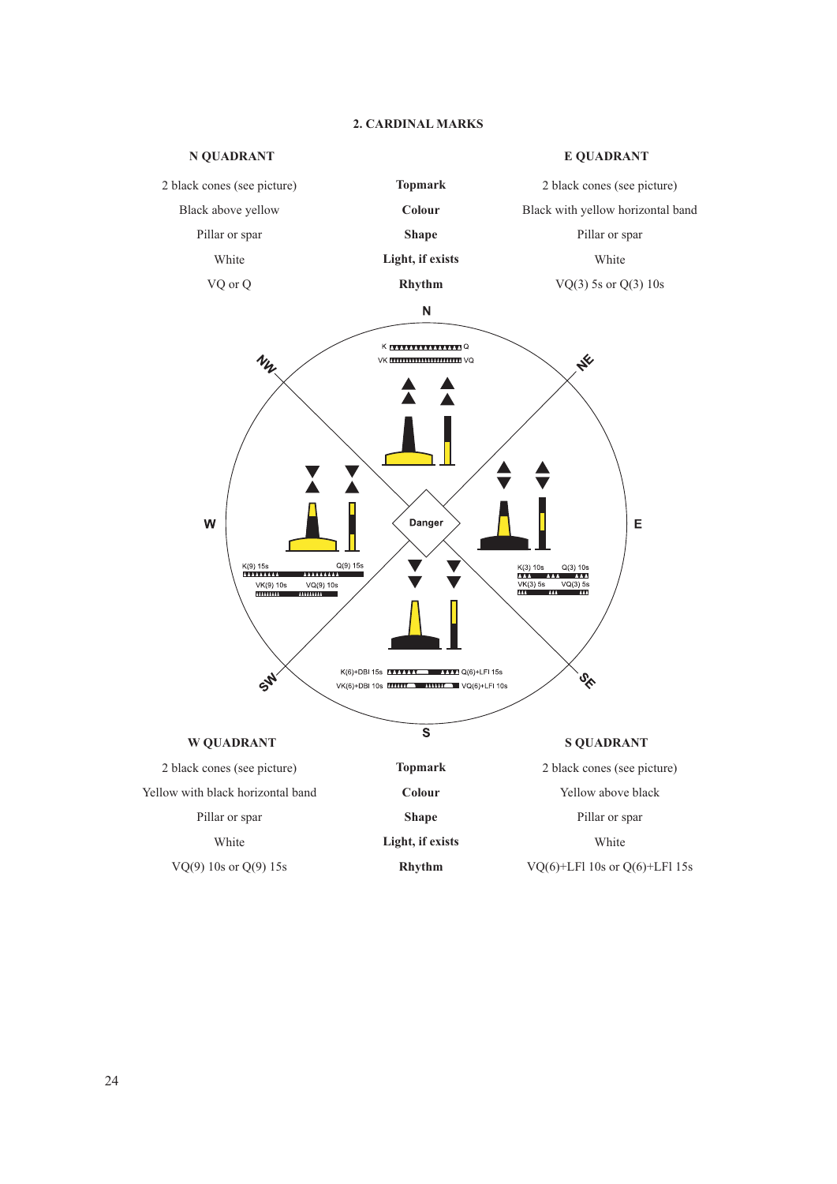## 2. CARDINAL MARKS

| N QUADRANT | | E QUADRANT |
|---|---|---|
| 2 black cones (see picture) | **Topmark** | 2 black cones (see picture) |
| Black above yellow | **Colour** | Black with yellow horizontal band |
| Pillar or spar | **Shape** | Pillar or spar |
| White | **Light, if exists** | White |
| VQ or Q | **Rhythm** | VQ(3) 5s or Q(3) 10s |

N

K Q

VK VQ

NW NE

W Danger E

K(9) 15s Q(9) 15s

VK(9) 10s VQ(9) 10s

K(3) 10s Q(3) 10s

VK(3) 5s VQ(3) 5s

SW SE

K(6)+DBl 15s Q(6)+LFl 15s

VK(6)+DBl 10s VQ(6)+LFl 10s

S

| W QUADRANT | | S QUADRANT |
|---|---|---|
| 2 black cones (see picture) | **Topmark** | 2 black cones (see picture) |
| Yellow with black horizontal band | **Colour** | Yellow above black |
| Pillar or spar | **Shape** | Pillar or spar |
| White | **Light, if exists** | White |
| VQ(9) 10s or Q(9) 15s | **Rhythm** | VQ(6)+LFl 10s or Q(6)+LFl 15s |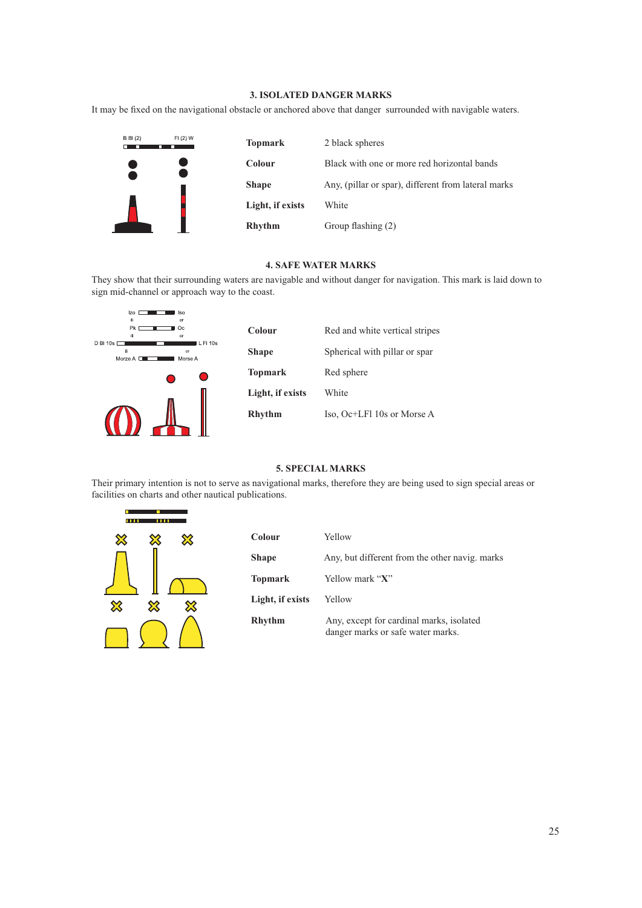### 3. ISOLATED DANGER MARKS

It may be fixed on the navigational obstacle or anchored above that danger surrounded with navigable waters.

| | |
|---|---|
| **Topmark** | 2 black spheres |
| **Colour** | Black with one or more red horizontal bands |
| **Shape** | Any, (pillar or spar), different from lateral marks |
| **Light, if exists** | White |
| **Rhythm** | Group flashing (2) |

### 4. SAFE WATER MARKS

They show that their surrounding waters are navigable and without danger for navigation. This mark is laid down to sign mid-channel or approach way to the coast.

| | |
|---|---|
| **Colour** | Red and white vertical stripes |
| **Shape** | Spherical with pillar or spar |
| **Topmark** | Red sphere |
| **Light, if exists** | White |
| **Rhythm** | Iso, Oc+LFl 10s or Morse A |

### 5. SPECIAL MARKS

Their primary intention is not to serve as navigational marks, therefore they are being used to sign special areas or facilities on charts and other nautical publications.

| | |
|---|---|
| **Colour** | Yellow |
| **Shape** | Any, but different from the other navig. marks |
| **Topmark** | Yellow mark "**X**" |
| **Light, if exists** | Yellow |
| **Rhythm** | Any, except for cardinal marks, isolated danger marks or safe water marks. |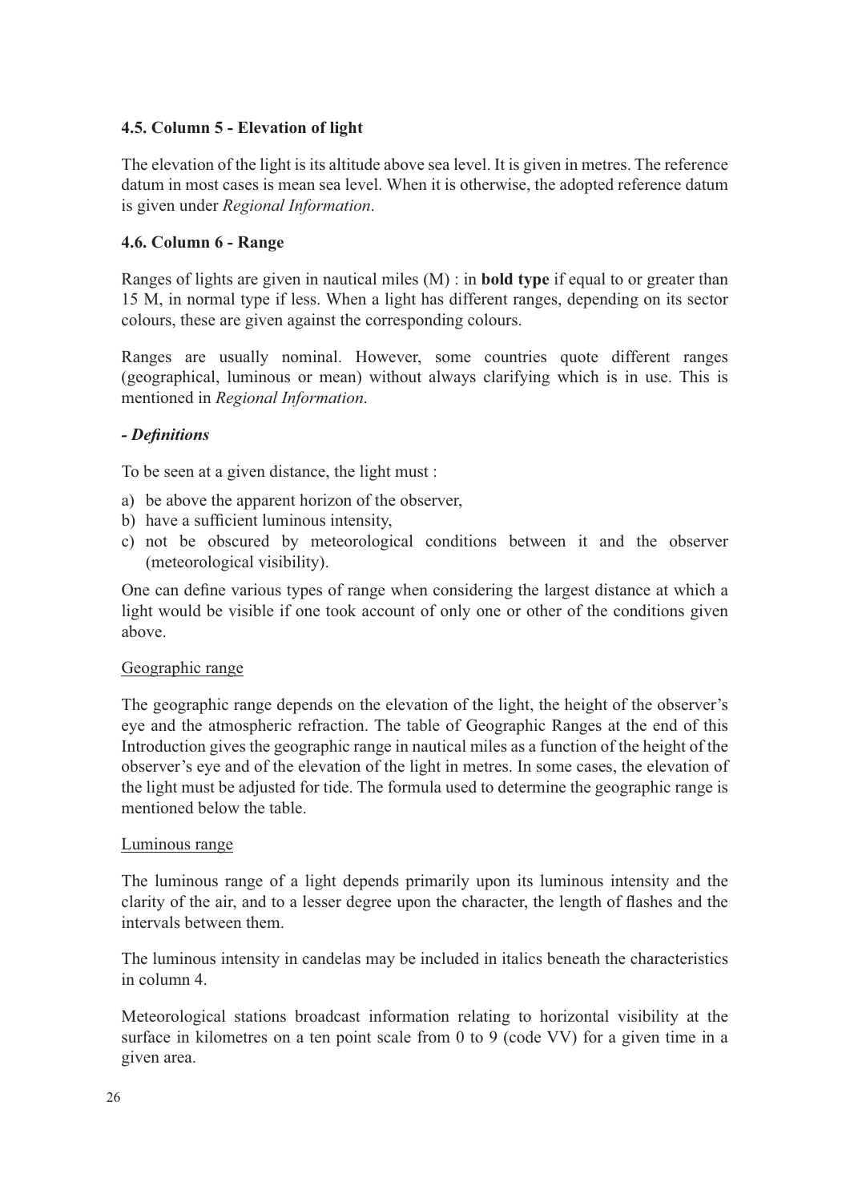### 4.5. Column 5 - Elevation of light

The elevation of the light is its altitude above sea level. It is given in metres. The reference datum in most cases is mean sea level. When it is otherwise, the adopted reference datum is given under *Regional Information*.

### 4.6. Column 6 - Range

Ranges of lights are given in nautical miles (M) : in **bold type** if equal to or greater than 15 M, in normal type if less. When a light has different ranges, depending on its sector colours, these are given against the corresponding colours.

Ranges are usually nominal. However, some countries quote different ranges (geographical, luminous or mean) without always clarifying which is in use. This is mentioned in *Regional Information*.

***- Definitions***

To be seen at a given distance, the light must :

a) be above the apparent horizon of the observer,
b) have a sufficient luminous intensity,
c) not be obscured by meteorological conditions between it and the observer (meteorological visibility).

One can define various types of range when considering the largest distance at which a light would be visible if one took account of only one or other of the conditions given above.

<u>Geographic range</u>

The geographic range depends on the elevation of the light, the height of the observer's eye and the atmospheric refraction. The table of Geographic Ranges at the end of this Introduction gives the geographic range in nautical miles as a function of the height of the observer's eye and of the elevation of the light in metres. In some cases, the elevation of the light must be adjusted for tide. The formula used to determine the geographic range is mentioned below the table.

<u>Luminous range</u>

The luminous range of a light depends primarily upon its luminous intensity and the clarity of the air, and to a lesser degree upon the character, the length of flashes and the intervals between them.

The luminous intensity in candelas may be included in italics beneath the characteristics in column 4.

Meteorological stations broadcast information relating to horizontal visibility at the surface in kilometres on a ten point scale from 0 to 9 (code VV) for a given time in a given area.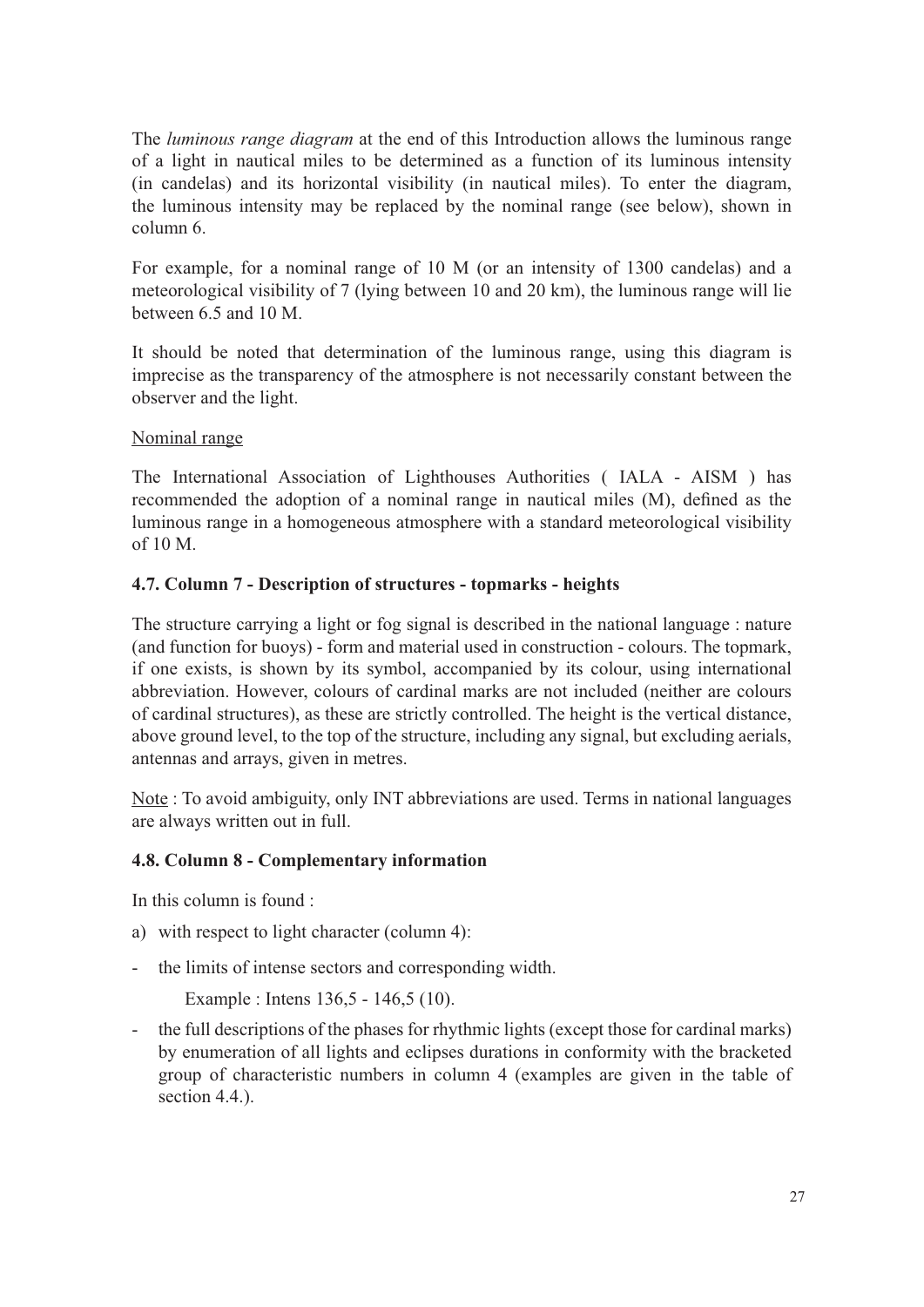The *luminous range diagram* at the end of this Introduction allows the luminous range of a light in nautical miles to be determined as a function of its luminous intensity (in candelas) and its horizontal visibility (in nautical miles). To enter the diagram, the luminous intensity may be replaced by the nominal range (see below), shown in column 6.

For example, for a nominal range of 10 M (or an intensity of 1300 candelas) and a meteorological visibility of 7 (lying between 10 and 20 km), the luminous range will lie between 6.5 and 10 M.

It should be noted that determination of the luminous range, using this diagram is imprecise as the transparency of the atmosphere is not necessarily constant between the observer and the light.

<u>Nominal range</u>

The International Association of Lighthouses Authorities ( IALA - AISM ) has recommended the adoption of a nominal range in nautical miles (M), defined as the luminous range in a homogeneous atmosphere with a standard meteorological visibility of 10 M.

### 4.7. Column 7 - Description of structures - topmarks - heights

The structure carrying a light or fog signal is described in the national language : nature (and function for buoys) - form and material used in construction - colours. The topmark, if one exists, is shown by its symbol, accompanied by its colour, using international abbreviation. However, colours of cardinal marks are not included (neither are colours of cardinal structures), as these are strictly controlled. The height is the vertical distance, above ground level, to the top of the structure, including any signal, but excluding aerials, antennas and arrays, given in metres.

<u>Note</u> : To avoid ambiguity, only INT abbreviations are used. Terms in national languages are always written out in full.

### 4.8. Column 8 - Complementary information

In this column is found :

a) with respect to light character (column 4):

- the limits of intense sectors and corresponding width.

  Example : Intens 136,5 - 146,5 (10).

- the full descriptions of the phases for rhythmic lights (except those for cardinal marks) by enumeration of all lights and eclipses durations in conformity with the bracketed group of characteristic numbers in column 4 (examples are given in the table of section 4.4.).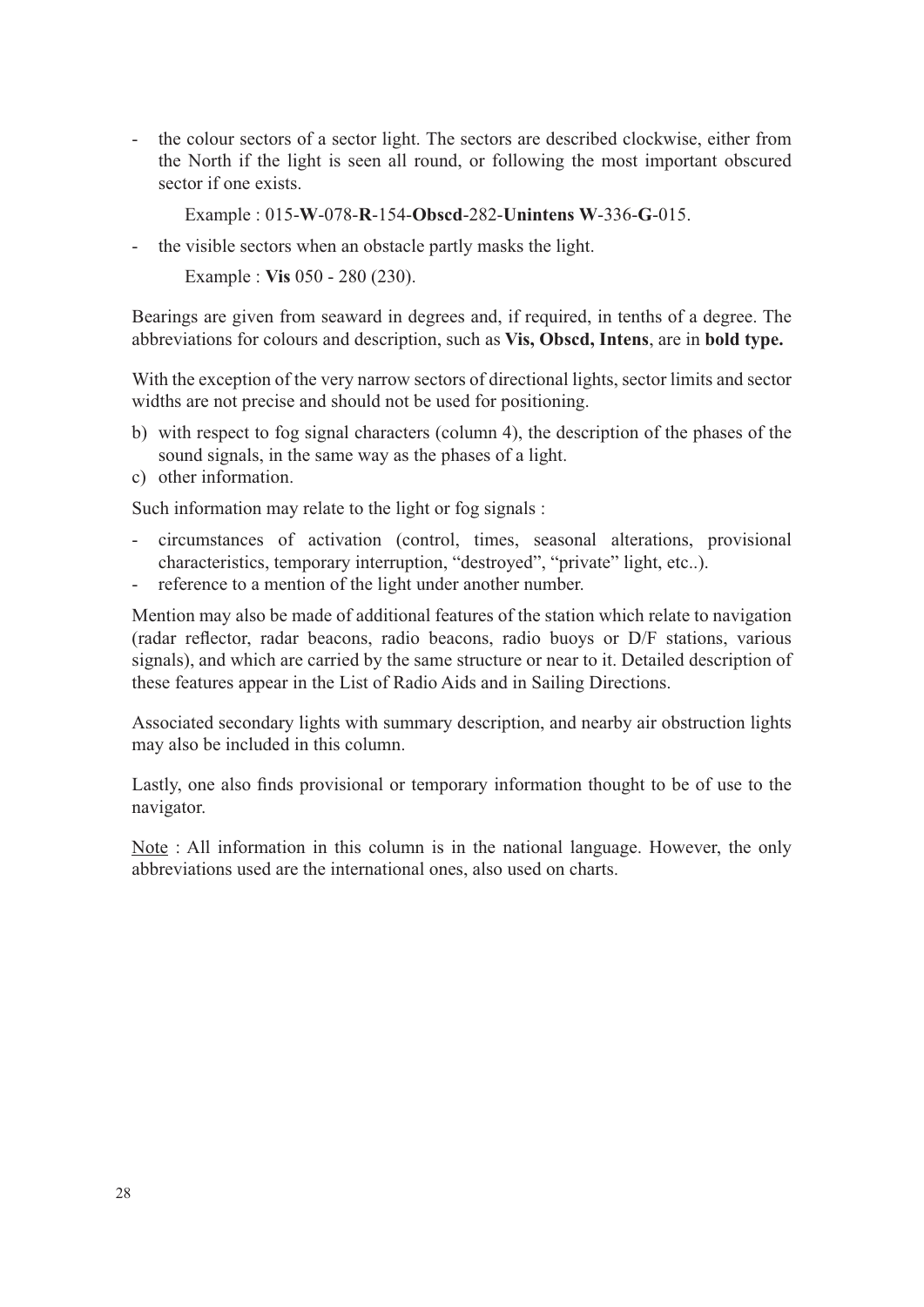- the colour sectors of a sector light. The sectors are described clockwise, either from the North if the light is seen all round, or following the most important obscured sector if one exists.

  Example : 015-**W**-078-**R**-154-**Obscd**-282-**Unintens W**-336-**G**-015.

- the visible sectors when an obstacle partly masks the light.

  Example : **Vis** 050 - 280 (230).

Bearings are given from seaward in degrees and, if required, in tenths of a degree. The abbreviations for colours and description, such as **Vis, Obscd, Intens**, are in **bold type.**

With the exception of the very narrow sectors of directional lights, sector limits and sector widths are not precise and should not be used for positioning.

b) with respect to fog signal characters (column 4), the description of the phases of the sound signals, in the same way as the phases of a light.
c) other information.

Such information may relate to the light or fog signals :

- circumstances of activation (control, times, seasonal alterations, provisional characteristics, temporary interruption, "destroyed", "private" light, etc..).
- reference to a mention of the light under another number.

Mention may also be made of additional features of the station which relate to navigation (radar reflector, radar beacons, radio beacons, radio buoys or D/F stations, various signals), and which are carried by the same structure or near to it. Detailed description of these features appear in the List of Radio Aids and in Sailing Directions.

Associated secondary lights with summary description, and nearby air obstruction lights may also be included in this column.

Lastly, one also finds provisional or temporary information thought to be of use to the navigator.

<u>Note</u> : All information in this column is in the national language. However, the only abbreviations used are the international ones, also used on charts.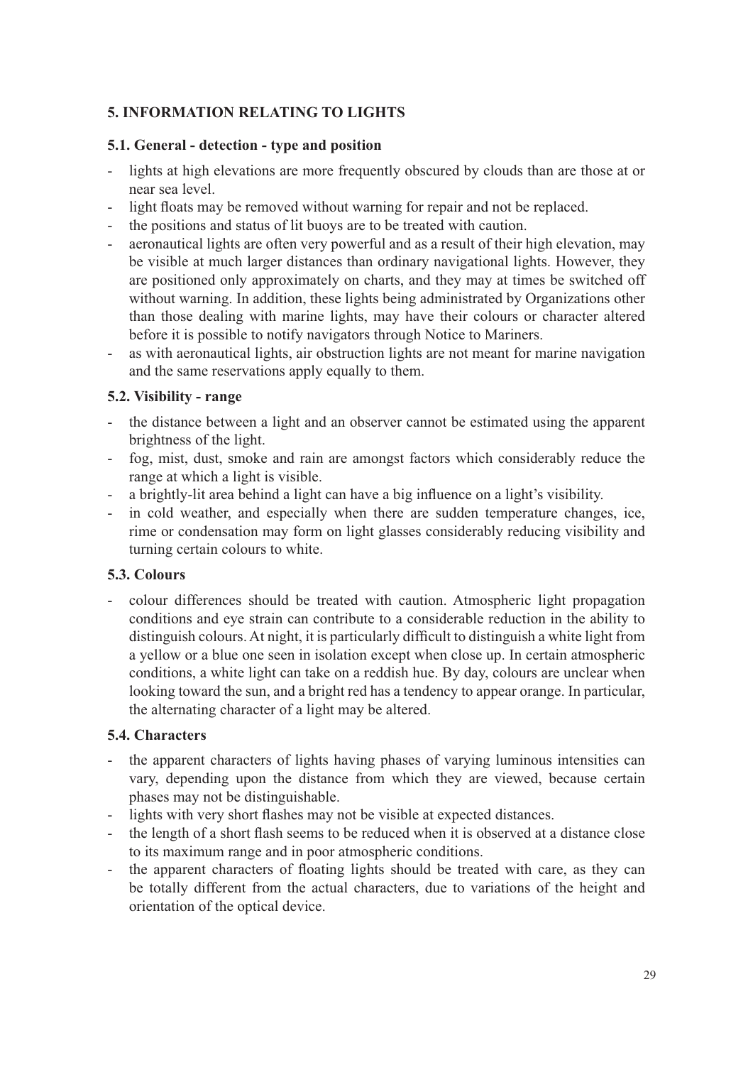## 5. INFORMATION RELATING TO LIGHTS

### 5.1. General - detection - type and position

- lights at high elevations are more frequently obscured by clouds than are those at or near sea level.
- light floats may be removed without warning for repair and not be replaced.
- the positions and status of lit buoys are to be treated with caution.
- aeronautical lights are often very powerful and as a result of their high elevation, may be visible at much larger distances than ordinary navigational lights. However, they are positioned only approximately on charts, and they may at times be switched off without warning. In addition, these lights being administrated by Organizations other than those dealing with marine lights, may have their colours or character altered before it is possible to notify navigators through Notice to Mariners.
- as with aeronautical lights, air obstruction lights are not meant for marine navigation and the same reservations apply equally to them.

### 5.2. Visibility - range

- the distance between a light and an observer cannot be estimated using the apparent brightness of the light.
- fog, mist, dust, smoke and rain are amongst factors which considerably reduce the range at which a light is visible.
- a brightly-lit area behind a light can have a big influence on a light's visibility.
- in cold weather, and especially when there are sudden temperature changes, ice, rime or condensation may form on light glasses considerably reducing visibility and turning certain colours to white.

### 5.3. Colours

- colour differences should be treated with caution. Atmospheric light propagation conditions and eye strain can contribute to a considerable reduction in the ability to distinguish colours. At night, it is particularly difficult to distinguish a white light from a yellow or a blue one seen in isolation except when close up. In certain atmospheric conditions, a white light can take on a reddish hue. By day, colours are unclear when looking toward the sun, and a bright red has a tendency to appear orange. In particular, the alternating character of a light may be altered.

### 5.4. Characters

- the apparent characters of lights having phases of varying luminous intensities can vary, depending upon the distance from which they are viewed, because certain phases may not be distinguishable.
- lights with very short flashes may not be visible at expected distances.
- the length of a short flash seems to be reduced when it is observed at a distance close to its maximum range and in poor atmospheric conditions.
- the apparent characters of floating lights should be treated with care, as they can be totally different from the actual characters, due to variations of the height and orientation of the optical device.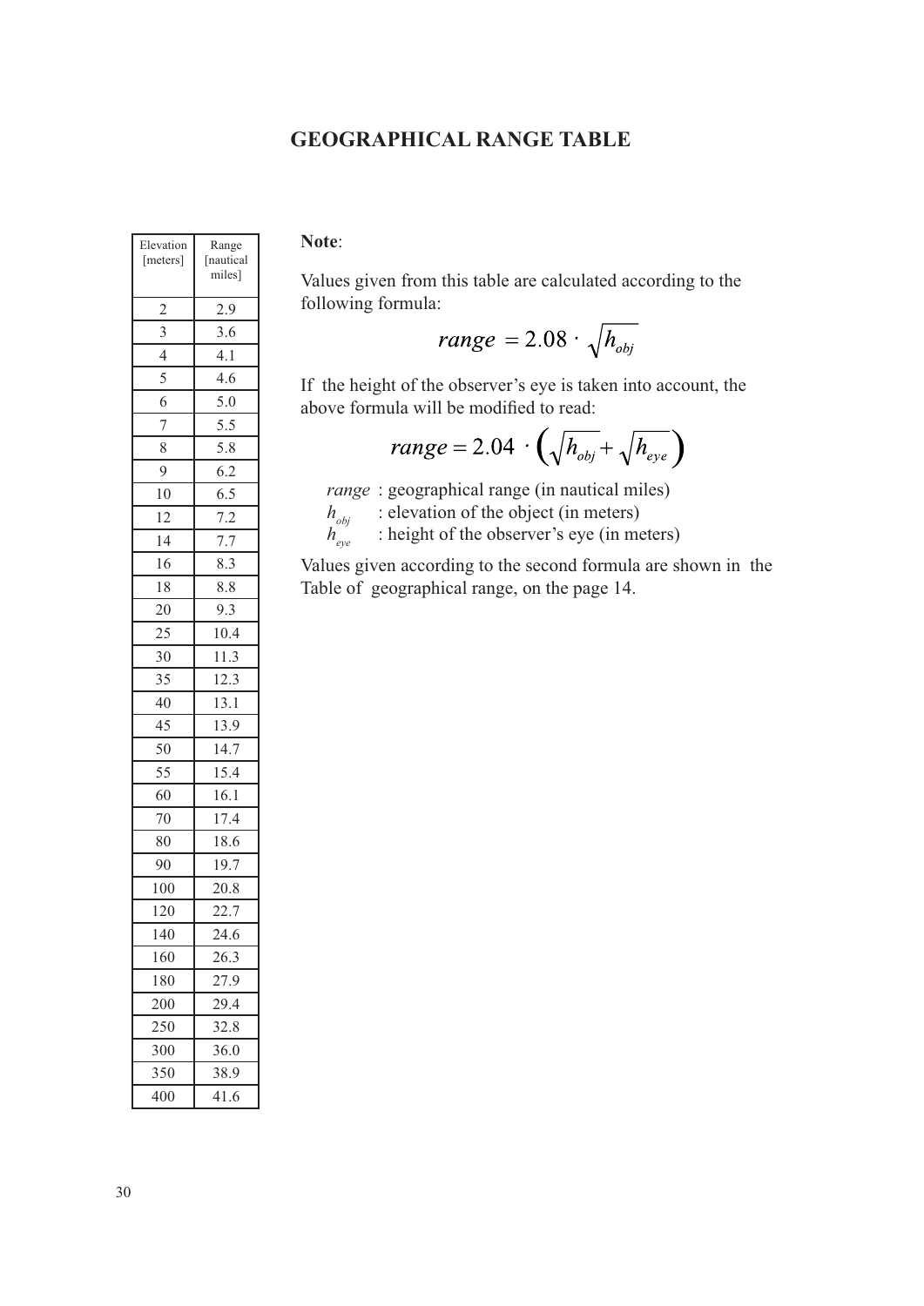# GEOGRAPHICAL RANGE TABLE

| Elevation [meters] | Range [nautical miles] |
|---|---|
| 2 | 2.9 |
| 3 | 3.6 |
| 4 | 4.1 |
| 5 | 4.6 |
| 6 | 5.0 |
| 7 | 5.5 |
| 8 | 5.8 |
| 9 | 6.2 |
| 10 | 6.5 |
| 12 | 7.2 |
| 14 | 7.7 |
| 16 | 8.3 |
| 18 | 8.8 |
| 20 | 9.3 |
| 25 | 10.4 |
| 30 | 11.3 |
| 35 | 12.3 |
| 40 | 13.1 |
| 45 | 13.9 |
| 50 | 14.7 |
| 55 | 15.4 |
| 60 | 16.1 |
| 70 | 17.4 |
| 80 | 18.6 |
| 90 | 19.7 |
| 100 | 20.8 |
| 120 | 22.7 |
| 140 | 24.6 |
| 160 | 26.3 |
| 180 | 27.9 |
| 200 | 29.4 |
| 250 | 32.8 |
| 300 | 36.0 |
| 350 | 38.9 |
| 400 | 41.6 |

**Note**:

Values given from this table are calculated according to the following formula:

$$range = 2.08 \cdot \sqrt{h_{obj}}$$

If the height of the observer's eye is taken into account, the above formula will be modified to read:

$$range = 2.04 \cdot \left(\sqrt{h_{obj}} + \sqrt{h_{eye}}\right)$$

*range* : geographical range (in nautical miles)
$h_{obj}$ : elevation of the object (in meters)
$h_{eye}$ : height of the observer's eye (in meters)

Values given according to the second formula are shown in the Table of geographical range, on the page 14.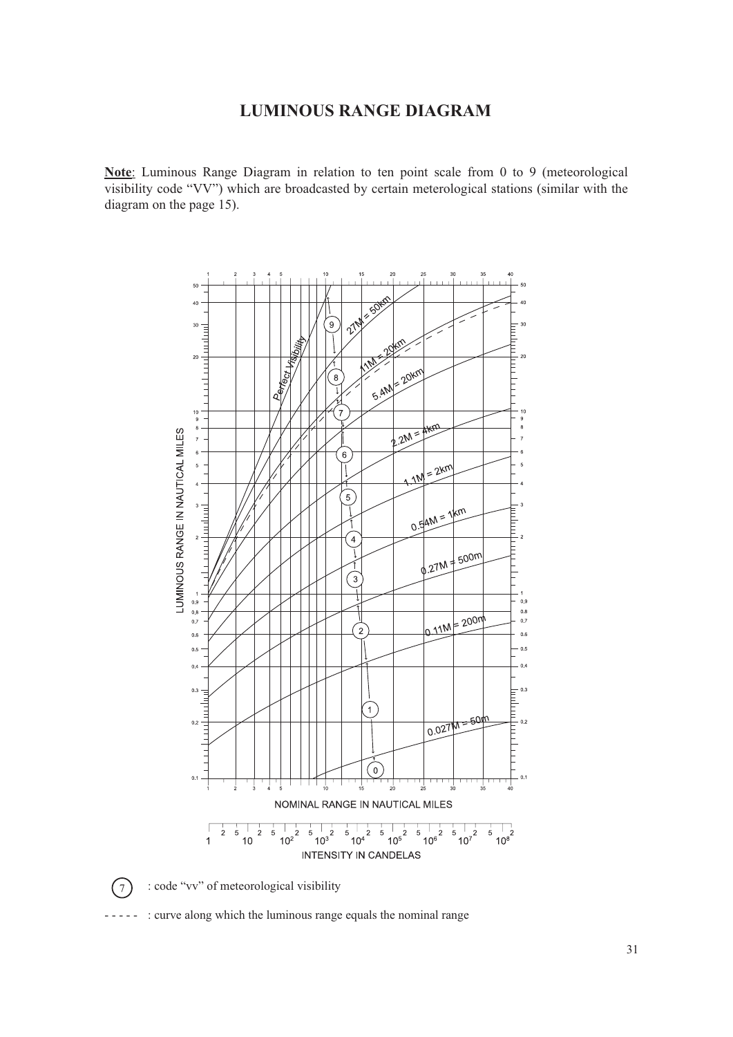# LUMINOUS RANGE DIAGRAM

**Note**: Luminous Range Diagram in relation to ten point scale from 0 to 9 (meteorological visibility code "VV") which are broadcasted by certain meterological stations (similar with the diagram on the page 15).

LUMINOUS RANGE IN NAUTICAL MILES

Perfect Visibility

27M = 50km

11M = 20km

5.4M = 20km

2.2M = 4km

1.1M = 2km

0.54M = 1km

0.27M = 500m

0.11M = 200m

0.027M = 50m

NOMINAL RANGE IN NAUTICAL MILES

INTENSITY IN CANDELAS

(7) : code "vv" of meteorological visibility

- - - - - : curve along which the luminous range equals the nominal range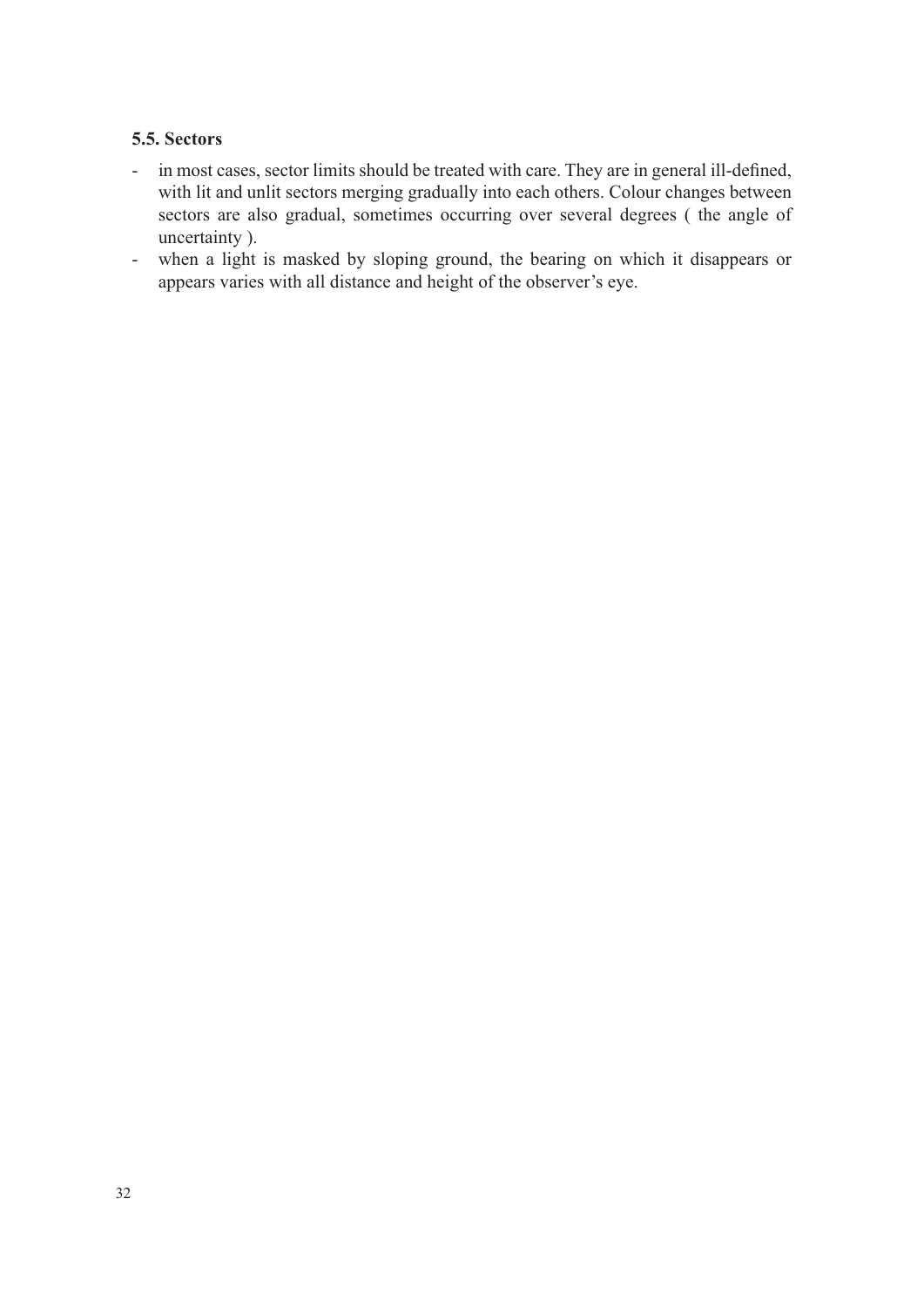### 5.5. Sectors

- in most cases, sector limits should be treated with care. They are in general ill-defined, with lit and unlit sectors merging gradually into each others. Colour changes between sectors are also gradual, sometimes occurring over several degrees ( the angle of uncertainty ).
- when a light is masked by sloping ground, the bearing on which it disappears or appears varies with all distance and height of the observer's eye.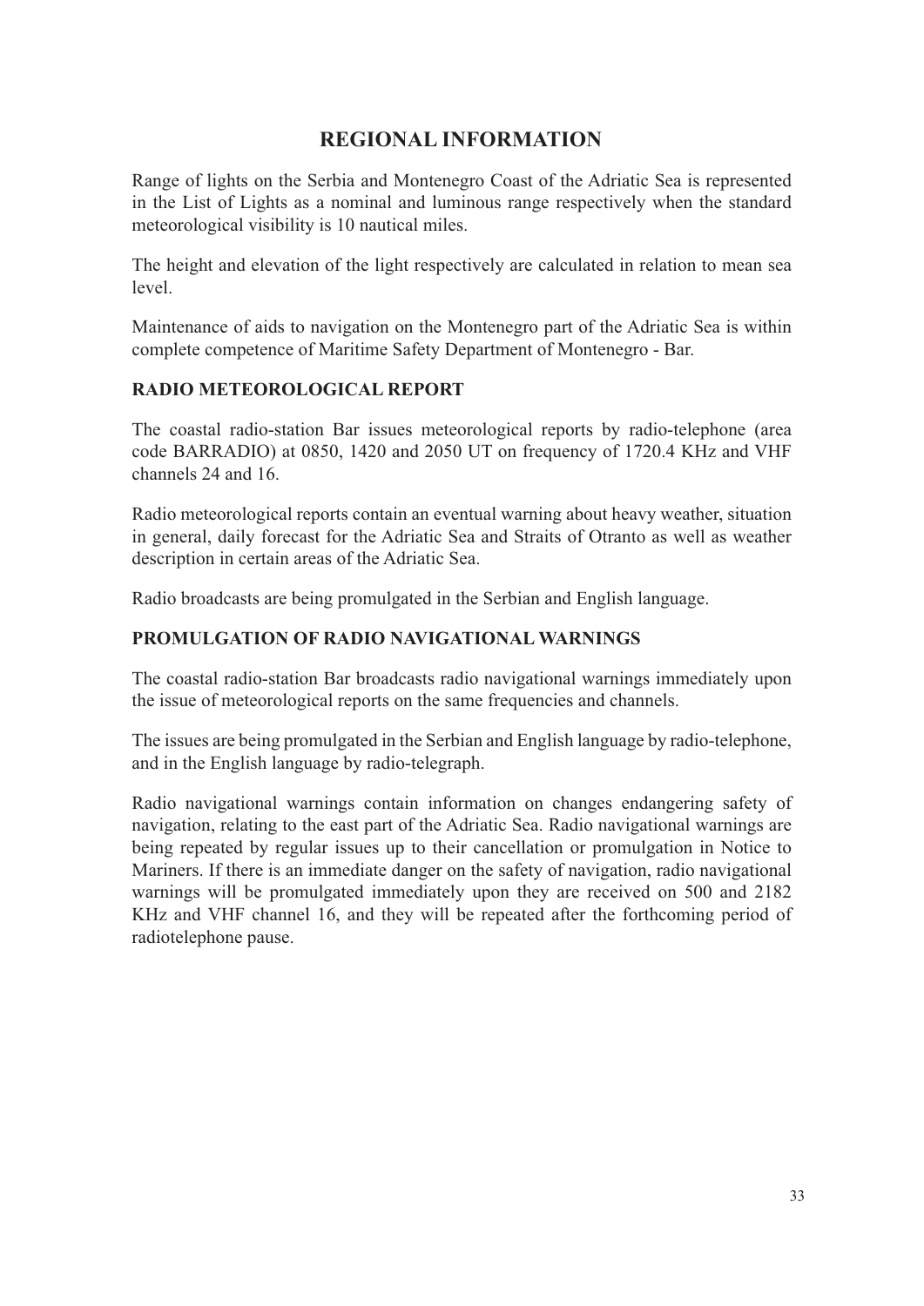# REGIONAL INFORMATION

Range of lights on the Serbia and Montenegro Coast of the Adriatic Sea is represented in the List of Lights as a nominal and luminous range respectively when the standard meteorological visibility is 10 nautical miles.

The height and elevation of the light respectively are calculated in relation to mean sea level.

Maintenance of aids to navigation on the Montenegro part of the Adriatic Sea is within complete competence of Maritime Safety Department of Montenegro - Bar.

## RADIO METEOROLOGICAL REPORT

The coastal radio-station Bar issues meteorological reports by radio-telephone (area code BARRADIO) at 0850, 1420 and 2050 UT on frequency of 1720.4 KHz and VHF channels 24 and 16.

Radio meteorological reports contain an eventual warning about heavy weather, situation in general, daily forecast for the Adriatic Sea and Straits of Otranto as well as weather description in certain areas of the Adriatic Sea.

Radio broadcasts are being promulgated in the Serbian and English language.

## PROMULGATION OF RADIO NAVIGATIONAL WARNINGS

The coastal radio-station Bar broadcasts radio navigational warnings immediately upon the issue of meteorological reports on the same frequencies and channels.

The issues are being promulgated in the Serbian and English language by radio-telephone, and in the English language by radio-telegraph.

Radio navigational warnings contain information on changes endangering safety of navigation, relating to the east part of the Adriatic Sea. Radio navigational warnings are being repeated by regular issues up to their cancellation or promulgation in Notice to Mariners. If there is an immediate danger on the safety of navigation, radio navigational warnings will be promulgated immediately upon they are received on 500 and 2182 KHz and VHF channel 16, and they will be repeated after the forthcoming period of radiotelephone pause.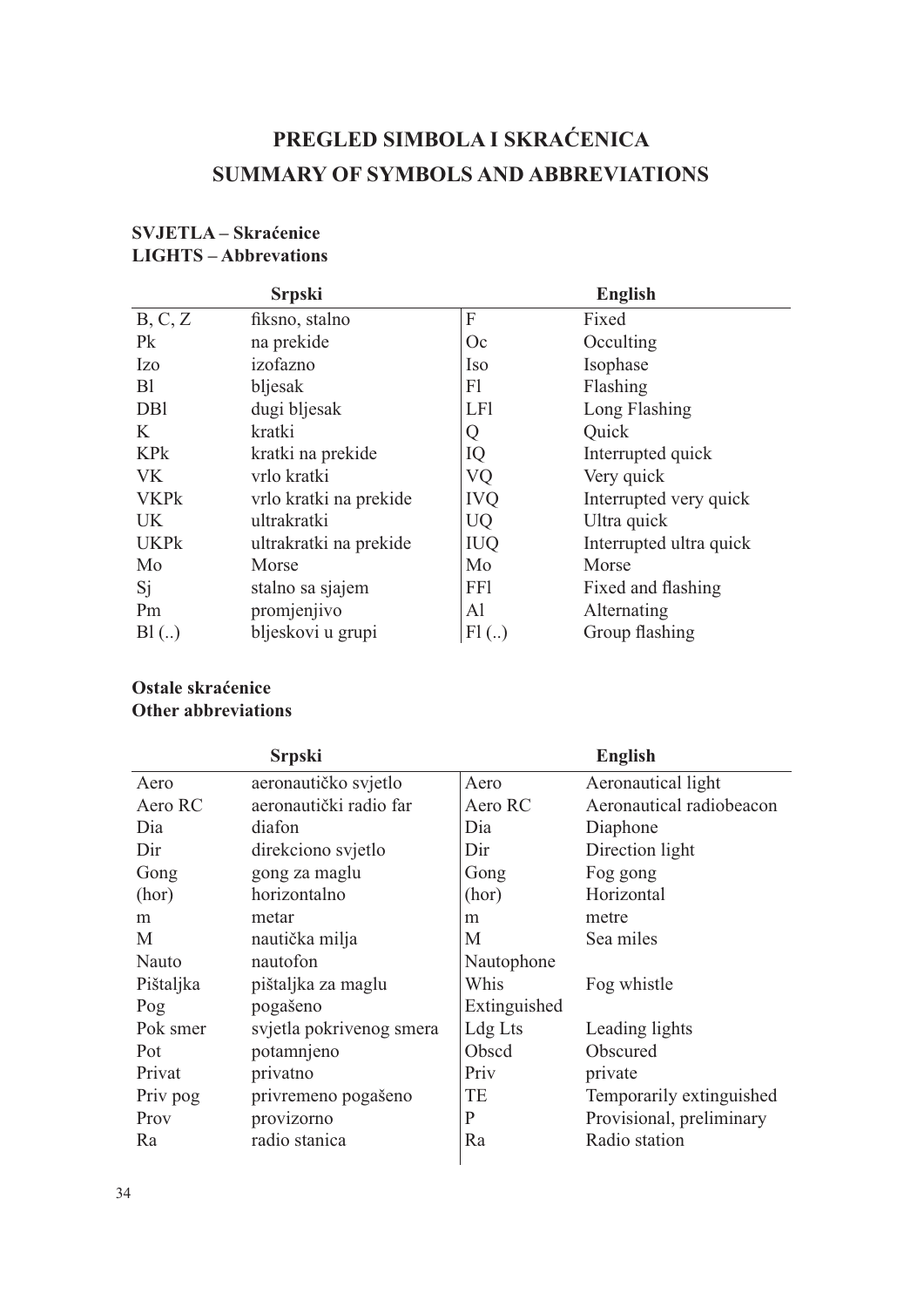# PREGLED SIMBOLA I SKRAĆENICA
# SUMMARY OF SYMBOLS AND ABBREVIATIONS

## SVJETLA – Skraćenice
## LIGHTS – Abbrevations

| Srpski | | English | |
|---|---|---|---|
| B, C, Z | fiksno, stalno | F | Fixed |
| Pk | na prekide | Oc | Occulting |
| Izo | izofazno | Iso | Isophase |
| Bl | bljesak | Fl | Flashing |
| DBl | dugi bljesak | LFl | Long Flashing |
| K | kratki | Q | Quick |
| KPk | kratki na prekide | IQ | Interrupted quick |
| VK | vrlo kratki | VQ | Very quick |
| VKPk | vrlo kratki na prekide | IVQ | Interrupted very quick |
| UK | ultrakratki | UQ | Ultra quick |
| UKPk | ultrakratki na prekide | IUQ | Interrupted ultra quick |
| Mo | Morse | Mo | Morse |
| Sj | stalno sa sjajem | FFl | Fixed and flashing |
| Pm | promjenjivo | Al | Alternating |
| Bl (..) | bljeskovi u grupi | Fl (..) | Group flashing |

## Ostale skraćenice
## Other abbreviations

| Srpski | | English | |
|---|---|---|---|
| Aero | aeronautičko svjetlo | Aero | Aeronautical light |
| Aero RC | aeronautički radio far | Aero RC | Aeronautical radiobeacon |
| Dia | diafon | Dia | Diaphone |
| Dir | direkciono svjetlo | Dir | Direction light |
| Gong | gong za maglu | Gong | Fog gong |
| (hor) | horizontalno | (hor) | Horizontal |
| m | metar | m | metre |
| M | nautička milja | M | Sea miles |
| Nauto | nautofon | Nautophone | |
| Pištaljka | pištaljka za maglu | Whis | Fog whistle |
| Pog | pogašeno | Extinguished | |
| Pok smer | svjetla pokrivenog smera | Ldg Lts | Leading lights |
| Pot | potamnjeno | Obscd | Obscured |
| Privat | privatno | Priv | private |
| Priv pog | privremeno pogašeno | TE | Temporarily extinguished |
| Prov | provizorno | P | Provisional, preliminary |
| Ra | radio stanica | Ra | Radio station |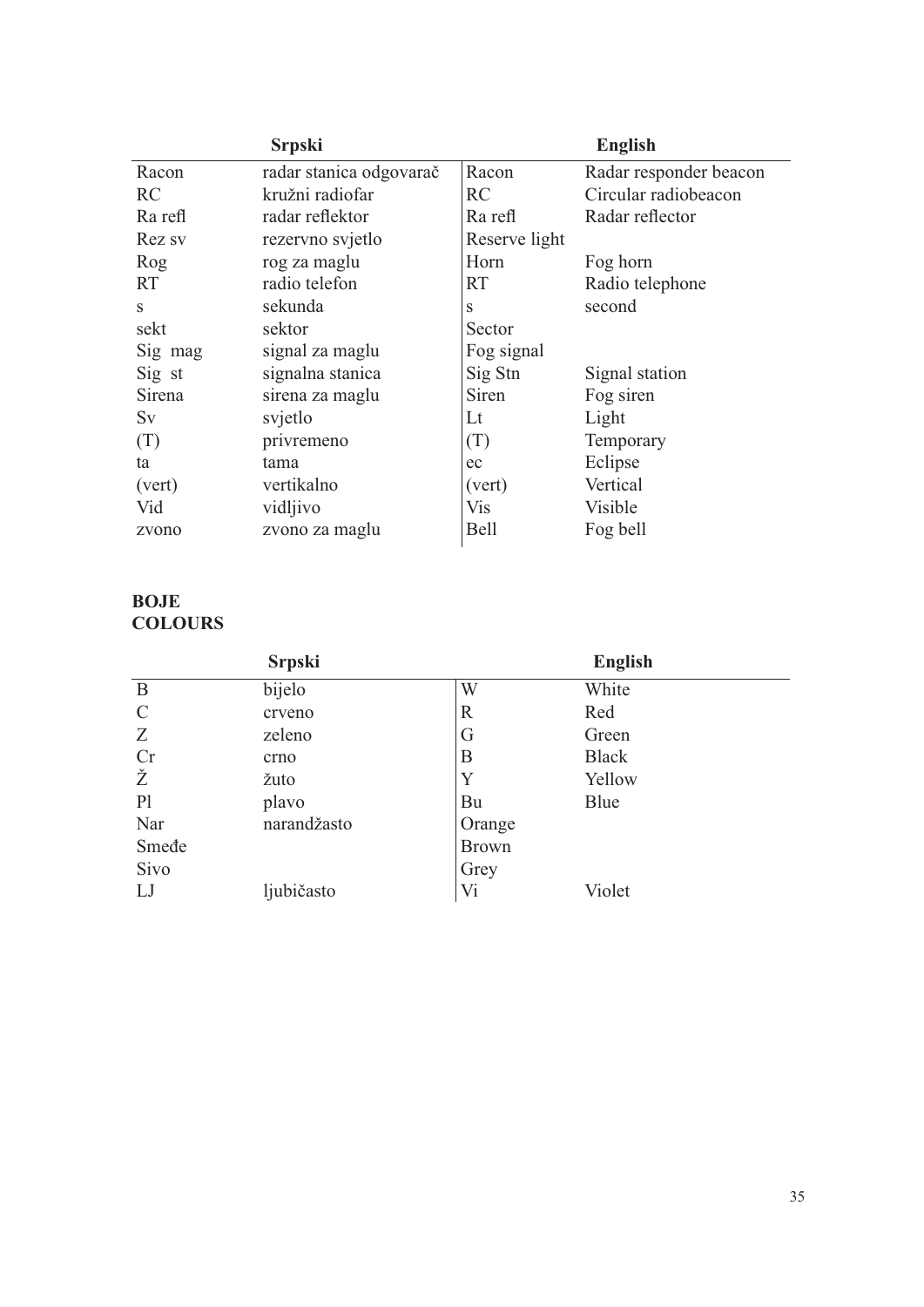| Srpski | | English | |
|---|---|---|---|
| Racon | radar stanica odgovarač | Racon | Radar responder beacon |
| RC | kružni radiofar | RC | Circular radiobeacon |
| Ra refl | radar reflektor | Ra refl | Radar reflector |
| Rez sv | rezervno svjetlo | Reserve light | |
| Rog | rog za maglu | Horn | Fog horn |
| RT | radio telefon | RT | Radio telephone |
| s | sekunda | s | second |
| sekt | sektor | Sector | |
| Sig mag | signal za maglu | Fog signal | |
| Sig st | signalna stanica | Sig Stn | Signal station |
| Sirena | sirena za maglu | Siren | Fog siren |
| Sv | svjetlo | Lt | Light |
| (T) | privremeno | (T) | Temporary |
| ta | tama | ec | Eclipse |
| (vert) | vertikalno | (vert) | Vertical |
| Vid | vidljivo | Vis | Visible |
| zvono | zvono za maglu | Bell | Fog bell |

**BOJE**
**COLOURS**

| Srpski | | English | |
|---|---|---|---|
| B | bijelo | W | White |
| C | crveno | R | Red |
| Z | zeleno | G | Green |
| Cr | crno | B | Black |
| Ž | žuto | Y | Yellow |
| Pl | plavo | Bu | Blue |
| Nar | narandžasto | Orange | |
| Smeđe | | Brown | |
| Sivo | | Grey | |
| LJ | ljubičasto | Vi | Violet |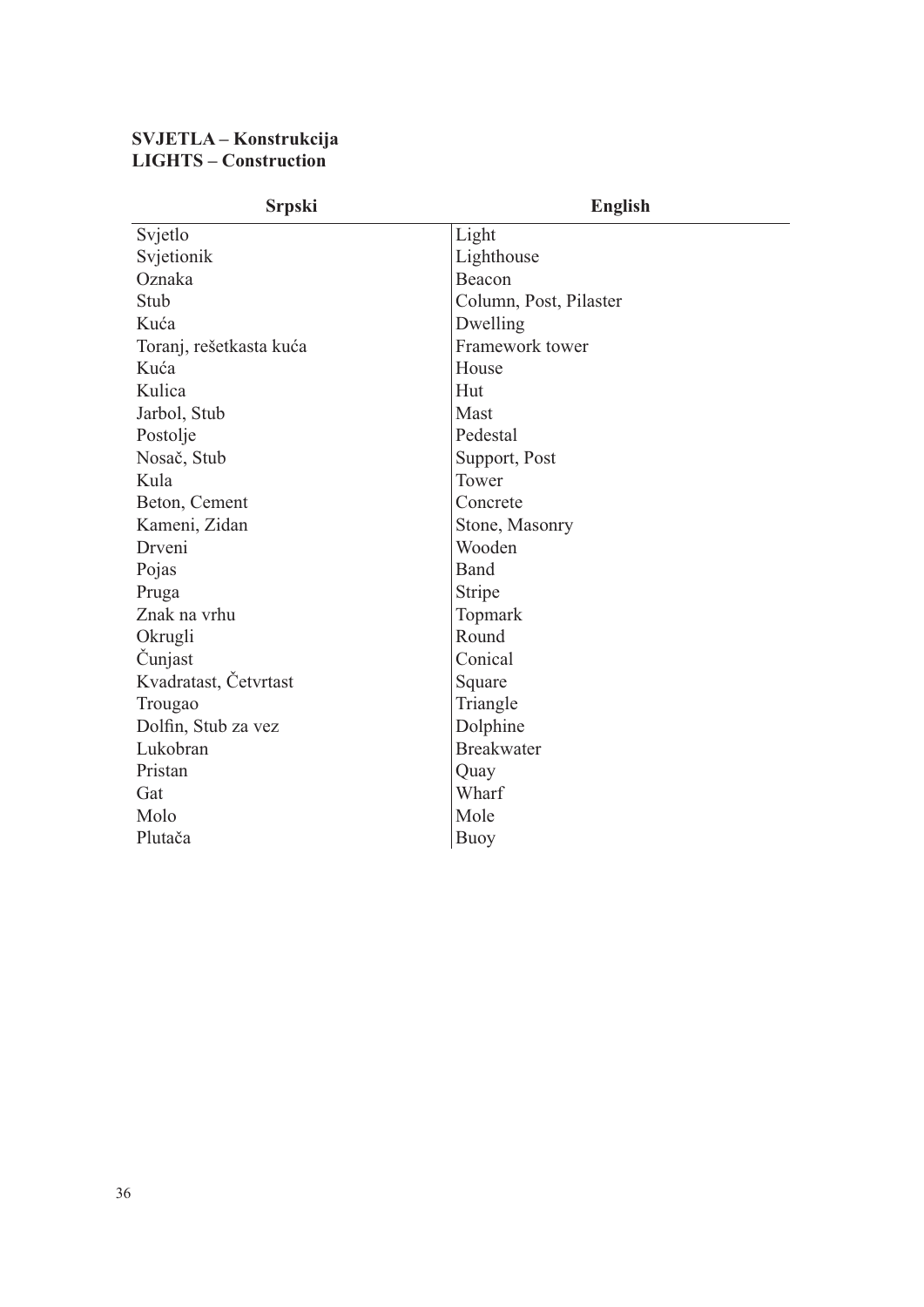**SVJETLA – Konstrukcija**
**LIGHTS – Construction**

| Srpski | English |
|---|---|
| Svjetlo | Light |
| Svjetionik | Lighthouse |
| Oznaka | Beacon |
| Stub | Column, Post, Pilaster |
| Kuća | Dwelling |
| Toranj, rešetkasta kuća | Framework tower |
| Kuća | House |
| Kulica | Hut |
| Jarbol, Stub | Mast |
| Postolje | Pedestal |
| Nosač, Stub | Support, Post |
| Kula | Tower |
| Beton, Cement | Concrete |
| Kameni, Zidan | Stone, Masonry |
| Drveni | Wooden |
| Pojas | Band |
| Pruga | Stripe |
| Znak na vrhu | Topmark |
| Okrugli | Round |
| Čunjast | Conical |
| Kvadratast, Četvrtast | Square |
| Trougao | Triangle |
| Dolfin, Stub za vez | Dolphine |
| Lukobran | Breakwater |
| Pristan | Quay |
| Gat | Wharf |
| Molo | Mole |
| Plutača | Buoy |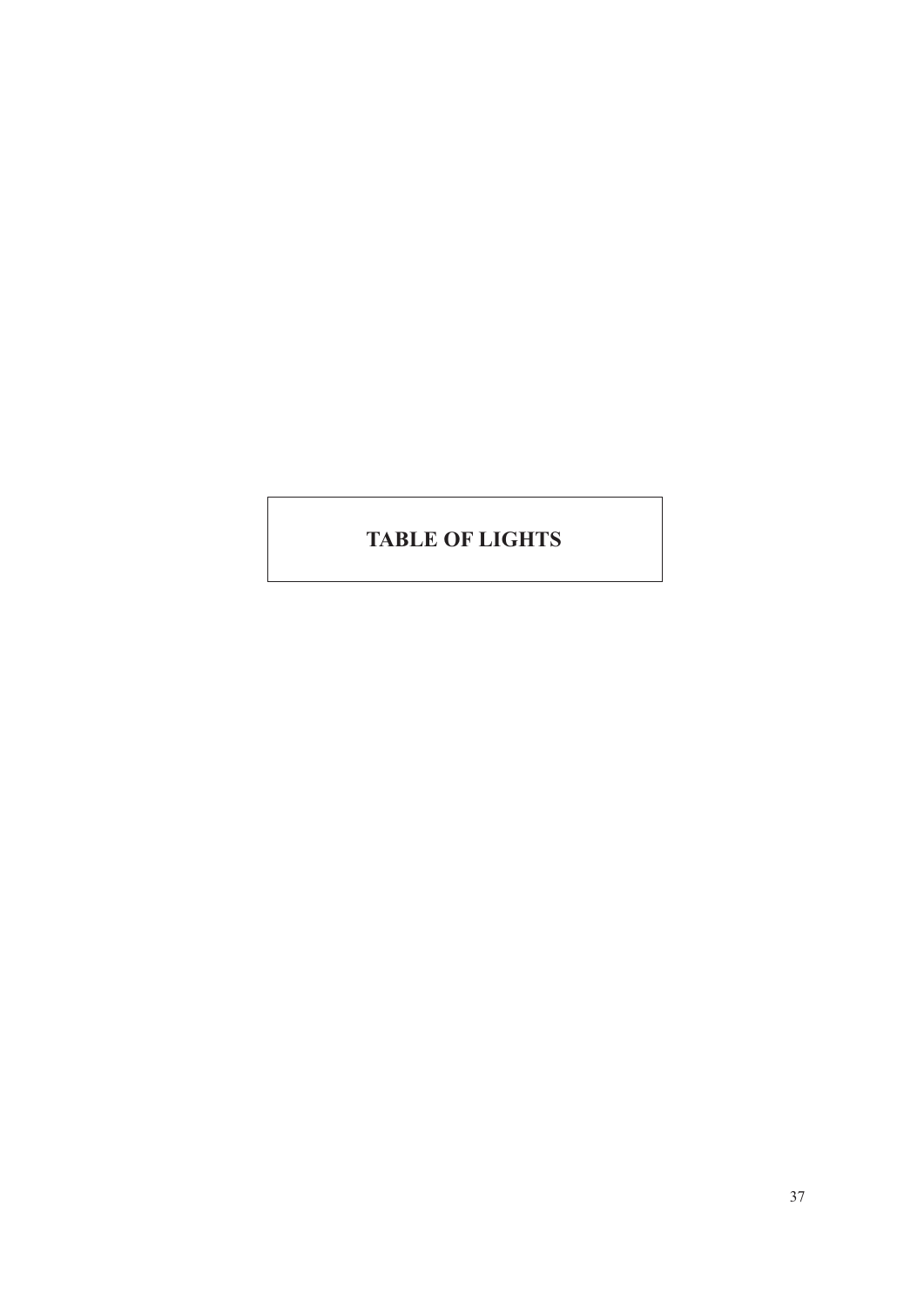# TABLE OF LIGHTS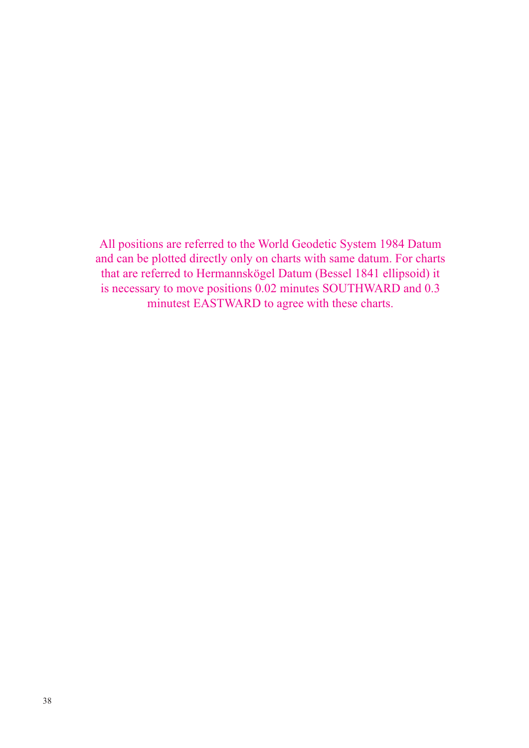All positions are referred to the World Geodetic System 1984 Datum and can be plotted directly only on charts with same datum. For charts that are referred to Hermannskögel Datum (Bessel 1841 ellipsoid) it is necessary to move positions 0.02 minutes SOUTHWARD and 0.3 minutest EASTWARD to agree with these charts.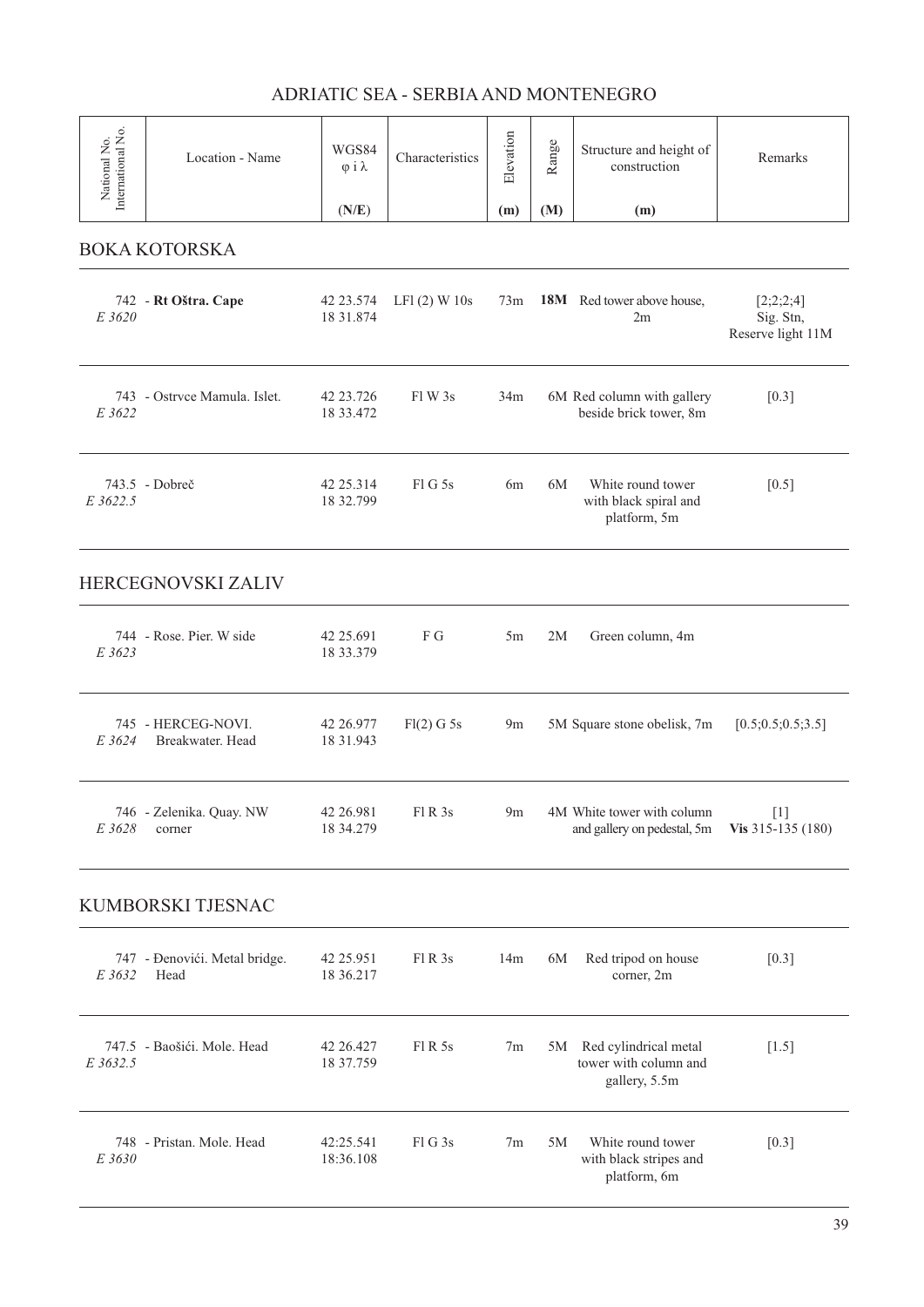# ADRIATIC SEA - SERBIA AND MONTENEGRO

| National No. International No. | Location - Name | WGS84 φ i λ (N/E) | Characteristics | Elevation (m) | Range (M) | Structure and height of construction (m) | Remarks |
|---|---|---|---|---|---|---|---|

## BOKA KOTORSKA

| National No. International No. | Location - Name | WGS84 φ i λ (N/E) | Characteristics | Elevation (m) | Range (M) | Structure and height of construction (m) | Remarks |
|---|---|---|---|---|---|---|---|
| 742 *E 3620* | **Rt Oštra. Cape** | 42 23.574 18 31.874 | LFl (2) W 10s | 73m | **18M** | Red tower above house, 2m | [2;2;2;4] Sig. Stn, Reserve light 11M |
| 743 *E 3622* | Ostrvce Mamula. Islet. | 42 23.726 18 33.472 | Fl W 3s | 34m | 6M | Red column with gallery beside brick tower, 8m | [0.3] |
| 743.5 *E 3622.5* | Dobreč | 42 25.314 18 32.799 | Fl G 5s | 6m | 6M | White round tower with black spiral and platform, 5m | [0.5] |

## HERCEGNOVSKI ZALIV

| National No. International No. | Location - Name | WGS84 φ i λ (N/E) | Characteristics | Elevation (m) | Range (M) | Structure and height of construction (m) | Remarks |
|---|---|---|---|---|---|---|---|
| 744 *E 3623* | Rose. Pier. W side | 42 25.691 18 33.379 | F G | 5m | 2M | Green column, 4m | |
| 745 *E 3624* | HERCEG-NOVI. Breakwater. Head | 42 26.977 18 31.943 | Fl(2) G 5s | 9m | 5M | Square stone obelisk, 7m | [0.5;0.5;0.5;3.5] |
| 746 *E 3628* | Zelenika. Quay. NW corner | 42 26.981 18 34.279 | Fl R 3s | 9m | 4M | White tower with column and gallery on pedestal, 5m | [1] **Vis** 315-135 (180) |

## KUMBORSKI TJESNAC

| National No. International No. | Location - Name | WGS84 φ i λ (N/E) | Characteristics | Elevation (m) | Range (M) | Structure and height of construction (m) | Remarks |
|---|---|---|---|---|---|---|---|
| 747 *E 3632* | Đenovići. Metal bridge. Head | 42 25.951 18 36.217 | Fl R 3s | 14m | 6M | Red tripod on house corner, 2m | [0.3] |
| 747.5 *E 3632.5* | Baošići. Mole. Head | 42 26.427 18 37.759 | Fl R 5s | 7m | 5M | Red cylindrical metal tower with column and gallery, 5.5m | [1.5] |
| 748 *E 3630* | Pristan. Mole. Head | 42:25.541 18:36.108 | Fl G 3s | 7m | 5M | White round tower with black stripes and platform, 6m | [0.3] |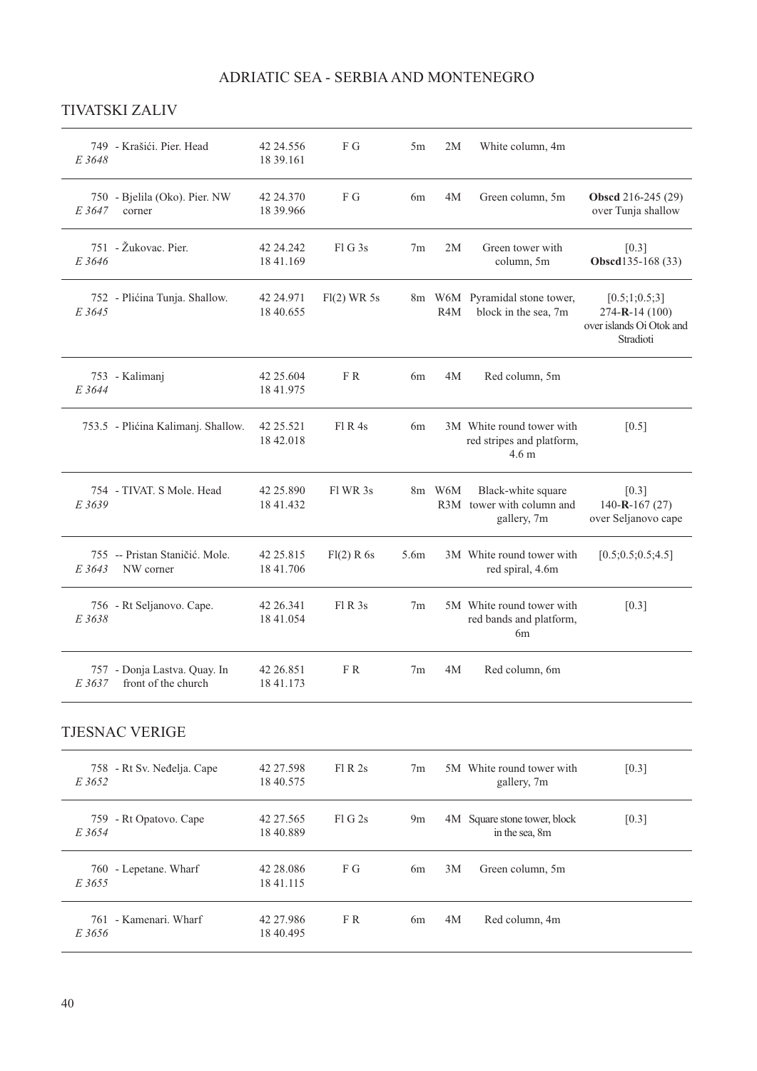# ADRIATIC SEA - SERBIA AND MONTENEGRO

## TIVATSKI ZALIV

| No. | Name | Position | Characteristic | Height | Range | Description | Remarks |
|---|---|---|---|---|---|---|---|
| 749 *E 3648* | - Krašići. Pier. Head | 42 24.556 18 39.161 | F G | 5m | 2M | White column, 4m | |
| 750 *E 3647* | - Bjelila (Oko). Pier. NW corner | 42 24.370 18 39.966 | F G | 6m | 4M | Green column, 5m | **Obscd** 216-245 (29) over Tunja shallow |
| 751 *E 3646* | - Žukovac. Pier. | 42 24.242 18 41.169 | Fl G 3s | 7m | 2M | Green tower with column, 5m | [0.3] **Obscd**135-168 (33) |
| 752 *E 3645* | - Plićina Tunja. Shallow. | 42 24.971 18 40.655 | Fl(2) WR 5s | 8m | W6M R4M | Pyramidal stone tower, block in the sea, 7m | [0.5;1;0.5;3] 274-**R**-14 (100) over islands Oi Otok and Stradioti |
| 753 *E 3644* | - Kalimanj | 42 25.604 18 41.975 | F R | 6m | 4M | Red column, 5m | |
| 753.5 | - Plićina Kalimanj. Shallow. | 42 25.521 18 42.018 | Fl R 4s | 6m | 3M | White round tower with red stripes and platform, 4.6 m | [0.5] |
| 754 *E 3639* | - TIVAT. S Mole. Head | 42 25.890 18 41.432 | Fl WR 3s | 8m | W6M R3M | Black-white square tower with column and gallery, 7m | [0.3] 140-**R**-167 (27) over Seljanovo cape |
| 755 *E 3643* | -- Pristan Staničić. Mole. NW corner | 42 25.815 18 41.706 | Fl(2) R 6s | 5.6m | 3M | White round tower with red spiral, 4.6m | [0.5;0.5;0.5;4.5] |
| 756 *E 3638* | - Rt Seljanovo. Cape. | 42 26.341 18 41.054 | Fl R 3s | 7m | 5M | White round tower with red bands and platform, 6m | [0.3] |
| 757 *E 3637* | - Donja Lastva. Quay. In front of the church | 42 26.851 18 41.173 | F R | 7m | 4M | Red column, 6m | |

## TJESNAC VERIGE

| No. | Name | Position | Characteristic | Height | Range | Description | Remarks |
|---|---|---|---|---|---|---|---|
| 758 *E 3652* | - Rt Sv. Neđelja. Cape | 42 27.598 18 40.575 | Fl R 2s | 7m | 5M | White round tower with gallery, 7m | [0.3] |
| 759 *E 3654* | - Rt Opatovo. Cape | 42 27.565 18 40.889 | Fl G 2s | 9m | 4M | Square stone tower, block in the sea, 8m | [0.3] |
| 760 *E 3655* | - Lepetane. Wharf | 42 28.086 18 41.115 | F G | 6m | 3M | Green column, 5m | |
| 761 *E 3656* | - Kamenari. Wharf | 42 27.986 18 40.495 | F R | 6m | 4M | Red column, 4m | |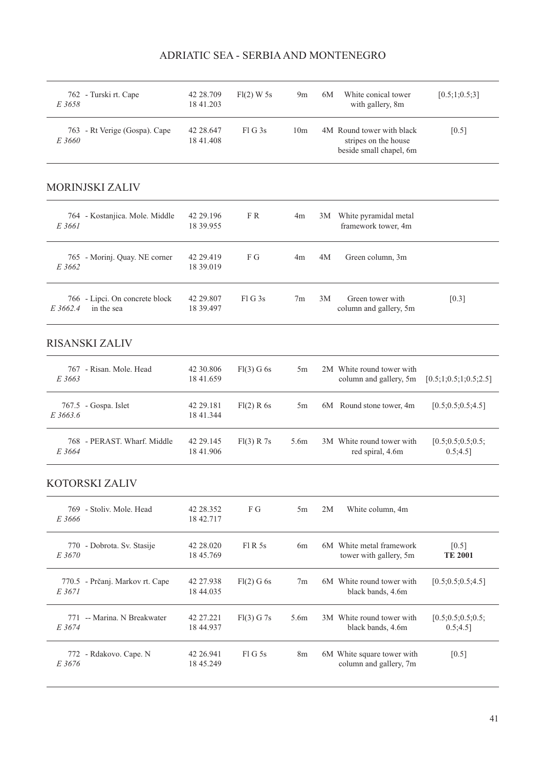| No. | Name | Position | Characteristic | Height | Range | Description | Sequence |
|---|---|---|---|---|---|---|---|
| 762 *E 3658* | - Turski rt. Cape | 42 28.709 18 41.203 | Fl(2) W 5s | 9m | 6M | White conical tower with gallery, 8m | [0.5;1;0.5;3] |
| 763 *E 3660* | - Rt Verige (Gospa). Cape | 42 28.647 18 41.408 | Fl G 3s | 10m | 4M | Round tower with black stripes on the house beside small chapel, 6m | [0.5] |

## MORINJSKI ZALIV

| No. | Name | Position | Characteristic | Height | Range | Description | Sequence |
|---|---|---|---|---|---|---|---|
| 764 *E 3661* | - Kostanjica. Mole. Middle | 42 29.196 18 39.955 | F R | 4m | 3M | White pyramidal metal framework tower, 4m | |
| 765 *E 3662* | - Morinj. Quay. NE corner | 42 29.419 18 39.019 | F G | 4m | 4M | Green column, 3m | |
| 766 *E 3662.4* | - Lipci. On concrete block in the sea | 42 29.807 18 39.497 | Fl G 3s | 7m | 3M | Green tower with column and gallery, 5m | [0.3] |

## RISANSKI ZALIV

| No. | Name | Position | Characteristic | Height | Range | Description | Sequence |
|---|---|---|---|---|---|---|---|
| 767 *E 3663* | - Risan. Mole. Head | 42 30.806 18 41.659 | Fl(3) G 6s | 5m | 2M | White round tower with column and gallery, 5m | [0.5;1;0.5;1;0.5;2.5] |
| 767.5 *E 3663.6* | - Gospa. Islet | 42 29.181 18 41.344 | Fl(2) R 6s | 5m | 6M | Round stone tower, 4m | [0.5;0.5;0.5;4.5] |
| 768 *E 3664* | - PERAST. Wharf. Middle | 42 29.145 18 41.906 | Fl(3) R 7s | 5.6m | 3M | White round tower with red spiral, 4.6m | [0.5;0.5;0.5;0.5; 0.5;4.5] |

## KOTORSKI ZALIV

| No. | Name | Position | Characteristic | Height | Range | Description | Sequence |
|---|---|---|---|---|---|---|---|
| 769 *E 3666* | - Stoliv. Mole. Head | 42 28.352 18 42.717 | F G | 5m | 2M | White column, 4m | |
| 770 *E 3670* | - Dobrota. Sv. Stasije | 42 28.020 18 45.769 | Fl R 5s | 6m | 6M | White metal framework tower with gallery, 5m | [0.5] **TE 2001** |
| 770.5 *E 3671* | - Prčanj. Markov rt. Cape | 42 27.938 18 44.035 | Fl(2) G 6s | 7m | 6M | White round tower with black bands, 4.6m | [0.5;0.5;0.5;4.5] |
| 771 *E 3674* | -- Marina. N Breakwater | 42 27.221 18 44.937 | Fl(3) G 7s | 5.6m | 3M | White round tower with black bands, 4.6m | [0.5;0.5;0.5;0.5; 0.5;4.5] |
| 772 *E 3676* | - Rdakovo. Cape. N | 42 26.941 18 45.249 | Fl G 5s | 8m | 6M | White square tower with column and gallery, 7m | [0.5] |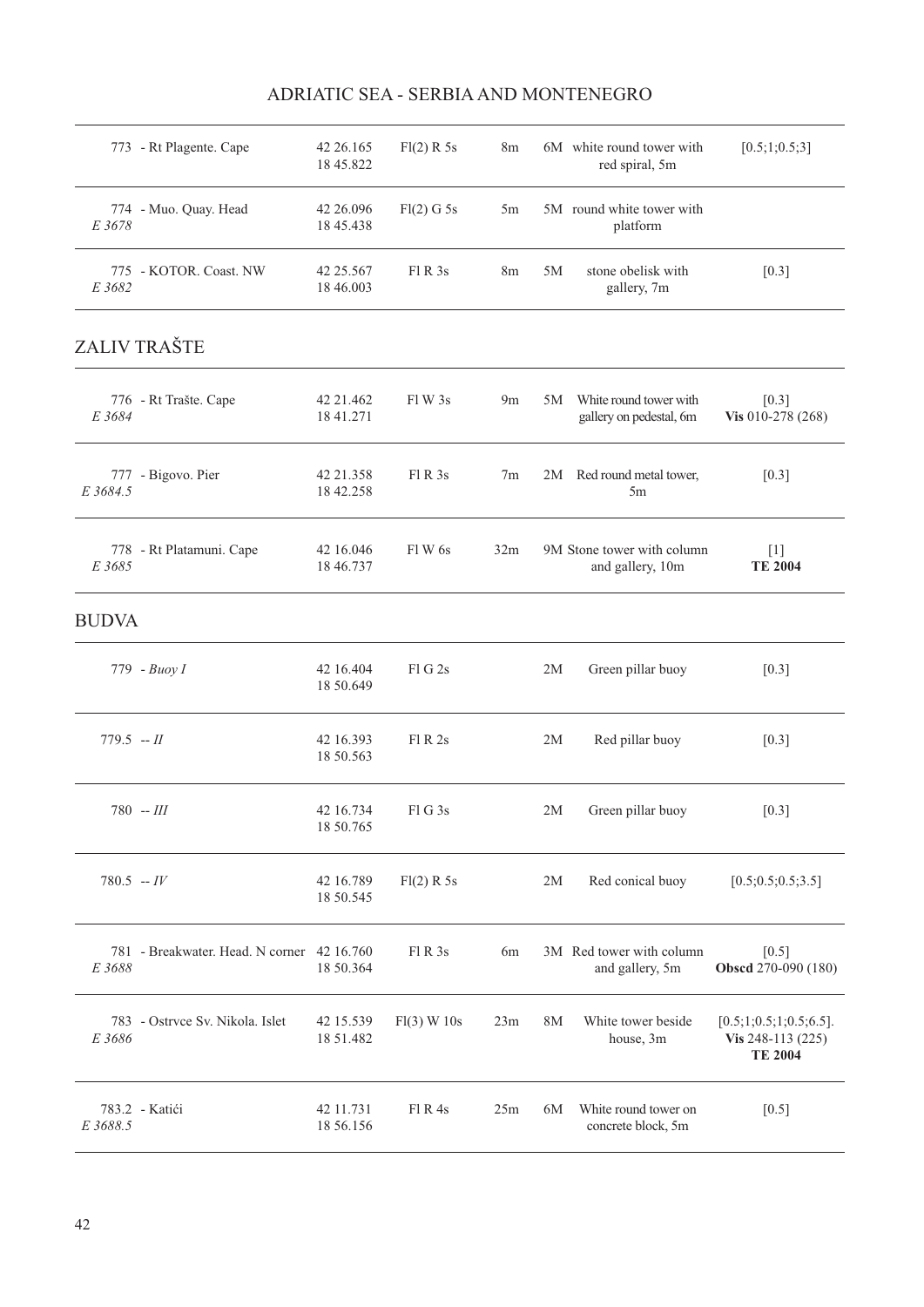| No. | Name | Position | Characteristic | Height | Range | Description | Remarks |
|---|---|---|---|---|---|---|---|
| 773 | - Rt Plagente. Cape | 42 26.165<br>18 45.822 | Fl(2) R 5s | 8m | 6M | white round tower with red spiral, 5m | [0.5;1;0.5;3] |
| 774<br>*E 3678* | - Muo. Quay. Head | 42 26.096<br>18 45.438 | Fl(2) G 5s | 5m | 5M | round white tower with platform | |
| 775<br>*E 3682* | - KOTOR. Coast. NW | 42 25.567<br>18 46.003 | Fl R 3s | 8m | 5M | stone obelisk with gallery, 7m | [0.3] |

## ZALIV TRAŠTE

| No. | Name | Position | Characteristic | Height | Range | Description | Remarks |
|---|---|---|---|---|---|---|---|
| 776<br>*E 3684* | - Rt Trašte. Cape | 42 21.462<br>18 41.271 | Fl W 3s | 9m | 5M | White round tower with gallery on pedestal, 6m | [0.3]<br>**Vis** 010-278 (268) |
| 777<br>*E 3684.5* | - Bigovo. Pier | 42 21.358<br>18 42.258 | Fl R 3s | 7m | 2M | Red round metal tower, 5m | [0.3] |
| 778<br>*E 3685* | - Rt Platamuni. Cape | 42 16.046<br>18 46.737 | Fl W 6s | 32m | 9M | Stone tower with column and gallery, 10m | [1]<br>**TE 2004** |

## BUDVA

| No. | Name | Position | Characteristic | Height | Range | Description | Remarks |
|---|---|---|---|---|---|---|---|
| 779 | - *Buoy I* | 42 16.404<br>18 50.649 | Fl G 2s | | 2M | Green pillar buoy | [0.3] |
| 779.5 | -- *II* | 42 16.393<br>18 50.563 | Fl R 2s | | 2M | Red pillar buoy | [0.3] |
| 780 | -- *III* | 42 16.734<br>18 50.765 | Fl G 3s | | 2M | Green pillar buoy | [0.3] |
| 780.5 | -- *IV* | 42 16.789<br>18 50.545 | Fl(2) R 5s | | 2M | Red conical buoy | [0.5;0.5;0.5;3.5] |
| 781<br>*E 3688* | - Breakwater. Head. N corner | 42 16.760<br>18 50.364 | Fl R 3s | 6m | 3M | Red tower with column and gallery, 5m | [0.5]<br>**Obscd** 270-090 (180) |
| 783<br>*E 3686* | - Ostrvce Sv. Nikola. Islet | 42 15.539<br>18 51.482 | Fl(3) W 10s | 23m | 8M | White tower beside house, 3m | [0.5;1;0.5;1;0.5;6.5].<br>**Vis** 248-113 (225)<br>**TE 2004** |
| 783.2<br>*E 3688.5* | - Katići | 42 11.731<br>18 56.156 | Fl R 4s | 25m | 6M | White round tower on concrete block, 5m | [0.5] |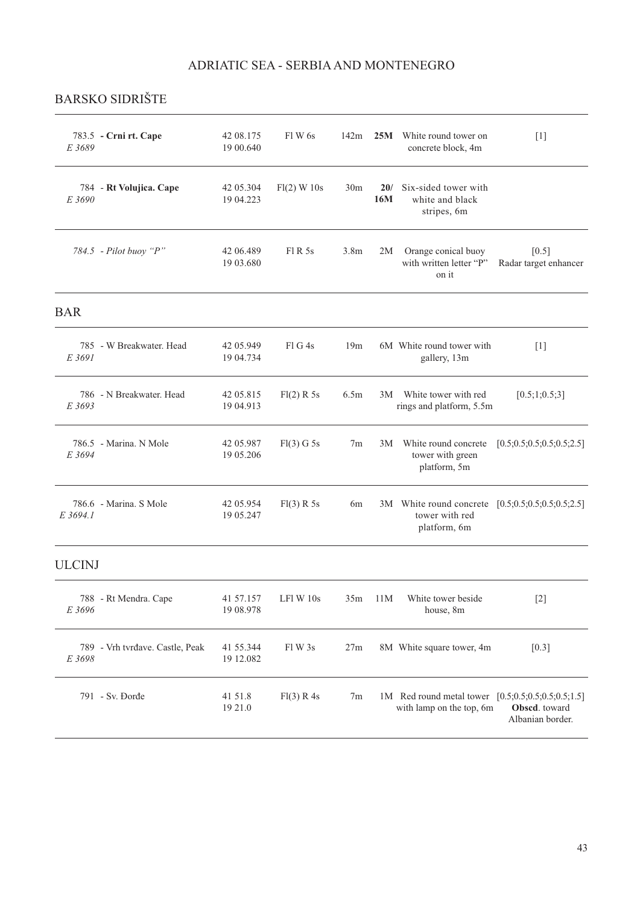# ADRIATIC SEA - SERBIA AND MONTENEGRO

## BARSKO SIDRIŠTE

| No. | Name | Position | Characteristic | Height | Range | Description | Remarks |
|---|---|---|---|---|---|---|---|
| 783.5 *E 3689* | **- Crni rt. Cape** | 42 08.175 19 00.640 | Fl W 6s | 142m | **25M** | White round tower on concrete block, 4m | [1] |
| 784 *E 3690* | - **Rt Volujica. Cape** | 42 05.304 19 04.223 | Fl(2) W 10s | 30m | **20/ 16M** | Six-sided tower with white and black stripes, 6m | |
| *784.5* | *- Pilot buoy "P"* | 42 06.489 19 03.680 | Fl R 5s | 3.8m | 2M | Orange conical buoy with written letter "P" on it | [0.5] Radar target enhancer |

## BAR

| No. | Name | Position | Characteristic | Height | Range | Description | Remarks |
|---|---|---|---|---|---|---|---|
| 785 *E 3691* | - W Breakwater. Head | 42 05.949 19 04.734 | Fl G 4s | 19m | 6M | White round tower with gallery, 13m | [1] |
| 786 *E 3693* | - N Breakwater. Head | 42 05.815 19 04.913 | Fl(2) R 5s | 6.5m | 3M | White tower with red rings and platform, 5.5m | [0.5;1;0.5;3] |
| 786.5 *E 3694* | - Marina. N Mole | 42 05.987 19 05.206 | Fl(3) G 5s | 7m | 3M | White round concrete tower with green platform, 5m | [0.5;0.5;0.5;0.5;0.5;2.5] |
| 786.6 *E 3694.1* | - Marina. S Mole | 42 05.954 19 05.247 | Fl(3) R 5s | 6m | 3M | White round concrete tower with red platform, 6m | [0.5;0.5;0.5;0.5;0.5;2.5] |

## ULCINJ

| No. | Name | Position | Characteristic | Height | Range | Description | Remarks |
|---|---|---|---|---|---|---|---|
| 788 *E 3696* | - Rt Mendra. Cape | 41 57.157 19 08.978 | LFl W 10s | 35m | 11M | White tower beside house, 8m | [2] |
| 789 *E 3698* | - Vrh tvrđave. Castle, Peak | 41 55.344 19 12.082 | Fl W 3s | 27m | 8M | White square tower, 4m | [0.3] |
| 791 | - Sv. Đorđe | 41 51.8 19 21.0 | Fl(3) R 4s | 7m | 1M | Red round metal tower with lamp on the top, 6m | [0.5;0.5;0.5;0.5;0.5;1.5] **Obscd**. toward Albanian border. |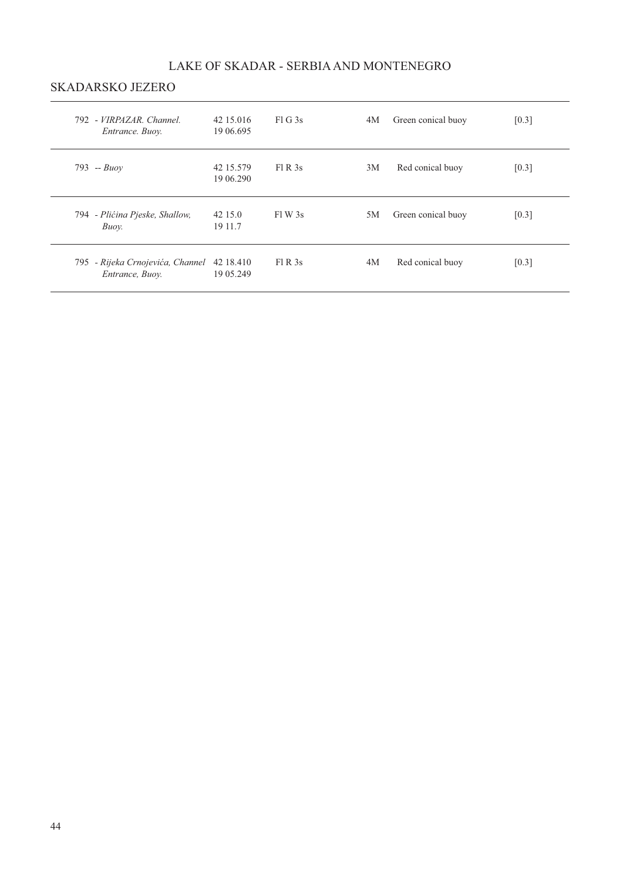# LAKE OF SKADAR - SERBIA AND MONTENEGRO

## SKADARSKO JEZERO

| | | | | | |
|---|---|---|---|---|---|
| 792 - *VIRPAZAR. Channel. Entrance. Buoy.* | 42 15.016<br>19 06.695 | Fl G 3s | 4M | Green conical buoy | [0.3] |
| 793 -- *Buoy* | 42 15.579<br>19 06.290 | Fl R 3s | 3M | Red conical buoy | [0.3] |
| 794 - *Plićina Pjeske, Shallow, Buoy.* | 42 15.0<br>19 11.7 | Fl W 3s | 5M | Green conical buoy | [0.3] |
| 795 - *Rijeka Crnojevića, Channel Entrance, Buoy.* | 42 18.410<br>19 05.249 | Fl R 3s | 4M | Red conical buoy | [0.3] |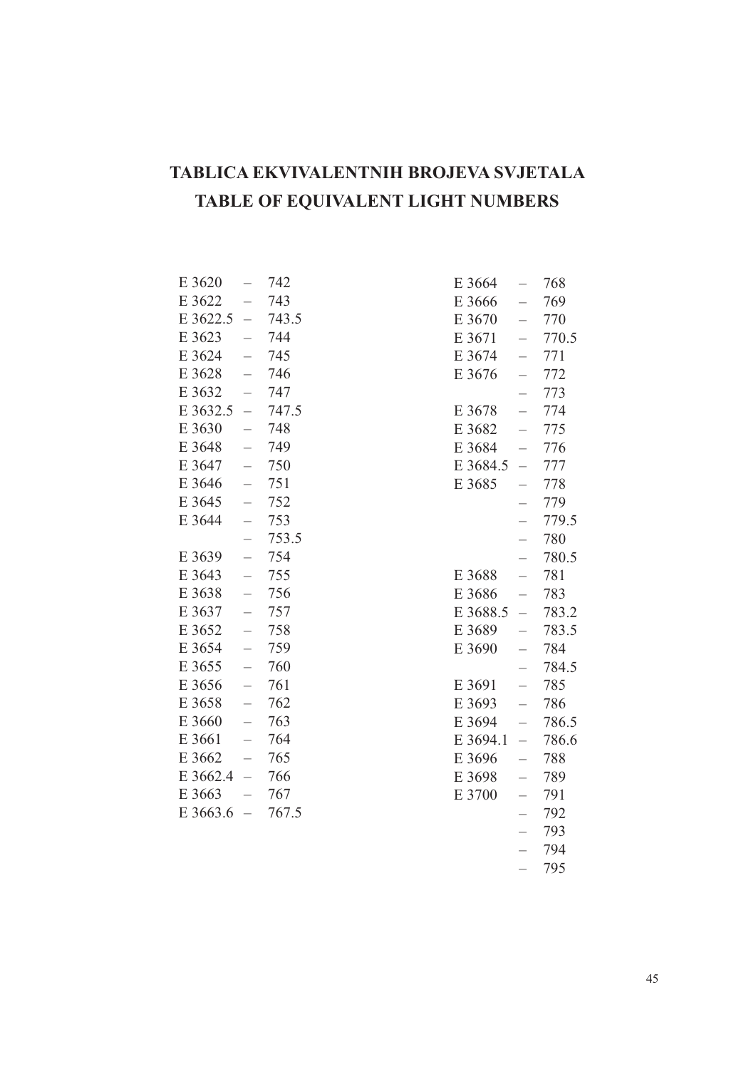# TABLICA EKVIVALENTNIH BROJEVA SVJETALA
# TABLE OF EQUIVALENT LIGHT NUMBERS

| | | |
|---|---|---|
| E 3620 | – | 742 |
| E 3622 | – | 743 |
| E 3622.5 | – | 743.5 |
| E 3623 | – | 744 |
| E 3624 | – | 745 |
| E 3628 | – | 746 |
| E 3632 | – | 747 |
| E 3632.5 | – | 747.5 |
| E 3630 | – | 748 |
| E 3648 | – | 749 |
| E 3647 | – | 750 |
| E 3646 | – | 751 |
| E 3645 | – | 752 |
| E 3644 | – | 753 |
| | – | 753.5 |
| E 3639 | – | 754 |
| E 3643 | – | 755 |
| E 3638 | – | 756 |
| E 3637 | – | 757 |
| E 3652 | – | 758 |
| E 3654 | – | 759 |
| E 3655 | – | 760 |
| E 3656 | – | 761 |
| E 3658 | – | 762 |
| E 3660 | – | 763 |
| E 3661 | – | 764 |
| E 3662 | – | 765 |
| E 3662.4 | – | 766 |
| E 3663 | – | 767 |
| E 3663.6 | – | 767.5 |
| E 3664 | – | 768 |
| E 3666 | – | 769 |
| E 3670 | – | 770 |
| E 3671 | – | 770.5 |
| E 3674 | – | 771 |
| E 3676 | – | 772 |
| | – | 773 |
| E 3678 | – | 774 |
| E 3682 | – | 775 |
| E 3684 | – | 776 |
| E 3684.5 | – | 777 |
| E 3685 | – | 778 |
| | – | 779 |
| | – | 779.5 |
| | – | 780 |
| | – | 780.5 |
| E 3688 | – | 781 |
| E 3686 | – | 783 |
| E 3688.5 | – | 783.2 |
| E 3689 | – | 783.5 |
| E 3690 | – | 784 |
| | – | 784.5 |
| E 3691 | – | 785 |
| E 3693 | – | 786 |
| E 3694 | – | 786.5 |
| E 3694.1 | – | 786.6 |
| E 3696 | – | 788 |
| E 3698 | – | 789 |
| E 3700 | – | 791 |
| | – | 792 |
| | – | 793 |
| | – | 794 |
| | – | 795 |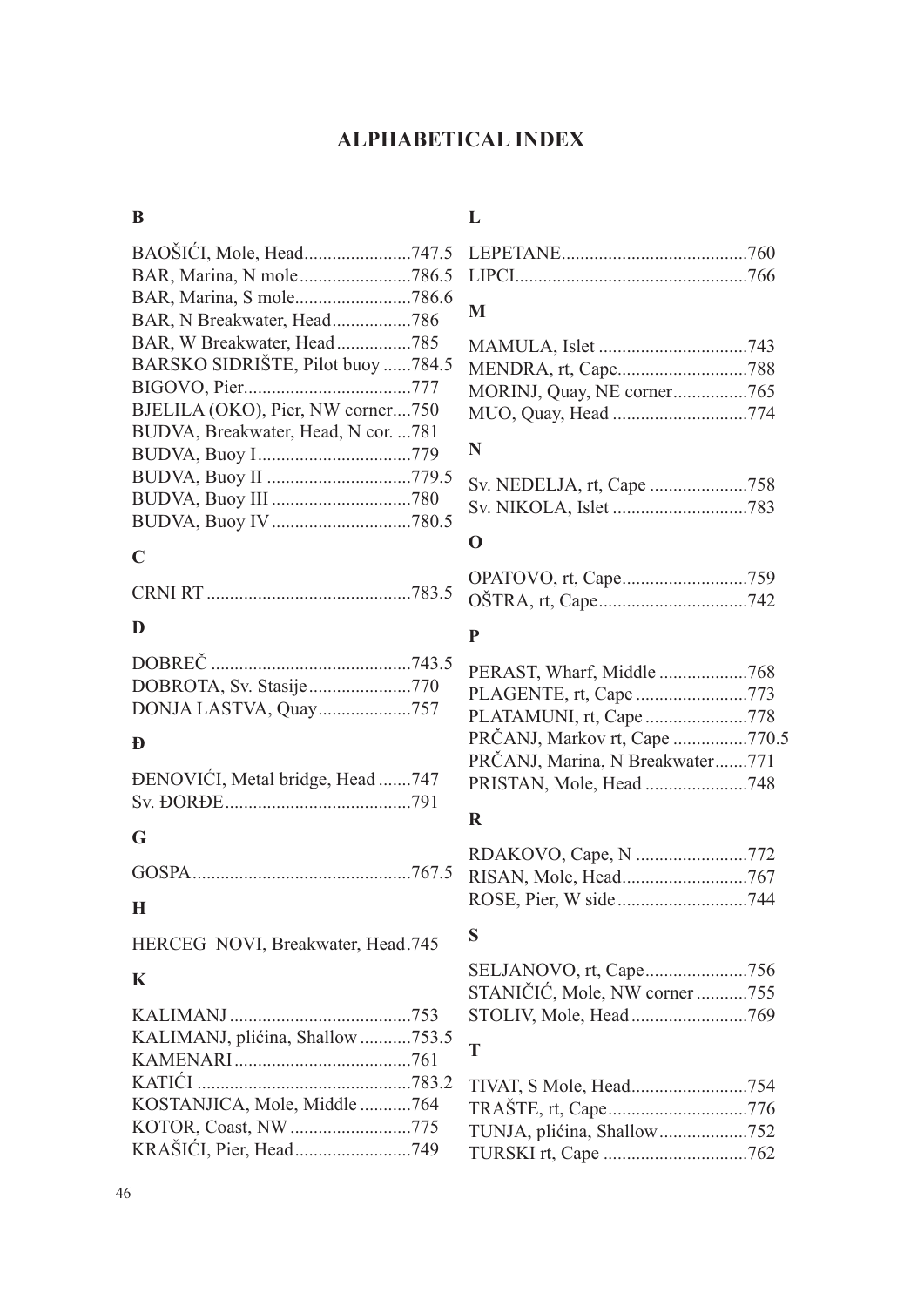# ALPHABETICAL INDEX

## B

BAOŠIĆI, Mole, Head.......................747.5
BAR, Marina, N mole........................786.5
BAR, Marina, S mole.........................786.6
BAR, N Breakwater, Head.................786
BAR, W Breakwater, Head................785
BARSKO SIDRIŠTE, Pilot buoy ......784.5
BIGOVO, Pier....................................777
BJELILA (OKO), Pier, NW corner....750
BUDVA, Breakwater, Head, N cor. ...781
BUDVA, Buoy I.................................779
BUDVA, Buoy II ...............................779.5
BUDVA, Buoy III ..............................780
BUDVA, Buoy IV ..............................780.5

## C

CRNI RT ............................................783.5

## D

DOBREČ ............................................743.5
DOBROTA, Sv. Stasije......................770
DONJA LASTVA, Quay....................757

## Đ

ĐENOVIĆI, Metal bridge, Head .......747
Sv. ĐORĐE........................................791

## G

GOSPA...............................................767.5

## H

HERCEG NOVI, Breakwater, Head.745

## K

KALIMANJ .......................................753
KALIMANJ, plićina, Shallow ...........753.5
KAMENARI ......................................761
KATIĆI ..............................................783.2
KOSTANJICA, Mole, Middle ...........764
KOTOR, Coast, NW ..........................775
KRAŠIĆI, Pier, Head.........................749

## L

LEPETANE........................................760
LIPCI..................................................766

## M

MAMULA, Islet ................................743
MENDRA, rt, Cape............................788
MORINJ, Quay, NE corner................765
MUO, Quay, Head .............................774

## N

Sv. NEĐELJA, rt, Cape .....................758
Sv. NIKOLA, Islet .............................783

## O

OPATOVO, rt, Cape...........................759
OŠTRA, rt, Cape................................742

## P

PERAST, Wharf, Middle ...................768
PLAGENTE, rt, Cape ........................773
PLATAMUNI, rt, Cape ......................778
PRČANJ, Markov rt, Cape ................770.5
PRČANJ, Marina, N Breakwater.......771
PRISTAN, Mole, Head ......................748

## R

RDAKOVO, Cape, N ........................772
RISAN, Mole, Head...........................767
ROSE, Pier, W side ............................744

## S

SELJANOVO, rt, Cape......................756
STANIČIĆ, Mole, NW corner ...........755
STOLIV, Mole, Head.........................769

## T

TIVAT, S Mole, Head.........................754
TRAŠTE, rt, Cape..............................776
TUNJA, plićina, Shallow...................752
TURSKI rt, Cape ...............................762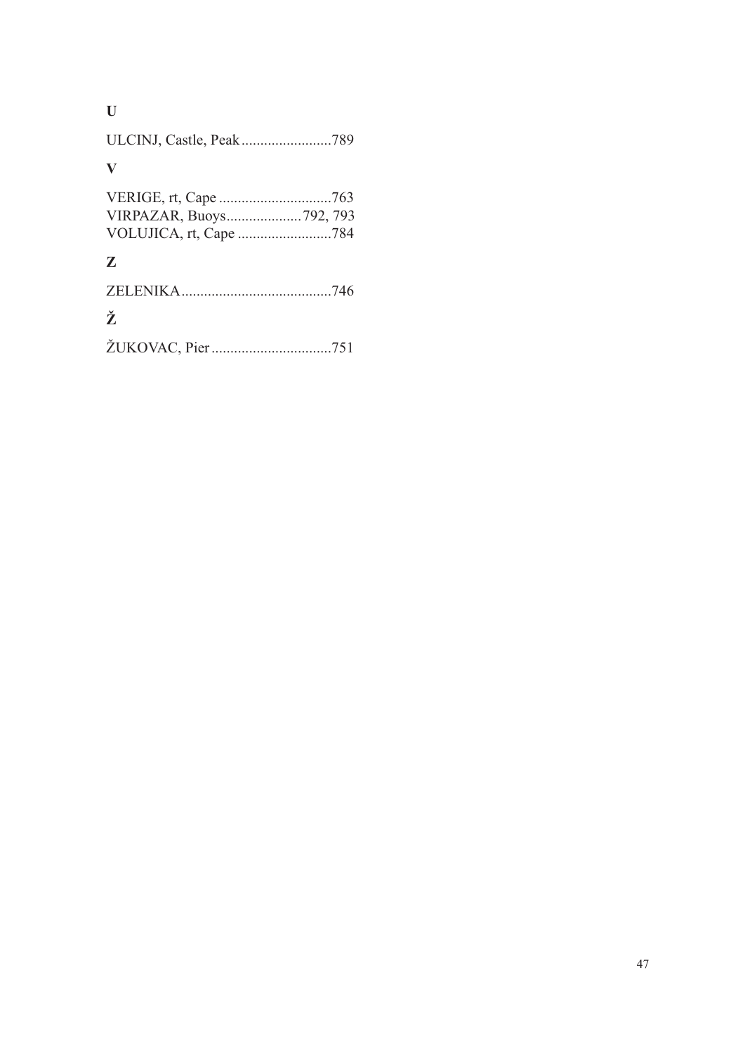**U**

ULCINJ, Castle, Peak ........................789

**V**

VERIGE, rt, Cape ..............................763
VIRPAZAR, Buoys.................... 792, 793
VOLUJICA, rt, Cape .........................784

**Z**

ZELENIKA........................................746

**Ž**

ŽUKOVAC, Pier ................................751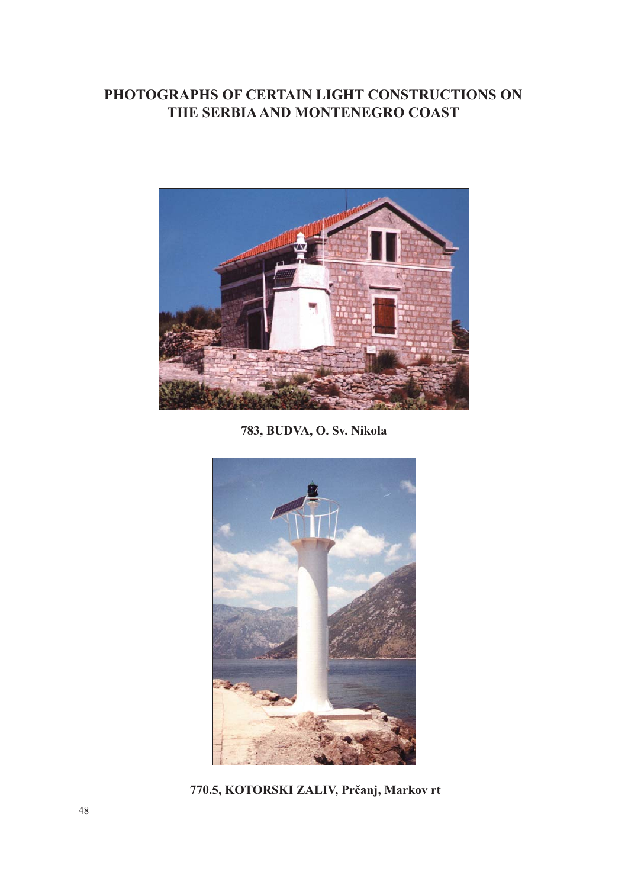# PHOTOGRAPHS OF CERTAIN LIGHT CONSTRUCTIONS ON THE SERBIA AND MONTENEGRO COAST

**783, BUDVA, O. Sv. Nikola**

**770.5, KOTORSKI ZALIV, Prčanj, Markov rt**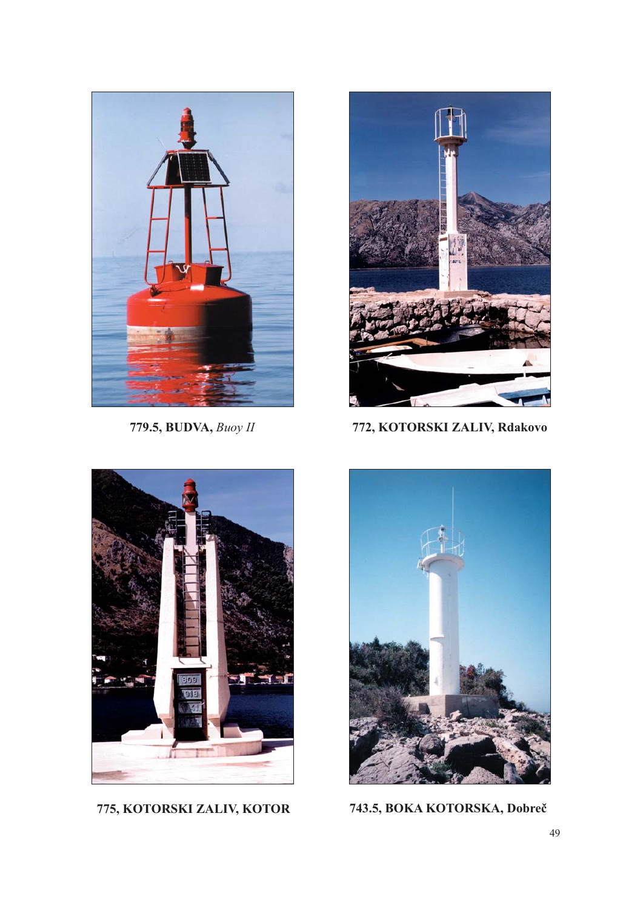**779.5, BUDVA,** *Buoy II*

**772, KOTORSKI ZALIV, Rdakovo**

**775, KOTORSKI ZALIV, KOTOR**

**743.5, BOKA KOTORSKA, Dobreč**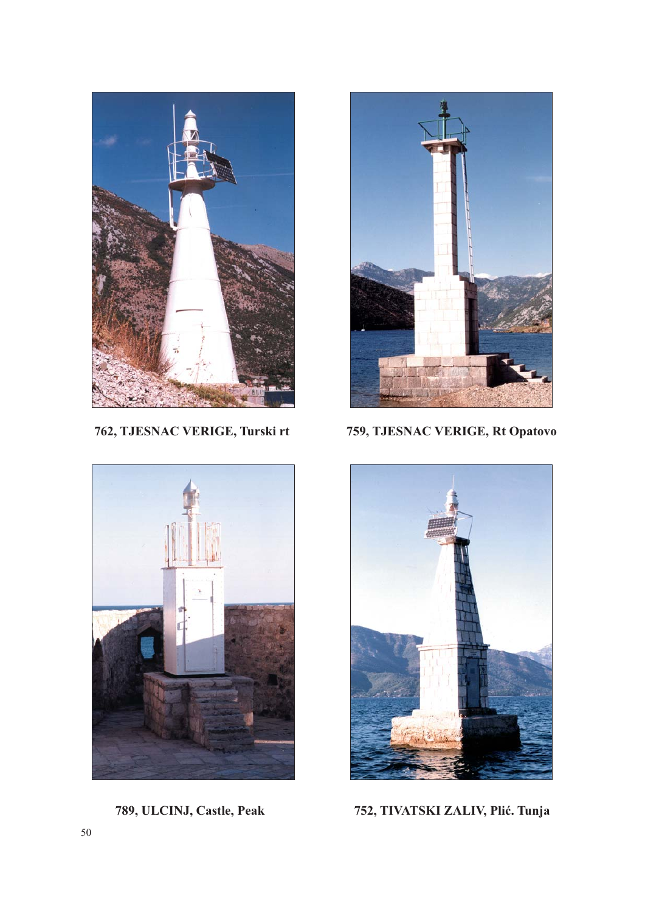762, TJESNAC VERIGE, Turski rt

759, TJESNAC VERIGE, Rt Opatovo

789, ULCINJ, Castle, Peak

752, TIVATSKI ZALIV, Plić. Tunja